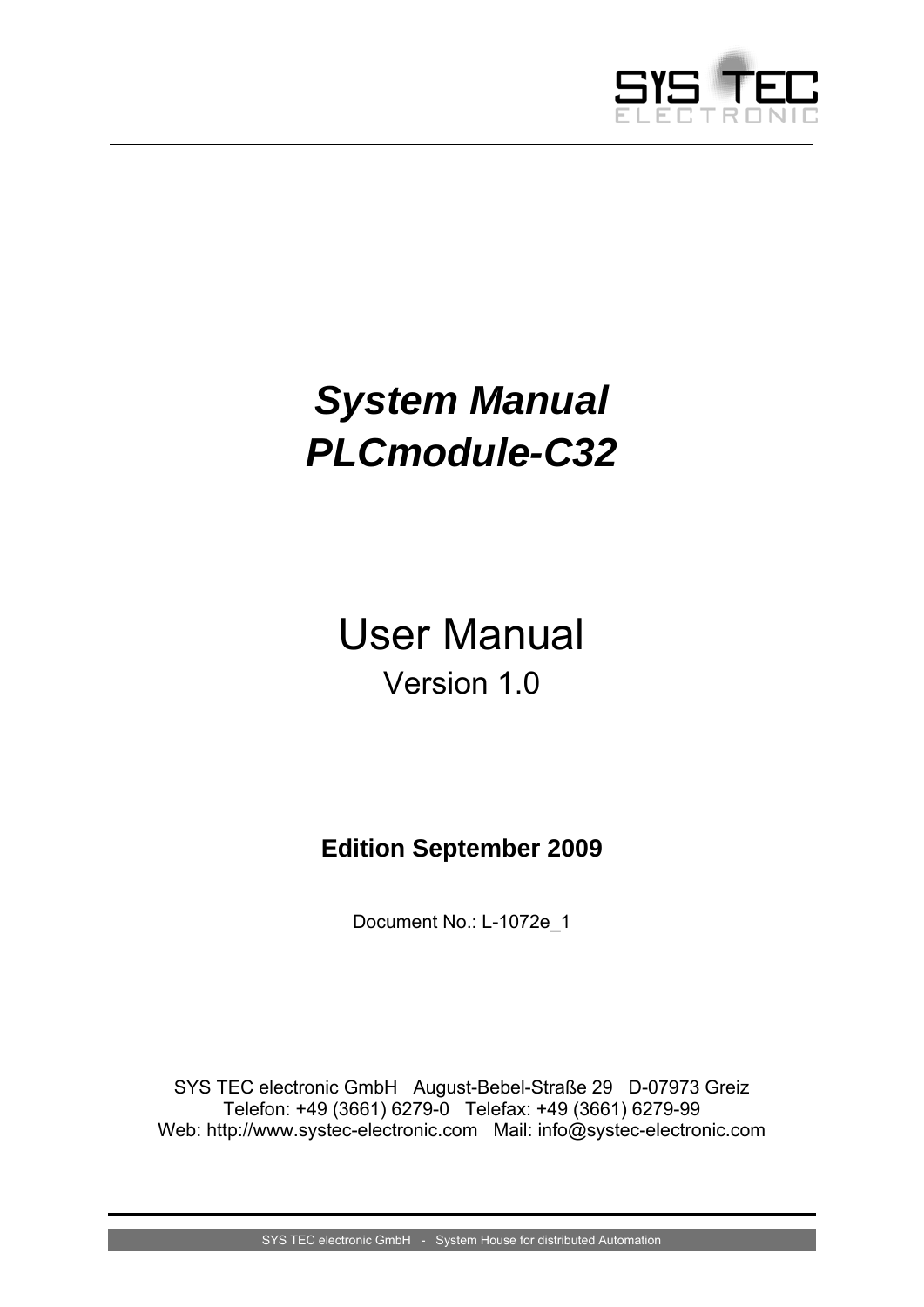# *System Manual*
# *PLCmodule-C32*

# User Manual

Version 1.0

**Edition September 2009**

Document No.: L-1072e_1

SYS TEC electronic GmbH   August-Bebel-Straße 29   D-07973 Greiz
Telefon: +49 (3661) 6279-0   Telefax: +49 (3661) 6279-99
Web: http://www.systec-electronic.com   Mail: info@systec-electronic.com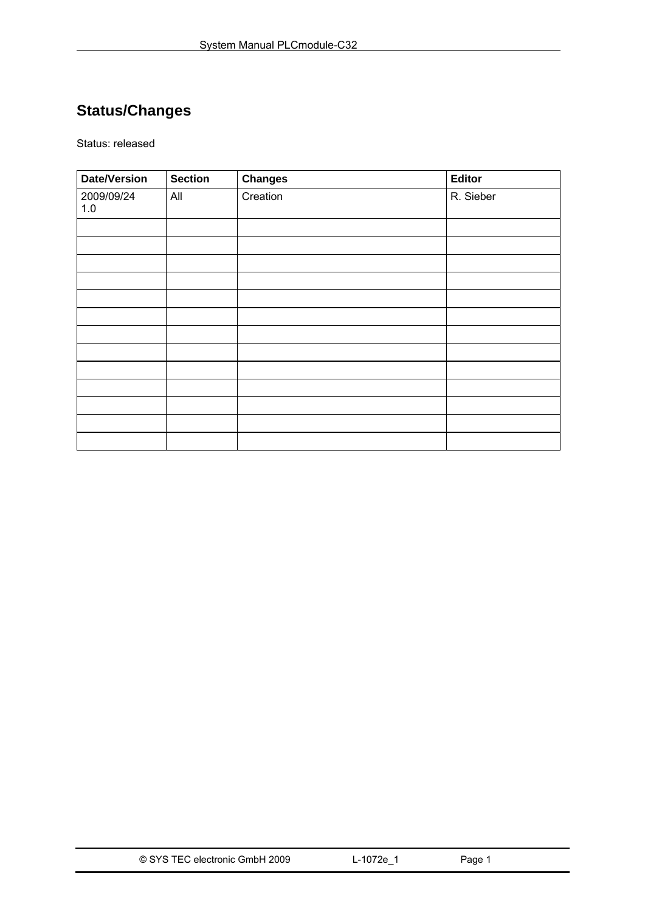## Status/Changes

Status: released

| Date/Version | Section | Changes | Editor |
|---|---|---|---|
| 2009/09/24 1.0 | All | Creation | R. Sieber |
| | | | |
| | | | |
| | | | |
| | | | |
| | | | |
| | | | |
| | | | |
| | | | |
| | | | |
| | | | |
| | | | |
| | | | |
| | | | |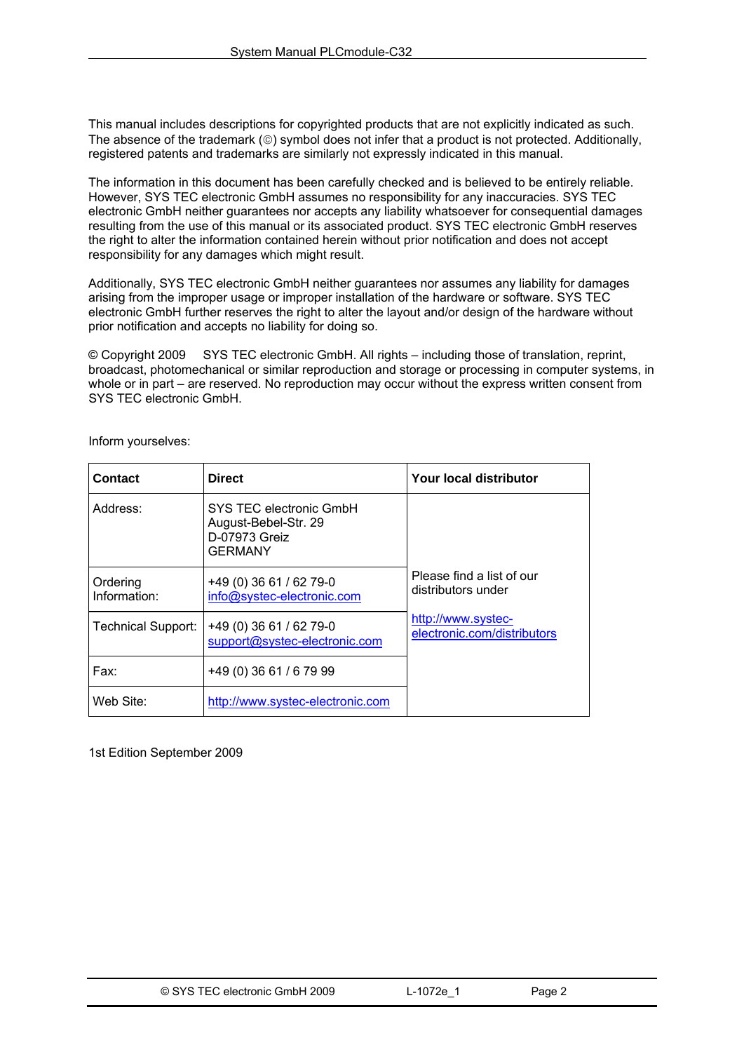This manual includes descriptions for copyrighted products that are not explicitly indicated as such. The absence of the trademark (©) symbol does not infer that a product is not protected. Additionally, registered patents and trademarks are similarly not expressly indicated in this manual.

The information in this document has been carefully checked and is believed to be entirely reliable. However, SYS TEC electronic GmbH assumes no responsibility for any inaccuracies. SYS TEC electronic GmbH neither guarantees nor accepts any liability whatsoever for consequential damages resulting from the use of this manual or its associated product. SYS TEC electronic GmbH reserves the right to alter the information contained herein without prior notification and does not accept responsibility for any damages which might result.

Additionally, SYS TEC electronic GmbH neither guarantees nor assumes any liability for damages arising from the improper usage or improper installation of the hardware or software. SYS TEC electronic GmbH further reserves the right to alter the layout and/or design of the hardware without prior notification and accepts no liability for doing so.

© Copyright 2009 SYS TEC electronic GmbH. All rights – including those of translation, reprint, broadcast, photomechanical or similar reproduction and storage or processing in computer systems, in whole or in part – are reserved. No reproduction may occur without the express written consent from SYS TEC electronic GmbH.

Inform yourselves:

| Contact | Direct | Your local distributor |
|---|---|---|
| Address: | SYS TEC electronic GmbH<br>August-Bebel-Str. 29<br>D-07973 Greiz<br>GERMANY | Please find a list of our distributors under<br><br>http://www.systec-electronic.com/distributors |
| Ordering Information: | +49 (0) 36 61 / 62 79-0<br>info@systec-electronic.com | |
| Technical Support: | +49 (0) 36 61 / 62 79-0<br>support@systec-electronic.com | |
| Fax: | +49 (0) 36 61 / 6 79 99 | |
| Web Site: | http://www.systec-electronic.com | |

1st Edition September 2009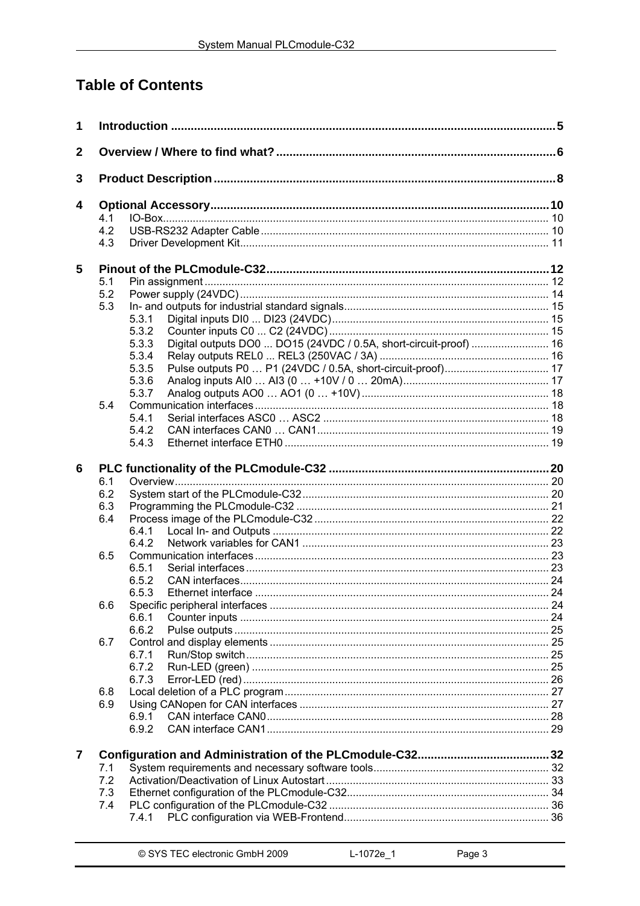# Table of Contents

| | | |
|---|---|---|
| **1** | **Introduction** | **5** |
| **2** | **Overview / Where to find what?** | **6** |
| **3** | **Product Description** | **8** |
| **4** | **Optional Accessory** | **10** |
| 4.1 | IO-Box | 10 |
| 4.2 | USB-RS232 Adapter Cable | 10 |
| 4.3 | Driver Development Kit | 11 |
| **5** | **Pinout of the PLCmodule-C32** | **12** |
| 5.1 | Pin assignment | 12 |
| 5.2 | Power supply (24VDC) | 14 |
| 5.3 | In- and outputs for industrial standard signals | 15 |
| 5.3.1 | Digital inputs DI0 ... DI23 (24VDC) | 15 |
| 5.3.2 | Counter inputs C0 ... C2 (24VDC) | 15 |
| 5.3.3 | Digital outputs DO0 ... DO15 (24VDC / 0.5A, short-circuit-proof) | 16 |
| 5.3.4 | Relay outputs REL0 ... REL3 (250VAC / 3A) | 16 |
| 5.3.5 | Pulse outputs P0 … P1 (24VDC / 0.5A, short-circuit-proof) | 17 |
| 5.3.6 | Analog inputs AI0 … AI3 (0 … +10V / 0 … 20mA) | 17 |
| 5.3.7 | Analog outputs AO0 … AO1 (0 … +10V) | 18 |
| 5.4 | Communication interfaces | 18 |
| 5.4.1 | Serial interfaces ASC0 … ASC2 | 18 |
| 5.4.2 | CAN interfaces CAN0 … CAN1 | 19 |
| 5.4.3 | Ethernet interface ETH0 | 19 |
| **6** | **PLC functionality of the PLCmodule-C32** | **20** |
| 6.1 | Overview | 20 |
| 6.2 | System start of the PLCmodule-C32 | 20 |
| 6.3 | Programming the PLCmodule-C32 | 21 |
| 6.4 | Process image of the PLCmodule-C32 | 22 |
| 6.4.1 | Local In- and Outputs | 22 |
| 6.4.2 | Network variables for CAN1 | 23 |
| 6.5 | Communication interfaces | 23 |
| 6.5.1 | Serial interfaces | 23 |
| 6.5.2 | CAN interfaces | 24 |
| 6.5.3 | Ethernet interface | 24 |
| 6.6 | Specific peripheral interfaces | 24 |
| 6.6.1 | Counter inputs | 24 |
| 6.6.2 | Pulse outputs | 25 |
| 6.7 | Control and display elements | 25 |
| 6.7.1 | Run/Stop switch | 25 |
| 6.7.2 | Run-LED (green) | 25 |
| 6.7.3 | Error-LED (red) | 26 |
| 6.8 | Local deletion of a PLC program | 27 |
| 6.9 | Using CANopen for CAN interfaces | 27 |
| 6.9.1 | CAN interface CAN0 | 28 |
| 6.9.2 | CAN interface CAN1 | 29 |
| **7** | **Configuration and Administration of the PLCmodule-C32** | **32** |
| 7.1 | System requirements and necessary software tools | 32 |
| 7.2 | Activation/Deactivation of Linux Autostart | 33 |
| 7.3 | Ethernet configuration of the PLCmodule-C32 | 34 |
| 7.4 | PLC configuration of the PLCmodule-C32 | 36 |
| 7.4.1 | PLC configuration via WEB-Frontend | 36 |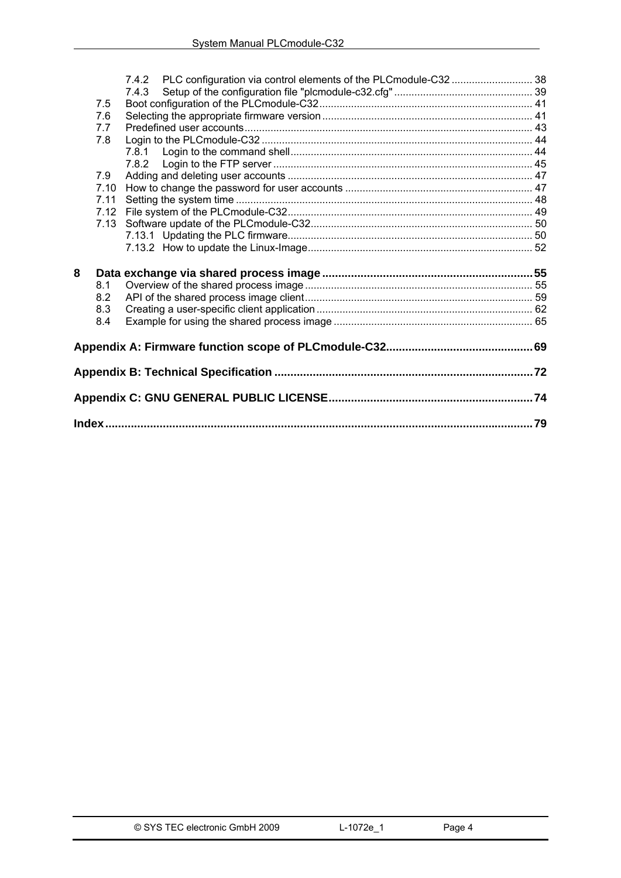7.4.2 PLC configuration via control elements of the PLCmodule-C32 ............................ 38
7.4.3 Setup of the configuration file "plcmodule-c32.cfg" ................................................ 39
7.5 Boot configuration of the PLCmodule-C32 .......................................................................... 41
7.6 Selecting the appropriate firmware version ......................................................................... 41
7.7 Predefined user accounts .................................................................................................... 43
7.8 Login to the PLCmodule-C32 ............................................................................................... 44
7.8.1 Login to the command shell .................................................................................... 44
7.8.2 Login to the FTP server ........................................................................................... 45
7.9 Adding and deleting user accounts ..................................................................................... 47
7.10 How to change the password for user accounts ................................................................. 47
7.11 Setting the system time ....................................................................................................... 48
7.12 File system of the PLCmodule-C32 ..................................................................................... 49
7.13 Software update of the PLCmodule-C32 ............................................................................. 50
7.13.1 Updating the PLC firmware ..................................................................................... 50
7.13.2 How to update the Linux-Image .............................................................................. 52

**8 Data exchange via shared process image .................................................................. 55**
8.1 Overview of the shared process image ............................................................................... 55
8.2 API of the shared process image client ............................................................................... 59
8.3 Creating a user-specific client application ........................................................................... 62
8.4 Example for using the shared process image ..................................................................... 65

**Appendix A: Firmware function scope of PLCmodule-C32.............................................. 69**

**Appendix B: Technical Specification .................................................................................. 72**

**Appendix C: GNU GENERAL PUBLIC LICENSE................................................................. 74**

**Index ...................................................................................................................................... 79**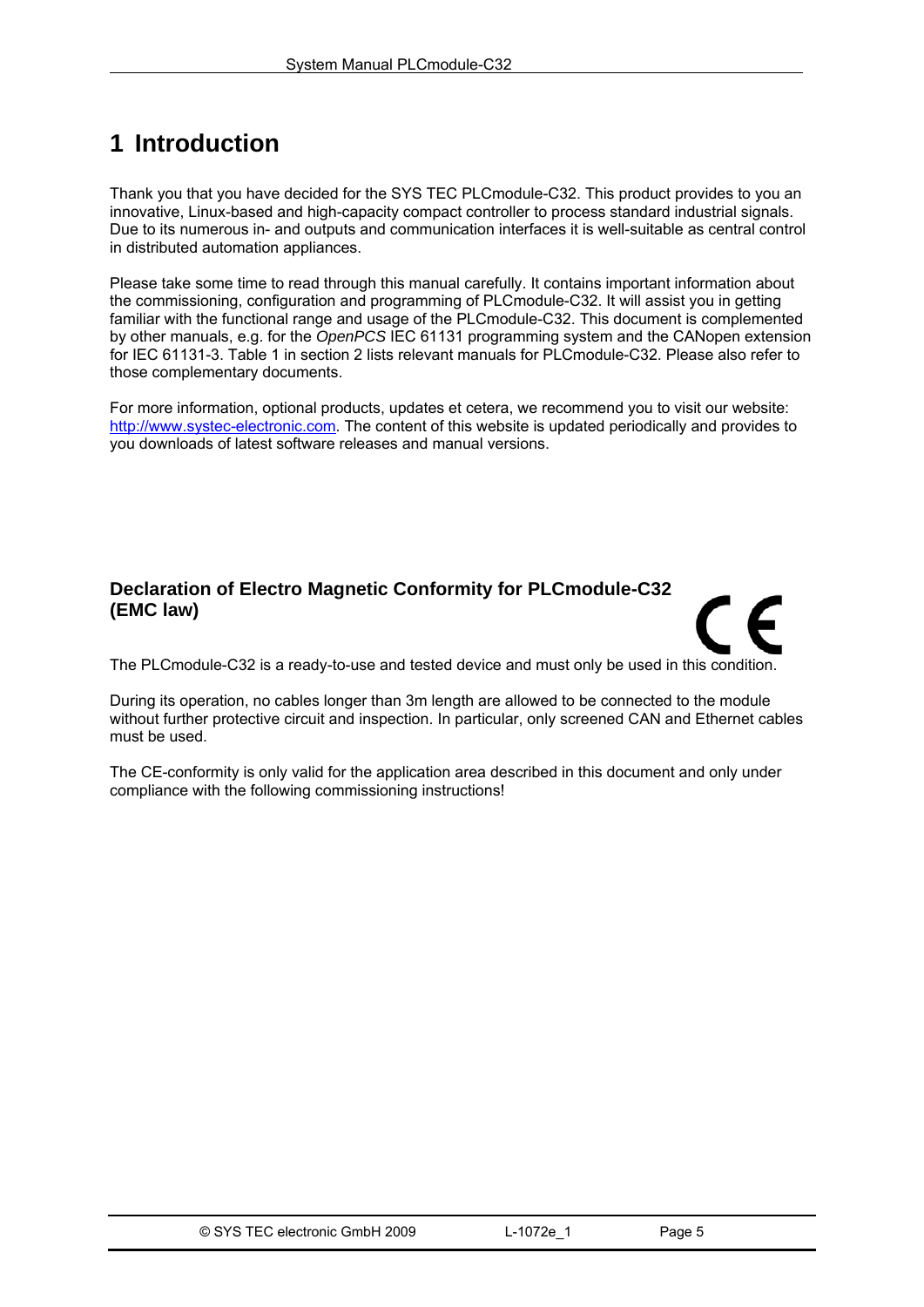# 1 Introduction

Thank you that you have decided for the SYS TEC PLCmodule-C32. This product provides to you an innovative, Linux-based and high-capacity compact controller to process standard industrial signals. Due to its numerous in- and outputs and communication interfaces it is well-suitable as central control in distributed automation appliances.

Please take some time to read through this manual carefully. It contains important information about the commissioning, configuration and programming of PLCmodule-C32. It will assist you in getting familiar with the functional range and usage of the PLCmodule-C32. This document is complemented by other manuals, e.g. for the *OpenPCS* IEC 61131 programming system and the CANopen extension for IEC 61131-3. Table 1 in section 2 lists relevant manuals for PLCmodule-C32. Please also refer to those complementary documents.

For more information, optional products, updates et cetera, we recommend you to visit our website: [http://www.systec-electronic.com](http://www.systec-electronic.com). The content of this website is updated periodically and provides to you downloads of latest software releases and manual versions.

**Declaration of Electro Magnetic Conformity for PLCmodule-C32 (EMC law)**

The PLCmodule-C32 is a ready-to-use and tested device and must only be used in this condition.

During its operation, no cables longer than 3m length are allowed to be connected to the module without further protective circuit and inspection. In particular, only screened CAN and Ethernet cables must be used.

The CE-conformity is only valid for the application area described in this document and only under compliance with the following commissioning instructions!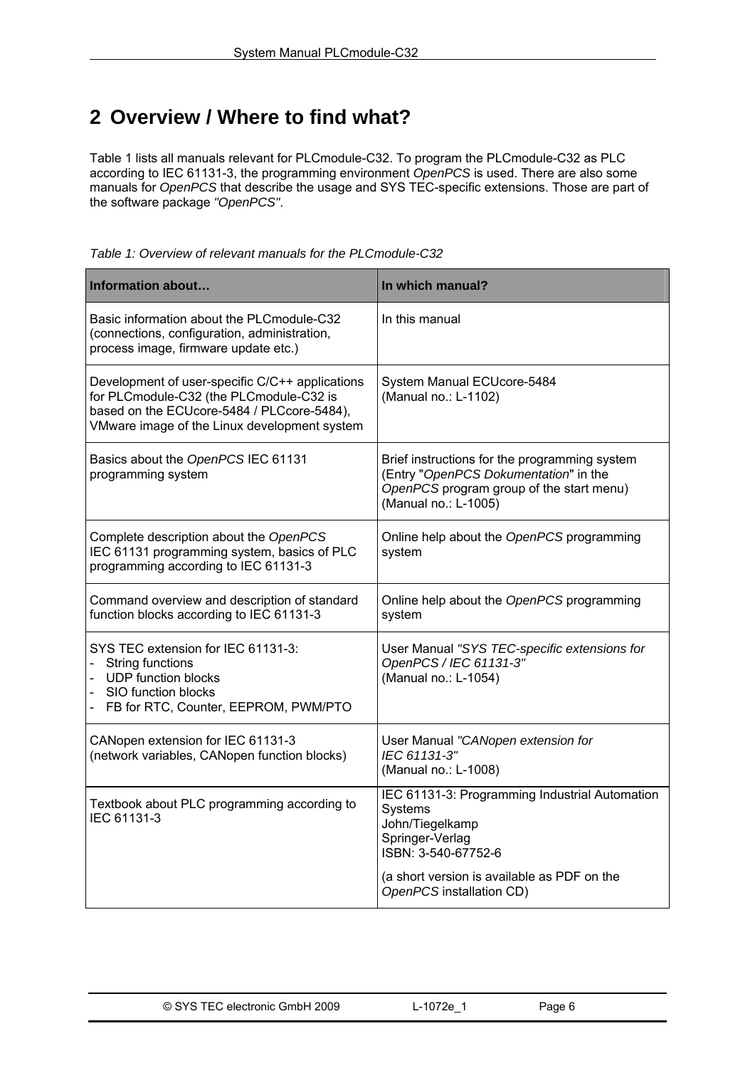# 2 Overview / Where to find what?

Table 1 lists all manuals relevant for PLCmodule-C32. To program the PLCmodule-C32 as PLC according to IEC 61131-3, the programming environment *OpenPCS* is used. There are also some manuals for *OpenPCS* that describe the usage and SYS TEC-specific extensions. Those are part of the software package *"OpenPCS"*.

*Table 1: Overview of relevant manuals for the PLCmodule-C32*

| Information about… | In which manual? |
|---|---|
| Basic information about the PLCmodule-C32 (connections, configuration, administration, process image, firmware update etc.) | In this manual |
| Development of user-specific C/C++ applications for PLCmodule-C32 (the PLCmodule-C32 is based on the ECUcore-5484 / PLCcore-5484), VMware image of the Linux development system | System Manual ECUcore-5484 (Manual no.: L-1102) |
| Basics about the *OpenPCS* IEC 61131 programming system | Brief instructions for the programming system (Entry "*OpenPCS Dokumentation*" in the *OpenPCS* program group of the start menu) (Manual no.: L-1005) |
| Complete description about the *OpenPCS* IEC 61131 programming system, basics of PLC programming according to IEC 61131-3 | Online help about the *OpenPCS* programming system |
| Command overview and description of standard function blocks according to IEC 61131-3 | Online help about the *OpenPCS* programming system |
| SYS TEC extension for IEC 61131-3:<br>- String functions<br>- UDP function blocks<br>- SIO function blocks<br>- FB for RTC, Counter, EEPROM, PWM/PTO | User Manual *"SYS TEC-specific extensions for OpenPCS / IEC 61131-3"* (Manual no.: L-1054) |
| CANopen extension for IEC 61131-3 (network variables, CANopen function blocks) | User Manual *"CANopen extension for IEC 61131-3"* (Manual no.: L-1008) |
| Textbook about PLC programming according to IEC 61131-3 | IEC 61131-3: Programming Industrial Automation Systems<br>John/Tiegelkamp<br>Springer-Verlag<br>ISBN: 3-540-67752-6<br><br>(a short version is available as PDF on the *OpenPCS* installation CD) |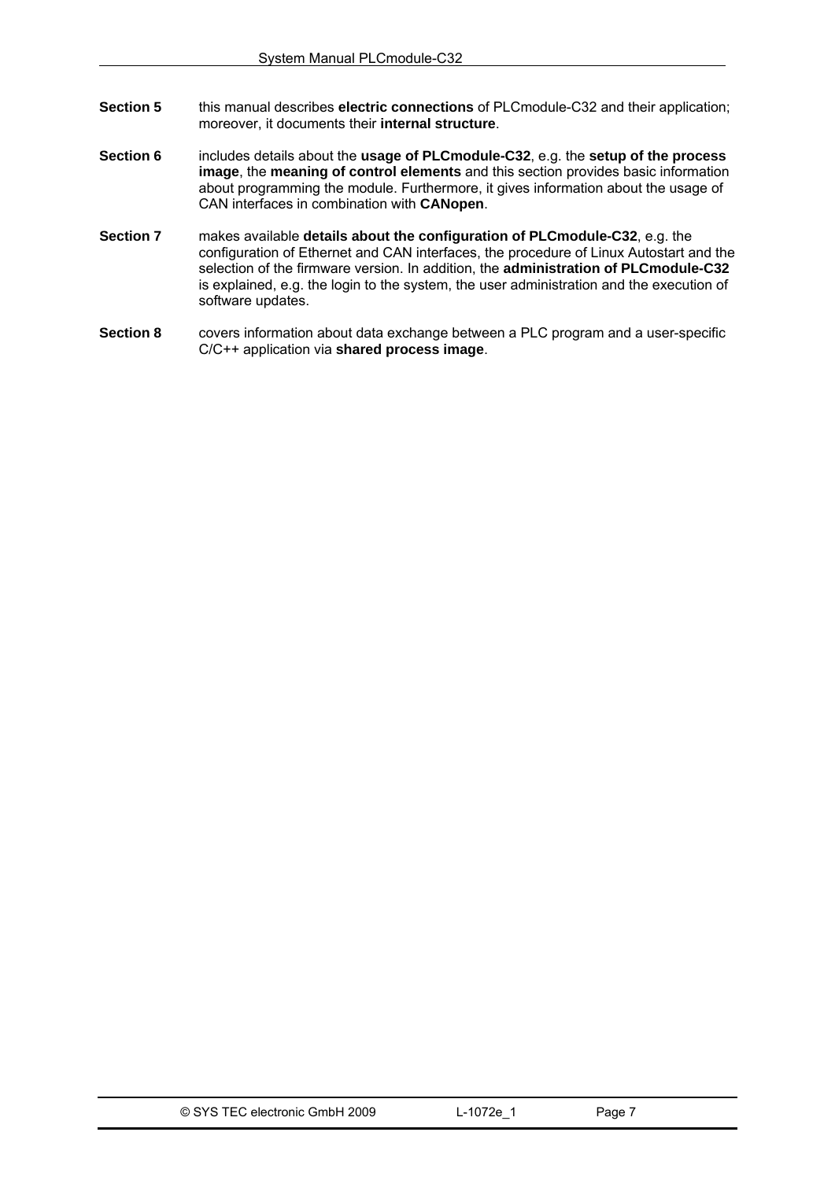**Section 5** this manual describes **electric connections** of PLCmodule-C32 and their application; moreover, it documents their **internal structure**.

**Section 6** includes details about the **usage of PLCmodule-C32**, e.g. the **setup of the process image**, the **meaning of control elements** and this section provides basic information about programming the module. Furthermore, it gives information about the usage of CAN interfaces in combination with **CANopen**.

**Section 7** makes available **details about the configuration of PLCmodule-C32**, e.g. the configuration of Ethernet and CAN interfaces, the procedure of Linux Autostart and the selection of the firmware version. In addition, the **administration of PLCmodule-C32** is explained, e.g. the login to the system, the user administration and the execution of software updates.

**Section 8** covers information about data exchange between a PLC program and a user-specific C/C++ application via **shared process image**.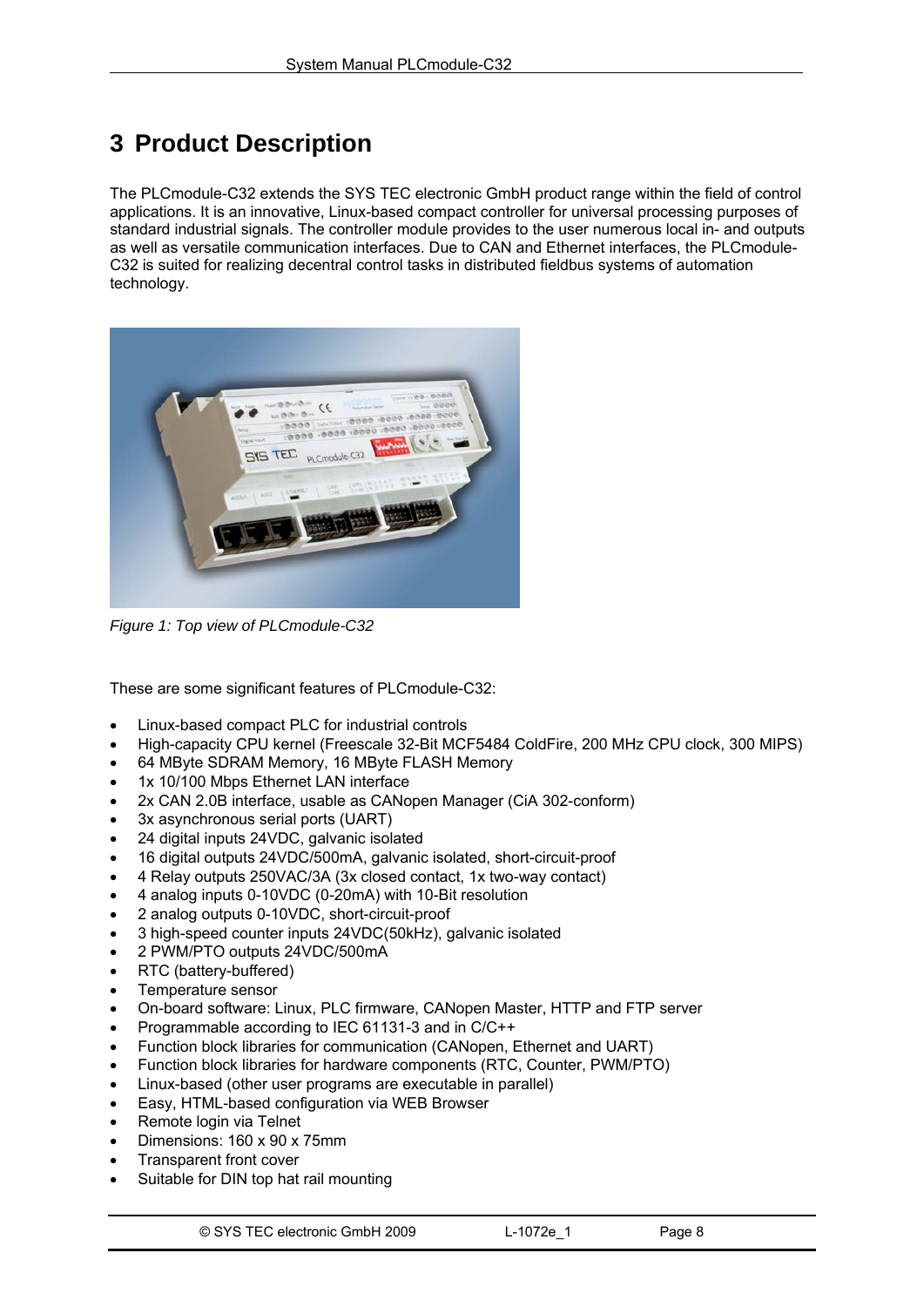# 3 Product Description

The PLCmodule-C32 extends the SYS TEC electronic GmbH product range within the field of control applications. It is an innovative, Linux-based compact controller for universal processing purposes of standard industrial signals. The controller module provides to the user numerous local in- and outputs as well as versatile communication interfaces. Due to CAN and Ethernet interfaces, the PLCmodule-C32 is suited for realizing decentral control tasks in distributed fieldbus systems of automation technology.

*Figure 1: Top view of PLCmodule-C32*

These are some significant features of PLCmodule-C32:

- Linux-based compact PLC for industrial controls
- High-capacity CPU kernel (Freescale 32-Bit MCF5484 ColdFire, 200 MHz CPU clock, 300 MIPS)
- 64 MByte SDRAM Memory, 16 MByte FLASH Memory
- 1x 10/100 Mbps Ethernet LAN interface
- 2x CAN 2.0B interface, usable as CANopen Manager (CiA 302-conform)
- 3x asynchronous serial ports (UART)
- 24 digital inputs 24VDC, galvanic isolated
- 16 digital outputs 24VDC/500mA, galvanic isolated, short-circuit-proof
- 4 Relay outputs 250VAC/3A (3x closed contact, 1x two-way contact)
- 4 analog inputs 0-10VDC (0-20mA) with 10-Bit resolution
- 2 analog outputs 0-10VDC, short-circuit-proof
- 3 high-speed counter inputs 24VDC(50kHz), galvanic isolated
- 2 PWM/PTO outputs 24VDC/500mA
- RTC (battery-buffered)
- Temperature sensor
- On-board software: Linux, PLC firmware, CANopen Master, HTTP and FTP server
- Programmable according to IEC 61131-3 and in C/C++
- Function block libraries for communication (CANopen, Ethernet and UART)
- Function block libraries for hardware components (RTC, Counter, PWM/PTO)
- Linux-based (other user programs are executable in parallel)
- Easy, HTML-based configuration via WEB Browser
- Remote login via Telnet
- Dimensions: 160 x 90 x 75mm
- Transparent front cover
- Suitable for DIN top hat rail mounting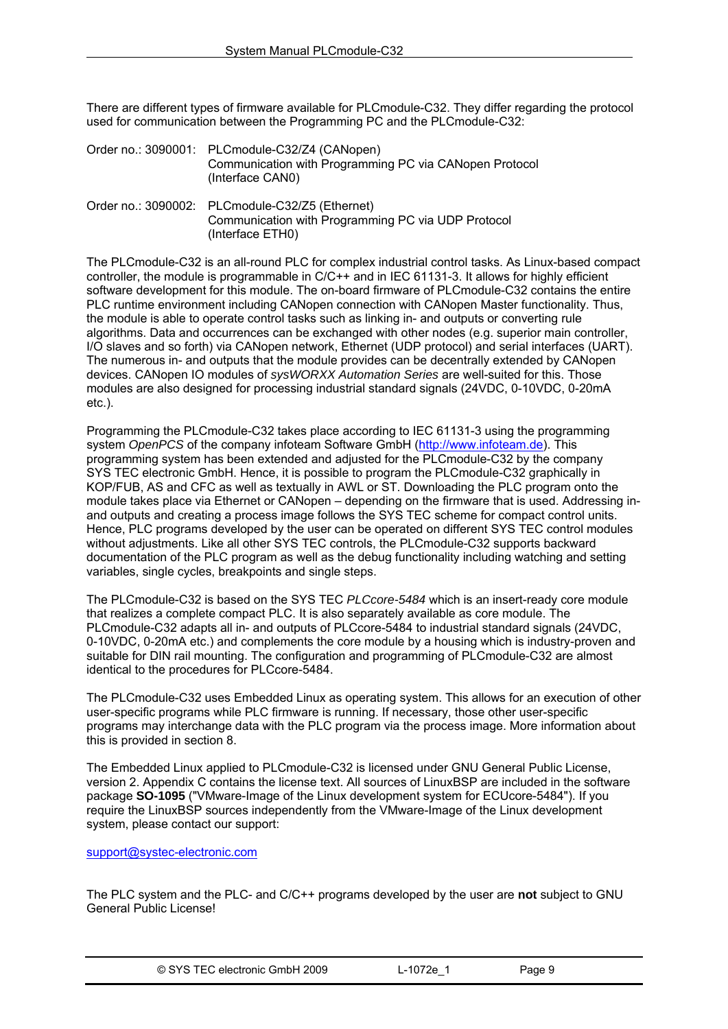There are different types of firmware available for PLCmodule-C32. They differ regarding the protocol used for communication between the Programming PC and the PLCmodule-C32:

Order no.: 3090001: PLCmodule-C32/Z4 (CANopen)
Communication with Programming PC via CANopen Protocol
(Interface CAN0)

Order no.: 3090002: PLCmodule-C32/Z5 (Ethernet)
Communication with Programming PC via UDP Protocol
(Interface ETH0)

The PLCmodule-C32 is an all-round PLC for complex industrial control tasks. As Linux-based compact controller, the module is programmable in C/C++ and in IEC 61131-3. It allows for highly efficient software development for this module. The on-board firmware of PLCmodule-C32 contains the entire PLC runtime environment including CANopen connection with CANopen Master functionality. Thus, the module is able to operate control tasks such as linking in- and outputs or converting rule algorithms. Data and occurrences can be exchanged with other nodes (e.g. superior main controller, I/O slaves and so forth) via CANopen network, Ethernet (UDP protocol) and serial interfaces (UART). The numerous in- and outputs that the module provides can be decentrally extended by CANopen devices. CANopen IO modules of *sysWORXX Automation Series* are well-suited for this. Those modules are also designed for processing industrial standard signals (24VDC, 0-10VDC, 0-20mA etc.).

Programming the PLCmodule-C32 takes place according to IEC 61131-3 using the programming system *OpenPCS* of the company infoteam Software GmbH (http://www.infoteam.de). This programming system has been extended and adjusted for the PLCmodule-C32 by the company SYS TEC electronic GmbH. Hence, it is possible to program the PLCmodule-C32 graphically in KOP/FUB, AS and CFC as well as textually in AWL or ST. Downloading the PLC program onto the module takes place via Ethernet or CANopen – depending on the firmware that is used. Addressing in- and outputs and creating a process image follows the SYS TEC scheme for compact control units. Hence, PLC programs developed by the user can be operated on different SYS TEC control modules without adjustments. Like all other SYS TEC controls, the PLCmodule-C32 supports backward documentation of the PLC program as well as the debug functionality including watching and setting variables, single cycles, breakpoints and single steps.

The PLCmodule-C32 is based on the SYS TEC *PLCcore-5484* which is an insert-ready core module that realizes a complete compact PLC. It is also separately available as core module. The PLCmodule-C32 adapts all in- and outputs of PLCcore-5484 to industrial standard signals (24VDC, 0-10VDC, 0-20mA etc.) and complements the core module by a housing which is industry-proven and suitable for DIN rail mounting. The configuration and programming of PLCmodule-C32 are almost identical to the procedures for PLCcore-5484.

The PLCmodule-C32 uses Embedded Linux as operating system. This allows for an execution of other user-specific programs while PLC firmware is running. If necessary, those other user-specific programs may interchange data with the PLC program via the process image. More information about this is provided in section 8.

The Embedded Linux applied to PLCmodule-C32 is licensed under GNU General Public License, version 2. Appendix C contains the license text. All sources of LinuxBSP are included in the software package **SO-1095** ("VMware-Image of the Linux development system for ECUcore-5484"). If you require the LinuxBSP sources independently from the VMware-Image of the Linux development system, please contact our support:

support@systec-electronic.com

The PLC system and the PLC- and C/C++ programs developed by the user are **not** subject to GNU General Public License!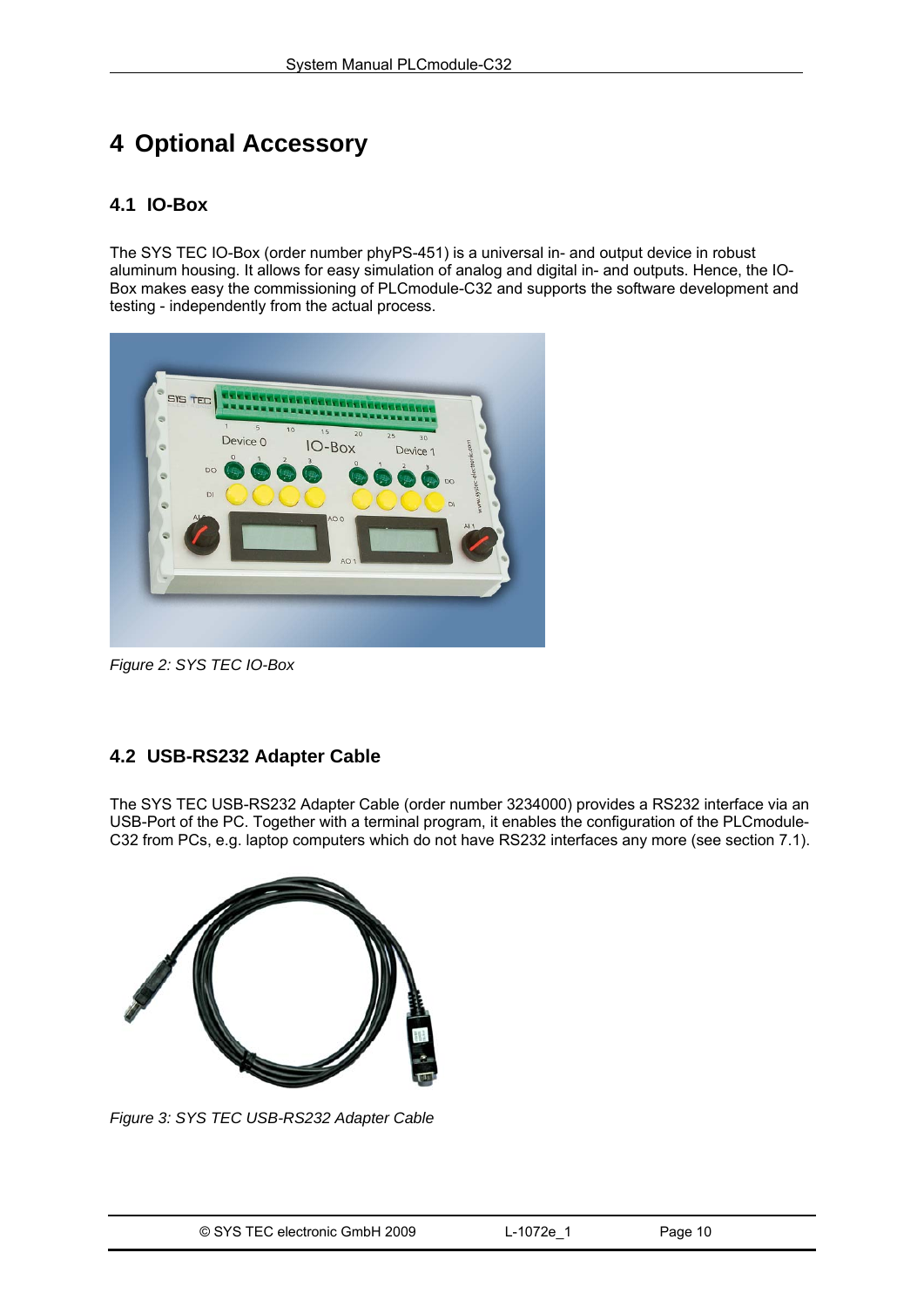# 4 Optional Accessory

## 4.1 IO-Box

The SYS TEC IO-Box (order number phyPS-451) is a universal in- and output device in robust aluminum housing. It allows for easy simulation of analog and digital in- and outputs. Hence, the IO-Box makes easy the commissioning of PLCmodule-C32 and supports the software development and testing - independently from the actual process.

*Figure 2: SYS TEC IO-Box*

## 4.2 USB-RS232 Adapter Cable

The SYS TEC USB-RS232 Adapter Cable (order number 3234000) provides a RS232 interface via an USB-Port of the PC. Together with a terminal program, it enables the configuration of the PLCmodule-C32 from PCs, e.g. laptop computers which do not have RS232 interfaces any more (see section 7.1).

*Figure 3: SYS TEC USB-RS232 Adapter Cable*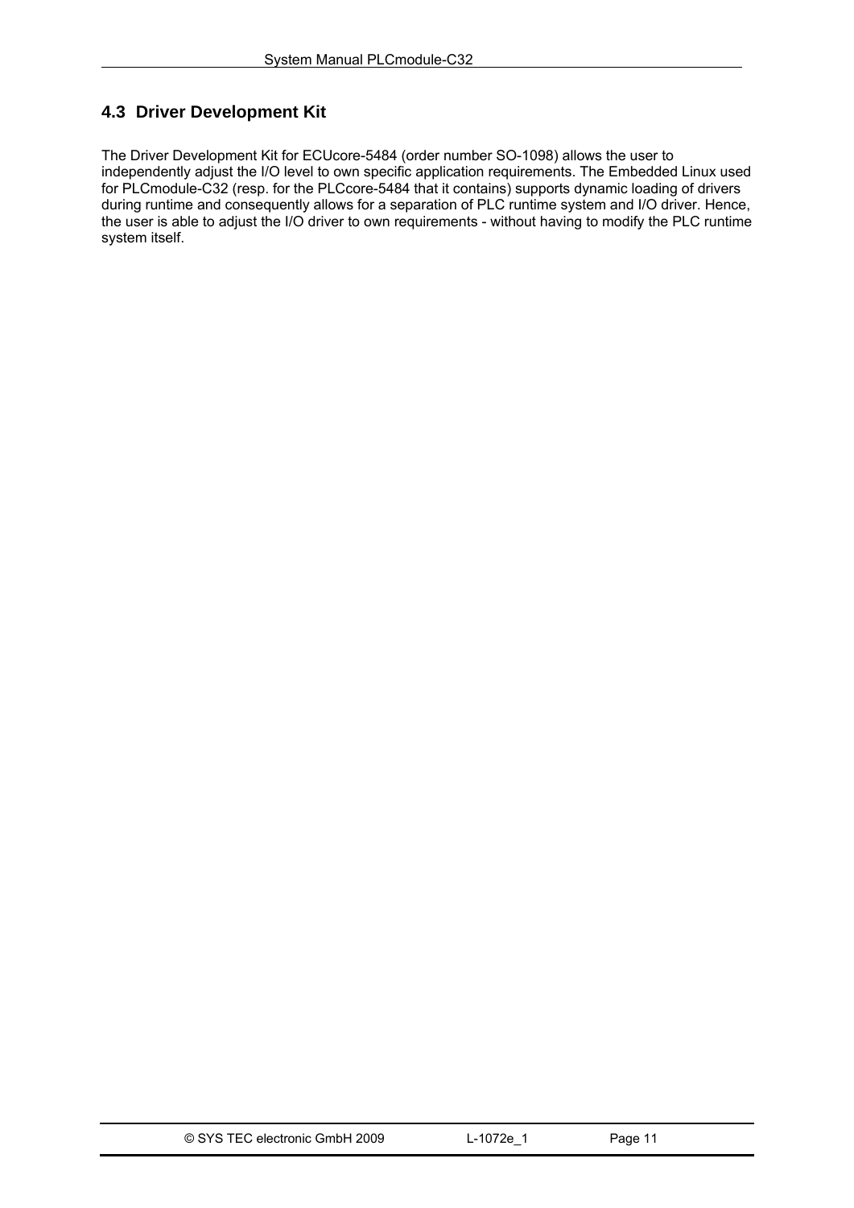## 4.3 Driver Development Kit

The Driver Development Kit for ECUcore-5484 (order number SO-1098) allows the user to independently adjust the I/O level to own specific application requirements. The Embedded Linux used for PLCmodule-C32 (resp. for the PLCcore-5484 that it contains) supports dynamic loading of drivers during runtime and consequently allows for a separation of PLC runtime system and I/O driver. Hence, the user is able to adjust the I/O driver to own requirements - without having to modify the PLC runtime system itself.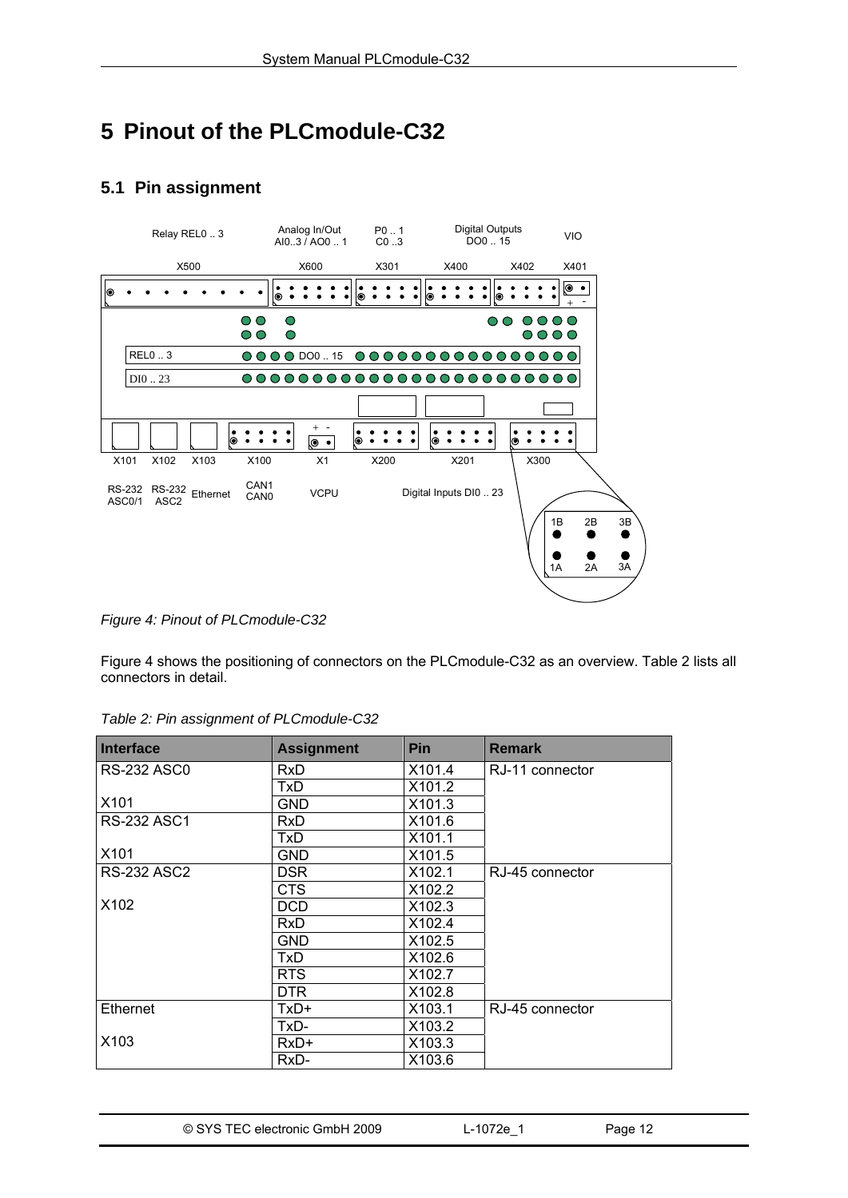# 5 Pinout of the PLCmodule-C32

## 5.1 Pin assignment

*Figure 4: Pinout of PLCmodule-C32*

Figure 4 shows the positioning of connectors on the PLCmodule-C32 as an overview. Table 2 lists all connectors in detail.

*Table 2: Pin assignment of PLCmodule-C32*

| Interface | Assignment | Pin | Remark |
|---|---|---|---|
| RS-232 ASC0 | RxD | X101.4 | RJ-11 connector |
| | TxD | X101.2 | |
| X101 | GND | X101.3 | |
| RS-232 ASC1 | RxD | X101.6 | |
| | TxD | X101.1 | |
| X101 | GND | X101.5 | |
| RS-232 ASC2 | DSR | X102.1 | RJ-45 connector |
| | CTS | X102.2 | |
| X102 | DCD | X102.3 | |
| | RxD | X102.4 | |
| | GND | X102.5 | |
| | TxD | X102.6 | |
| | RTS | X102.7 | |
| | DTR | X102.8 | |
| Ethernet | TxD+ | X103.1 | RJ-45 connector |
| | TxD- | X103.2 | |
| X103 | RxD+ | X103.3 | |
| | RxD- | X103.6 | |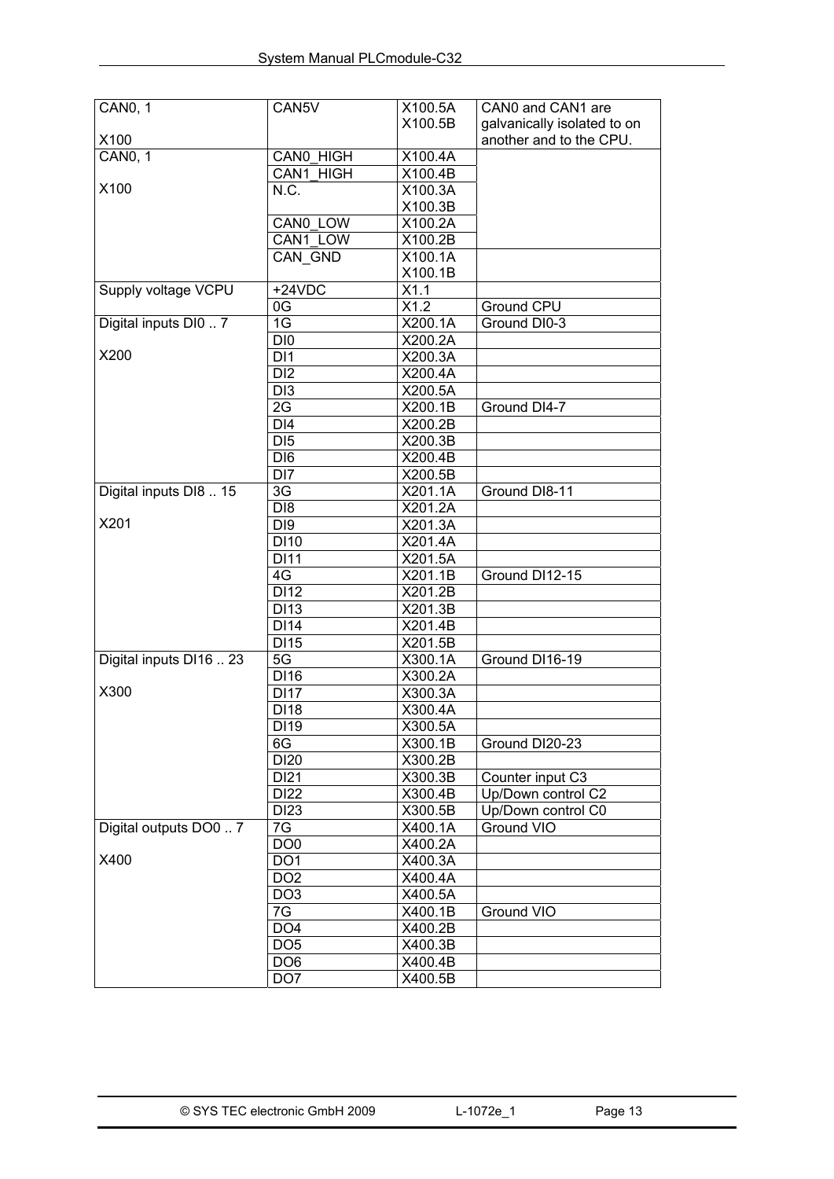| | | | |
|---|---|---|---|
| CAN0, 1<br><br>X100 | CAN5V | X100.5A<br>X100.5B | CAN0 and CAN1 are galvanically isolated to on another and to the CPU. |
| CAN0, 1<br><br>X100 | CAN0_HIGH | X100.4A | |
| | CAN1_HIGH | X100.4B | |
| | N.C. | X100.3A<br>X100.3B | |
| | CAN0_LOW | X100.2A | |
| | CAN1_LOW | X100.2B | |
| | CAN_GND | X100.1A<br>X100.1B | |
| Supply voltage VCPU | +24VDC | X1.1 | |
| | 0G | X1.2 | Ground CPU |
| Digital inputs DI0 .. 7<br><br>X200 | 1G | X200.1A | Ground DI0-3 |
| | DI0 | X200.2A | |
| | DI1 | X200.3A | |
| | DI2 | X200.4A | |
| | DI3 | X200.5A | |
| | 2G | X200.1B | Ground DI4-7 |
| | DI4 | X200.2B | |
| | DI5 | X200.3B | |
| | DI6 | X200.4B | |
| | DI7 | X200.5B | |
| Digital inputs DI8 .. 15<br><br>X201 | 3G | X201.1A | Ground DI8-11 |
| | DI8 | X201.2A | |
| | DI9 | X201.3A | |
| | DI10 | X201.4A | |
| | DI11 | X201.5A | |
| | 4G | X201.1B | Ground DI12-15 |
| | DI12 | X201.2B | |
| | DI13 | X201.3B | |
| | DI14 | X201.4B | |
| | DI15 | X201.5B | |
| Digital inputs DI16 .. 23<br><br>X300 | 5G | X300.1A | Ground DI16-19 |
| | DI16 | X300.2A | |
| | DI17 | X300.3A | |
| | DI18 | X300.4A | |
| | DI19 | X300.5A | |
| | 6G | X300.1B | Ground DI20-23 |
| | DI20 | X300.2B | |
| | DI21 | X300.3B | Counter input C3 |
| | DI22 | X300.4B | Up/Down control C2 |
| | DI23 | X300.5B | Up/Down control C0 |
| Digital outputs DO0 .. 7<br><br>X400 | 7G | X400.1A | Ground VIO |
| | DO0 | X400.2A | |
| | DO1 | X400.3A | |
| | DO2 | X400.4A | |
| | DO3 | X400.5A | |
| | 7G | X400.1B | Ground VIO |
| | DO4 | X400.2B | |
| | DO5 | X400.3B | |
| | DO6 | X400.4B | |
| | DO7 | X400.5B | |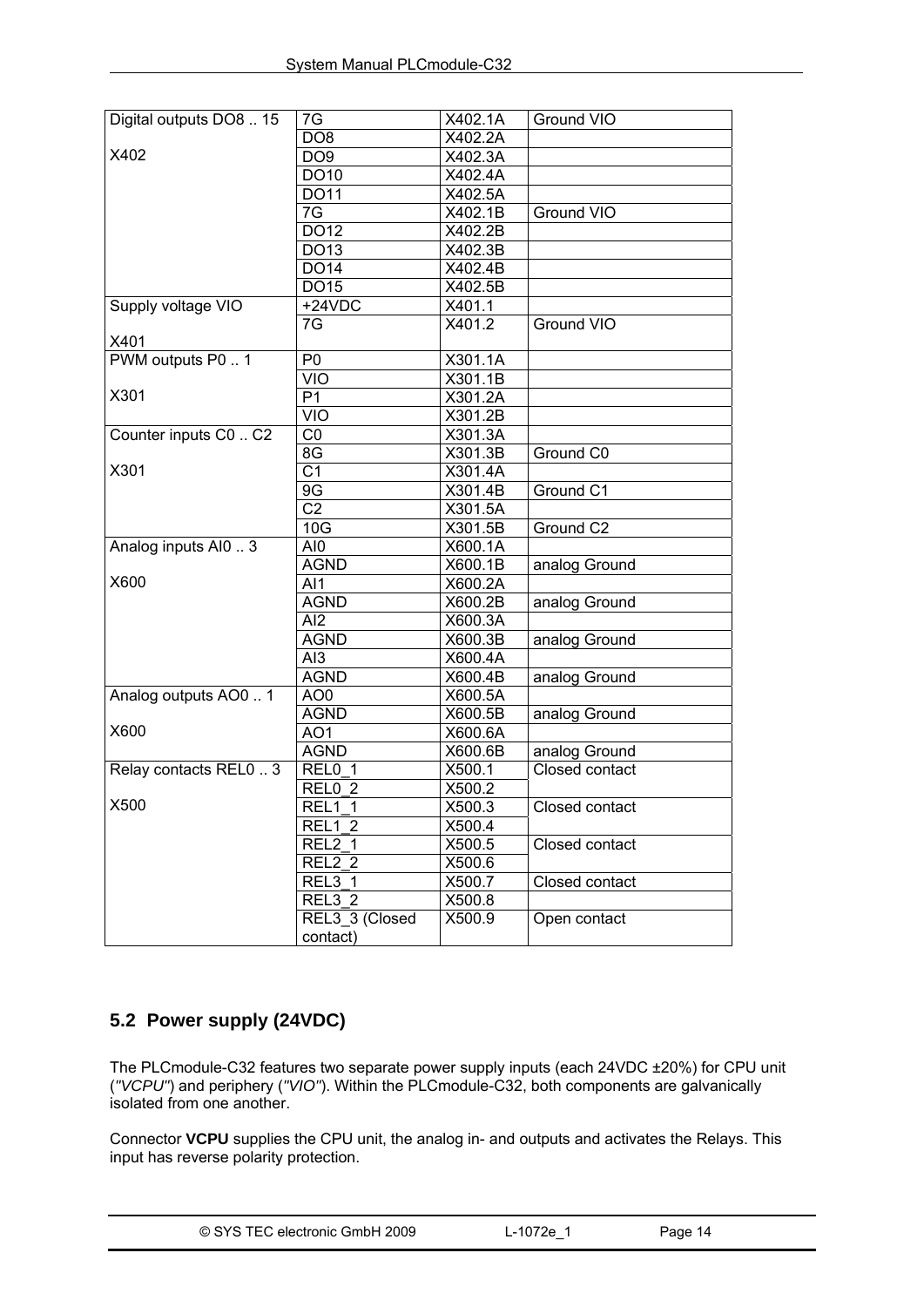| Digital outputs DO8 .. 15<br><br>X402 | 7G | X402.1A | Ground VIO |
|---|---|---|---|
| | DO8 | X402.2A | |
| | DO9 | X402.3A | |
| | DO10 | X402.4A | |
| | DO11 | X402.5A | |
| | 7G | X402.1B | Ground VIO |
| | DO12 | X402.2B | |
| | DO13 | X402.3B | |
| | DO14 | X402.4B | |
| | DO15 | X402.5B | |
| Supply voltage VIO<br><br>X401 | +24VDC | X401.1 | |
| | 7G | X401.2 | Ground VIO |
| PWM outputs P0 .. 1<br><br>X301 | P0 | X301.1A | |
| | VIO | X301.1B | |
| | P1 | X301.2A | |
| | VIO | X301.2B | |
| Counter inputs C0 .. C2<br><br>X301 | C0 | X301.3A | |
| | 8G | X301.3B | Ground C0 |
| | C1 | X301.4A | |
| | 9G | X301.4B | Ground C1 |
| | C2 | X301.5A | |
| | 10G | X301.5B | Ground C2 |
| Analog inputs AI0 .. 3<br><br>X600 | AI0 | X600.1A | |
| | AGND | X600.1B | analog Ground |
| | AI1 | X600.2A | |
| | AGND | X600.2B | analog Ground |
| | AI2 | X600.3A | |
| | AGND | X600.3B | analog Ground |
| | AI3 | X600.4A | |
| | AGND | X600.4B | analog Ground |
| Analog outputs AO0 .. 1<br><br>X600 | AO0 | X600.5A | |
| | AGND | X600.5B | analog Ground |
| | AO1 | X600.6A | |
| | AGND | X600.6B | analog Ground |
| Relay contacts REL0 .. 3<br><br>X500 | REL0_1 | X500.1 | Closed contact |
| | REL0_2 | X500.2 | |
| | REL1_1 | X500.3 | Closed contact |
| | REL1_2 | X500.4 | |
| | REL2_1 | X500.5 | Closed contact |
| | REL2_2 | X500.6 | |
| | REL3_1 | X500.7 | Closed contact |
| | REL3_2 | X500.8 | |
| | REL3_3 (Closed contact) | X500.9 | Open contact |

## 5.2 Power supply (24VDC)

The PLCmodule-C32 features two separate power supply inputs (each 24VDC ±20%) for CPU unit (*"VCPU"*) and periphery (*"VIO"*). Within the PLCmodule-C32, both components are galvanically isolated from one another.

Connector **VCPU** supplies the CPU unit, the analog in- and outputs and activates the Relays. This input has reverse polarity protection.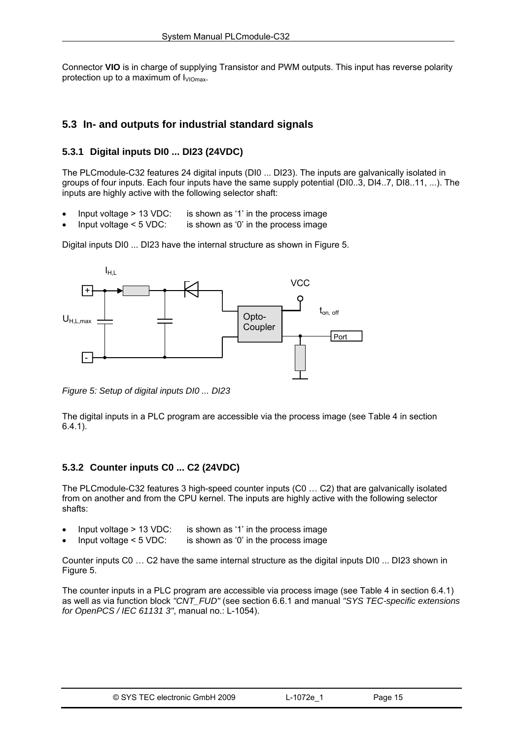Connector **VIO** is in charge of supplying Transistor and PWM outputs. This input has reverse polarity protection up to a maximum of $I_{VIOmax}$.

## 5.3 In- and outputs for industrial standard signals

### 5.3.1 Digital inputs DI0 ... DI23 (24VDC)

The PLCmodule-C32 features 24 digital inputs (DI0 ... DI23). The inputs are galvanically isolated in groups of four inputs. Each four inputs have the same supply potential (DI0..3, DI4..7, DI8..11, ...). The inputs are highly active with the following selector shaft:

- Input voltage > 13 VDC: is shown as '1' in the process image
- Input voltage < 5 VDC: is shown as '0' in the process image

Digital inputs DI0 ... DI23 have the internal structure as shown in Figure 5.

*Figure 5: Setup of digital inputs DI0 ... DI23*

The digital inputs in a PLC program are accessible via the process image (see Table 4 in section 6.4.1).

### 5.3.2 Counter inputs C0 ... C2 (24VDC)

The PLCmodule-C32 features 3 high-speed counter inputs (C0 … C2) that are galvanically isolated from on another and from the CPU kernel. The inputs are highly active with the following selector shafts:

- Input voltage > 13 VDC: is shown as '1' in the process image
- Input voltage < 5 VDC: is shown as '0' in the process image

Counter inputs C0 … C2 have the same internal structure as the digital inputs DI0 ... DI23 shown in Figure 5.

The counter inputs in a PLC program are accessible via process image (see Table 4 in section 6.4.1) as well as via function block *"CNT_FUD"* (see section 6.6.1 and manual *"SYS TEC-specific extensions for OpenPCS / IEC 61131 3"*, manual no.: L-1054).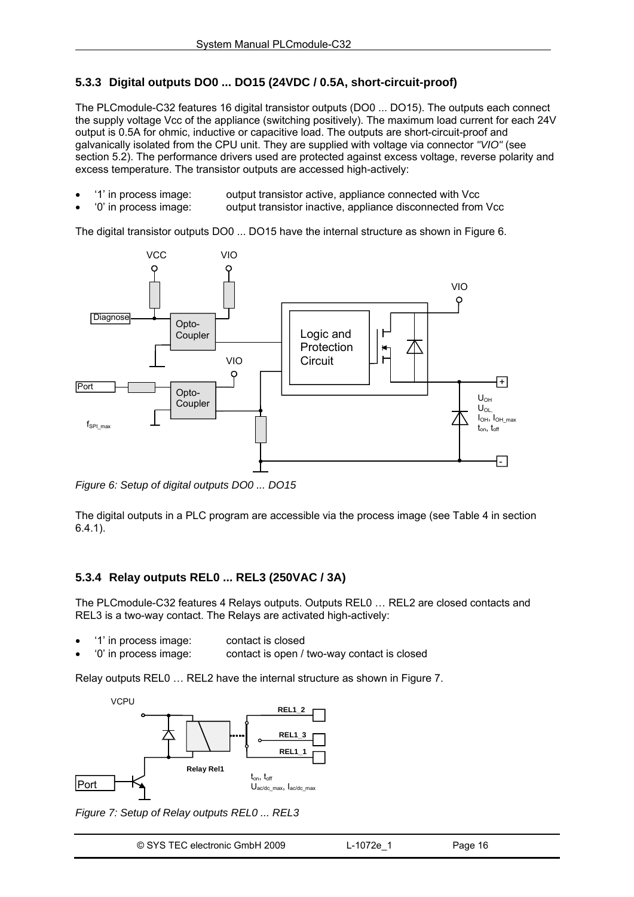### 5.3.3 Digital outputs DO0 ... DO15 (24VDC / 0.5A, short-circuit-proof)

The PLCmodule-C32 features 16 digital transistor outputs (DO0 ... DO15). The outputs each connect the supply voltage Vcc of the appliance (switching positively). The maximum load current for each 24V output is 0.5A for ohmic, inductive or capacitive load. The outputs are short-circuit-proof and galvanically isolated from the CPU unit. They are supplied with voltage via connector *"VIO"* (see section 5.2). The performance drivers used are protected against excess voltage, reverse polarity and excess temperature. The transistor outputs are accessed high-actively:

- '1' in process image: output transistor active, appliance connected with Vcc
- '0' in process image: output transistor inactive, appliance disconnected from Vcc

The digital transistor outputs DO0 ... DO15 have the internal structure as shown in Figure 6.

*Figure 6: Setup of digital outputs DO0 ... DO15*

The digital outputs in a PLC program are accessible via the process image (see Table 4 in section 6.4.1).

### 5.3.4 Relay outputs REL0 ... REL3 (250VAC / 3A)

The PLCmodule-C32 features 4 Relays outputs. Outputs REL0 … REL2 are closed contacts and REL3 is a two-way contact. The Relays are activated high-actively:

- '1' in process image: contact is closed
- '0' in process image: contact is open / two-way contact is closed

Relay outputs REL0 … REL2 have the internal structure as shown in Figure 7.

*Figure 7: Setup of Relay outputs REL0 ... REL3*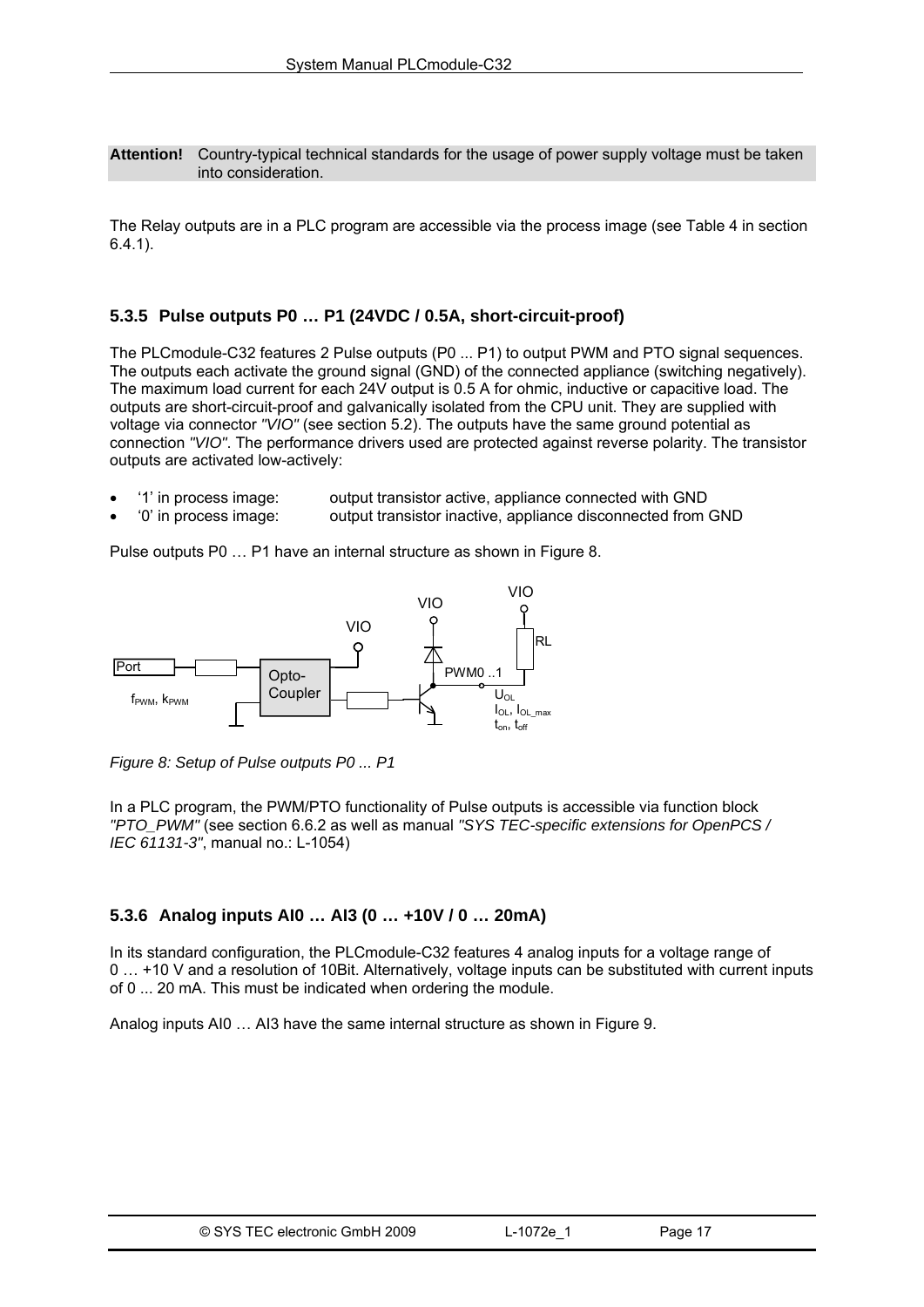**Attention!** Country-typical technical standards for the usage of power supply voltage must be taken into consideration.

The Relay outputs are in a PLC program are accessible via the process image (see Table 4 in section 6.4.1).

### 5.3.5 Pulse outputs P0 … P1 (24VDC / 0.5A, short-circuit-proof)

The PLCmodule-C32 features 2 Pulse outputs (P0 ... P1) to output PWM and PTO signal sequences. The outputs each activate the ground signal (GND) of the connected appliance (switching negatively). The maximum load current for each 24V output is 0.5 A for ohmic, inductive or capacitive load. The outputs are short-circuit-proof and galvanically isolated from the CPU unit. They are supplied with voltage via connector *"VIO"* (see section 5.2). The outputs have the same ground potential as connection *"VIO"*. The performance drivers used are protected against reverse polarity. The transistor outputs are activated low-actively:

- '1' in process image: output transistor active, appliance connected with GND
- '0' in process image: output transistor inactive, appliance disconnected from GND

Pulse outputs P0 … P1 have an internal structure as shown in Figure 8.

Port, $f_{PWM}$, $k_{PWM}$ — Opto-Coupler — VIO — PWM0 ..1 — RL — $U_{OL}$, $I_{OL}$, $I_{OL\_max}$, $t_{on}$, $t_{off}$

*Figure 8: Setup of Pulse outputs P0 ... P1*

In a PLC program, the PWM/PTO functionality of Pulse outputs is accessible via function block *"PTO_PWM"* (see section 6.6.2 as well as manual *"SYS TEC-specific extensions for OpenPCS / IEC 61131-3"*, manual no.: L-1054)

### 5.3.6 Analog inputs AI0 … AI3 (0 … +10V / 0 … 20mA)

In its standard configuration, the PLCmodule-C32 features 4 analog inputs for a voltage range of 0 … +10 V and a resolution of 10Bit. Alternatively, voltage inputs can be substituted with current inputs of 0 ... 20 mA. This must be indicated when ordering the module.

Analog inputs AI0 … AI3 have the same internal structure as shown in Figure 9.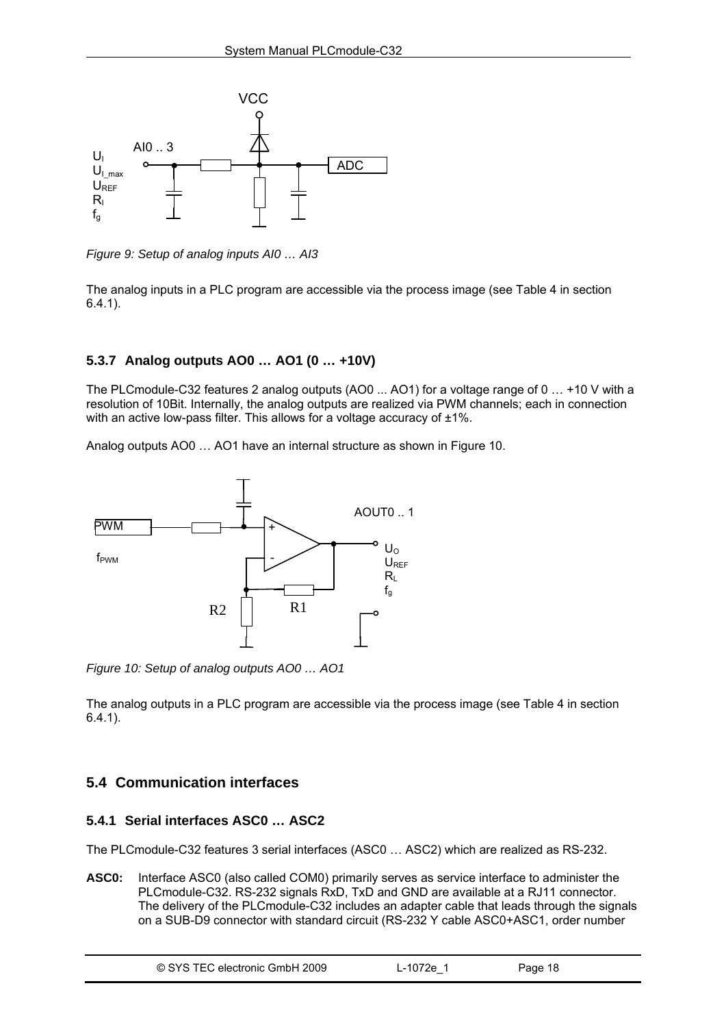Figure 9: Setup of analog inputs AI0 … AI3

The analog inputs in a PLC program are accessible via the process image (see Table 4 in section 6.4.1).

### 5.3.7 Analog outputs AO0 … AO1 (0 … +10V)

The PLCmodule-C32 features 2 analog outputs (AO0 ... AO1) for a voltage range of 0 … +10 V with a resolution of 10Bit. Internally, the analog outputs are realized via PWM channels; each in connection with an active low-pass filter. This allows for a voltage accuracy of ±1%.

Analog outputs AO0 … AO1 have an internal structure as shown in Figure 10.

*Figure 10: Setup of analog outputs AO0 … AO1*

The analog outputs in a PLC program are accessible via the process image (see Table 4 in section 6.4.1).

## 5.4 Communication interfaces

### 5.4.1 Serial interfaces ASC0 … ASC2

The PLCmodule-C32 features 3 serial interfaces (ASC0 … ASC2) which are realized as RS-232.

**ASC0:** Interface ASC0 (also called COM0) primarily serves as service interface to administer the PLCmodule-C32. RS-232 signals RxD, TxD and GND are available at a RJ11 connector. The delivery of the PLCmodule-C32 includes an adapter cable that leads through the signals on a SUB-D9 connector with standard circuit (RS-232 Y cable ASC0+ASC1, order number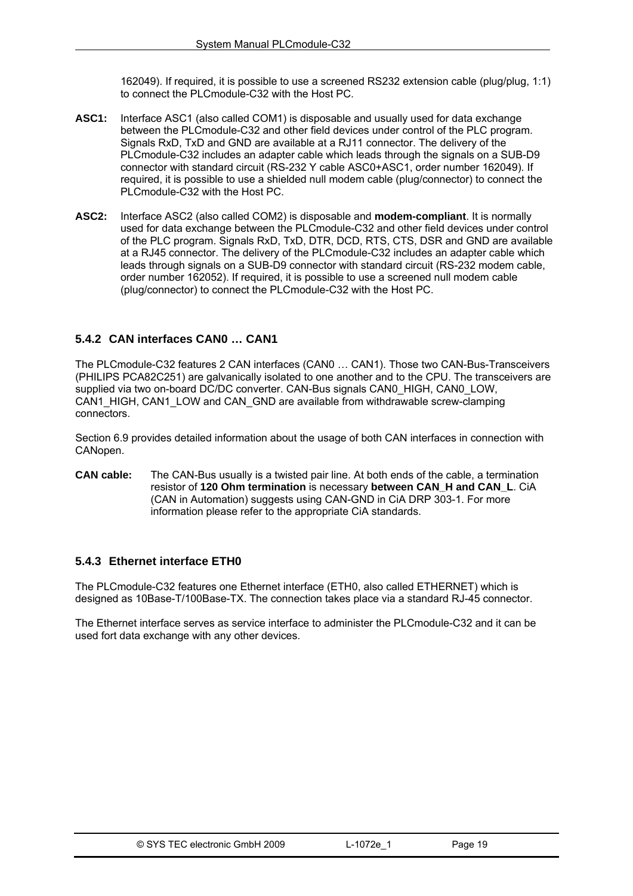162049). If required, it is possible to use a screened RS232 extension cable (plug/plug, 1:1) to connect the PLCmodule-C32 with the Host PC.

**ASC1:** Interface ASC1 (also called COM1) is disposable and usually used for data exchange between the PLCmodule-C32 and other field devices under control of the PLC program. Signals RxD, TxD and GND are available at a RJ11 connector. The delivery of the PLCmodule-C32 includes an adapter cable which leads through the signals on a SUB-D9 connector with standard circuit (RS-232 Y cable ASC0+ASC1, order number 162049). If required, it is possible to use a shielded null modem cable (plug/connector) to connect the PLCmodule-C32 with the Host PC.

**ASC2:** Interface ASC2 (also called COM2) is disposable and **modem-compliant**. It is normally used for data exchange between the PLCmodule-C32 and other field devices under control of the PLC program. Signals RxD, TxD, DTR, DCD, RTS, CTS, DSR and GND are available at a RJ45 connector. The delivery of the PLCmodule-C32 includes an adapter cable which leads through signals on a SUB-D9 connector with standard circuit (RS-232 modem cable, order number 162052). If required, it is possible to use a screened null modem cable (plug/connector) to connect the PLCmodule-C32 with the Host PC.

### 5.4.2 CAN interfaces CAN0 … CAN1

The PLCmodule-C32 features 2 CAN interfaces (CAN0 … CAN1). Those two CAN-Bus-Transceivers (PHILIPS PCA82C251) are galvanically isolated to one another and to the CPU. The transceivers are supplied via two on-board DC/DC converter. CAN-Bus signals CAN0_HIGH, CAN0_LOW, CAN1_HIGH, CAN1_LOW and CAN_GND are available from withdrawable screw-clamping connectors.

Section 6.9 provides detailed information about the usage of both CAN interfaces in connection with CANopen.

**CAN cable:** The CAN-Bus usually is a twisted pair line. At both ends of the cable, a termination resistor of **120 Ohm termination** is necessary **between CAN_H and CAN_L**. CiA (CAN in Automation) suggests using CAN-GND in CiA DRP 303-1. For more information please refer to the appropriate CiA standards.

### 5.4.3 Ethernet interface ETH0

The PLCmodule-C32 features one Ethernet interface (ETH0, also called ETHERNET) which is designed as 10Base-T/100Base-TX. The connection takes place via a standard RJ-45 connector.

The Ethernet interface serves as service interface to administer the PLCmodule-C32 and it can be used fort data exchange with any other devices.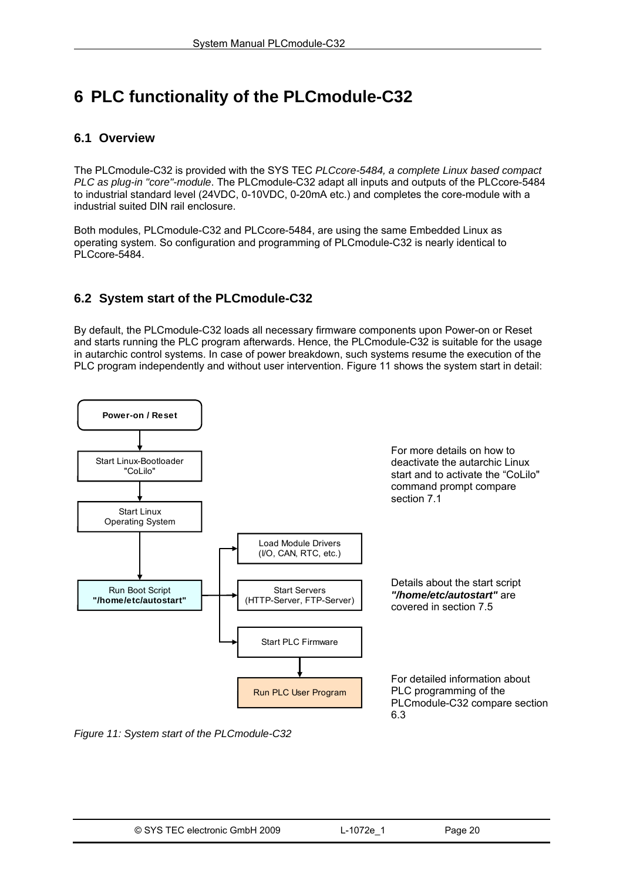# 6 PLC functionality of the PLCmodule-C32

## 6.1 Overview

The PLCmodule-C32 is provided with the SYS TEC *PLCcore-5484, a complete Linux based compact PLC as plug-in "core"-module*. The PLCmodule-C32 adapt all inputs and outputs of the PLCcore-5484 to industrial standard level (24VDC, 0-10VDC, 0-20mA etc.) and completes the core-module with a industrial suited DIN rail enclosure.

Both modules, PLCmodule-C32 and PLCcore-5484, are using the same Embedded Linux as operating system. So configuration and programming of PLCmodule-C32 is nearly identical to PLCcore-5484.

## 6.2 System start of the PLCmodule-C32

By default, the PLCmodule-C32 loads all necessary firmware components upon Power-on or Reset and starts running the PLC program afterwards. Hence, the PLCmodule-C32 is suitable for the usage in autarchic control systems. In case of power breakdown, such systems resume the execution of the PLC program independently and without user intervention. Figure 11 shows the system start in detail:

**Power-on / Reset**

Start Linux-Bootloader "CoLilo"

Start Linux Operating System

Run Boot Script **"/home/etc/autostart"**

Load Module Drivers (I/O, CAN, RTC, etc.)

Start Servers (HTTP-Server, FTP-Server)

Start PLC Firmware

Run PLC User Program

For more details on how to deactivate the autarchic Linux start and to activate the “CoLilo" command prompt compare section 7.1

Details about the start script ***"/home/etc/autostart"*** are covered in section 7.5

For detailed information about PLC programming of the PLCmodule-C32 compare section 6.3

*Figure 11: System start of the PLCmodule-C32*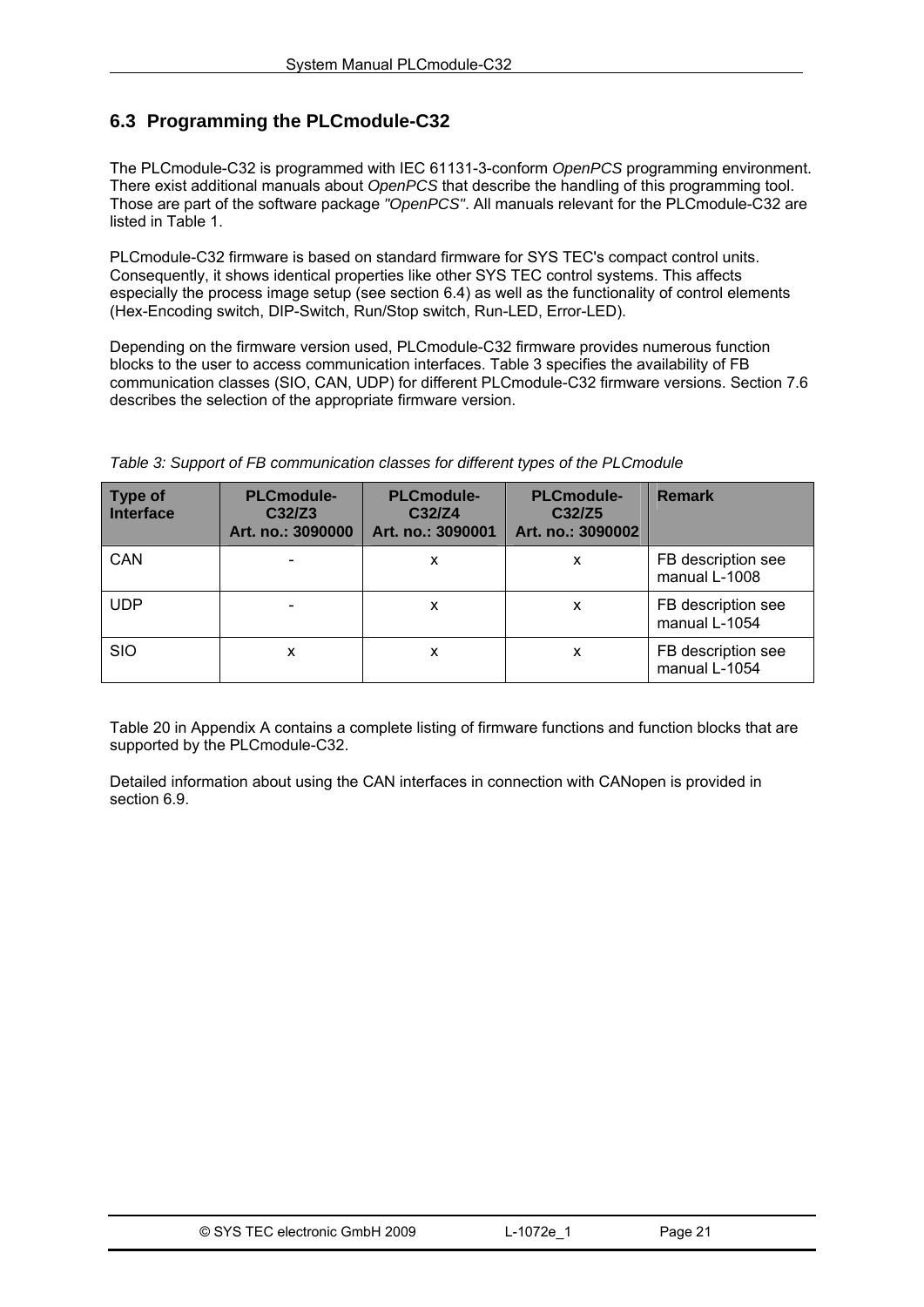## 6.3 Programming the PLCmodule-C32

The PLCmodule-C32 is programmed with IEC 61131-3-conform *OpenPCS* programming environment. There exist additional manuals about *OpenPCS* that describe the handling of this programming tool. Those are part of the software package *"OpenPCS"*. All manuals relevant for the PLCmodule-C32 are listed in Table 1.

PLCmodule-C32 firmware is based on standard firmware for SYS TEC's compact control units. Consequently, it shows identical properties like other SYS TEC control systems. This affects especially the process image setup (see section 6.4) as well as the functionality of control elements (Hex-Encoding switch, DIP-Switch, Run/Stop switch, Run-LED, Error-LED).

Depending on the firmware version used, PLCmodule-C32 firmware provides numerous function blocks to the user to access communication interfaces. Table 3 specifies the availability of FB communication classes (SIO, CAN, UDP) for different PLCmodule-C32 firmware versions. Section 7.6 describes the selection of the appropriate firmware version.

*Table 3: Support of FB communication classes for different types of the PLCmodule*

| Type of Interface | PLCmodule-C32/Z3 Art. no.: 3090000 | PLCmodule-C32/Z4 Art. no.: 3090001 | PLCmodule-C32/Z5 Art. no.: 3090002 | Remark |
|---|---|---|---|---|
| CAN | - | x | x | FB description see manual L-1008 |
| UDP | - | x | x | FB description see manual L-1054 |
| SIO | x | x | x | FB description see manual L-1054 |

Table 20 in Appendix A contains a complete listing of firmware functions and function blocks that are supported by the PLCmodule-C32.

Detailed information about using the CAN interfaces in connection with CANopen is provided in section 6.9.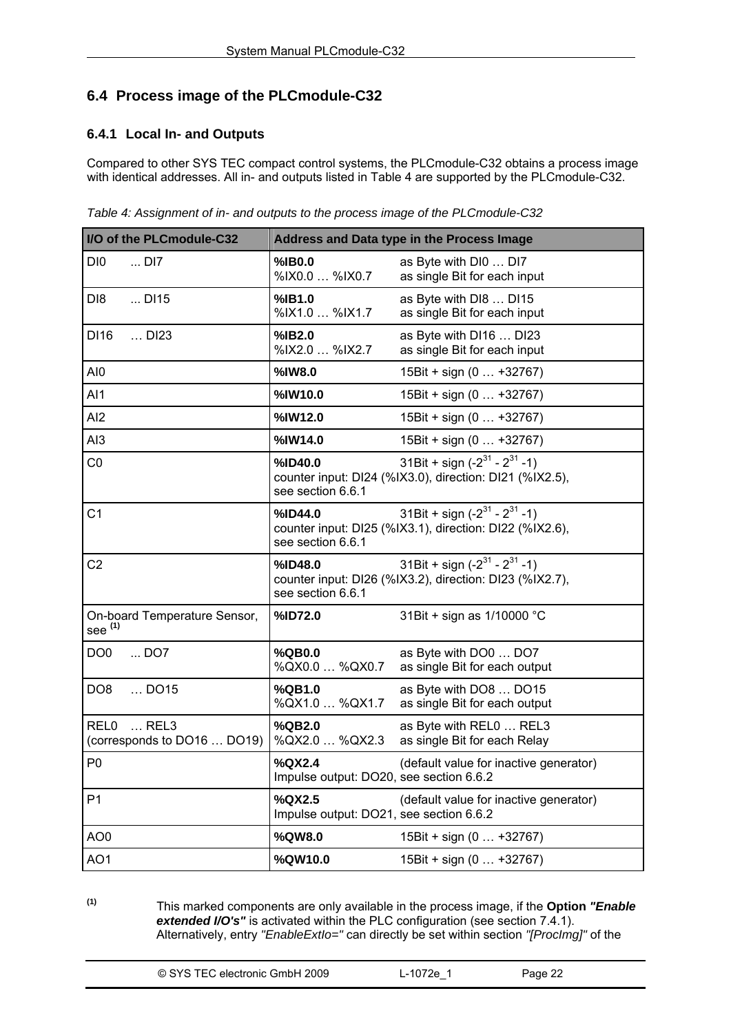## 6.4 Process image of the PLCmodule-C32

### 6.4.1 Local In- and Outputs

Compared to other SYS TEC compact control systems, the PLCmodule-C32 obtains a process image with identical addresses. All in- and outputs listed in Table 4 are supported by the PLCmodule-C32.

*Table 4: Assignment of in- and outputs to the process image of the PLCmodule-C32*

| I/O of the PLCmodule-C32 | Address and Data type in the Process Image | |
|---|---|---|
| DI0 ... DI7 | **%IB0.0**<br>%IX0.0 … %IX0.7 | as Byte with DI0 … DI7<br>as single Bit for each input |
| DI8 ... DI15 | **%IB1.0**<br>%IX1.0 … %IX1.7 | as Byte with DI8 … DI15<br>as single Bit for each input |
| DI16 … DI23 | **%IB2.0**<br>%IX2.0 … %IX2.7 | as Byte with DI16 … DI23<br>as single Bit for each input |
| AI0 | **%IW8.0** | 15Bit + sign (0 … +32767) |
| AI1 | **%IW10.0** | 15Bit + sign (0 … +32767) |
| AI2 | **%IW12.0** | 15Bit + sign (0 … +32767) |
| AI3 | **%IW14.0** | 15Bit + sign (0 … +32767) |
| C0 | **%ID40.0**<br>counter input: DI24 (%IX3.0), direction: DI21 (%IX2.5), see section 6.6.1 | 31Bit + sign ($-2^{31}$ - $2^{31}$ -1) |
| C1 | **%ID44.0**<br>counter input: DI25 (%IX3.1), direction: DI22 (%IX2.6), see section 6.6.1 | 31Bit + sign ($-2^{31}$ - $2^{31}$ -1) |
| C2 | **%ID48.0**<br>counter input: DI26 (%IX3.2), direction: DI23 (%IX2.7), see section 6.6.1 | 31Bit + sign ($-2^{31}$ - $2^{31}$ -1) |
| On-board Temperature Sensor, see [(1)] | **%ID72.0** | 31Bit + sign as 1/10000 °C |
| DO0 ... DO7 | **%QB0.0**<br>%QX0.0 … %QX0.7 | as Byte with DO0 … DO7<br>as single Bit for each output |
| DO8 … DO15 | **%QB1.0**<br>%QX1.0 … %QX1.7 | as Byte with DO8 … DO15<br>as single Bit for each output |
| REL0 … REL3<br>(corresponds to DO16 … DO19) | **%QB2.0**<br>%QX2.0 … %QX2.3 | as Byte with REL0 … REL3<br>as single Bit for each Relay |
| P0 | **%QX2.4**<br>Impulse output: DO20, see section 6.6.2 | (default value for inactive generator) |
| P1 | **%QX2.5**<br>Impulse output: DO21, see section 6.6.2 | (default value for inactive generator) |
| AO0 | **%QW8.0** | 15Bit + sign (0 … +32767) |
| AO1 | **%QW10.0** | 15Bit + sign (0 … +32767) |

[(1)] This marked components are only available in the process image, if the **Option *"Enable extended I/O's"*** is activated within the PLC configuration (see section 7.4.1). Alternatively, entry *"EnableExtIo="* can directly be set within section *"[ProcImg]"* of the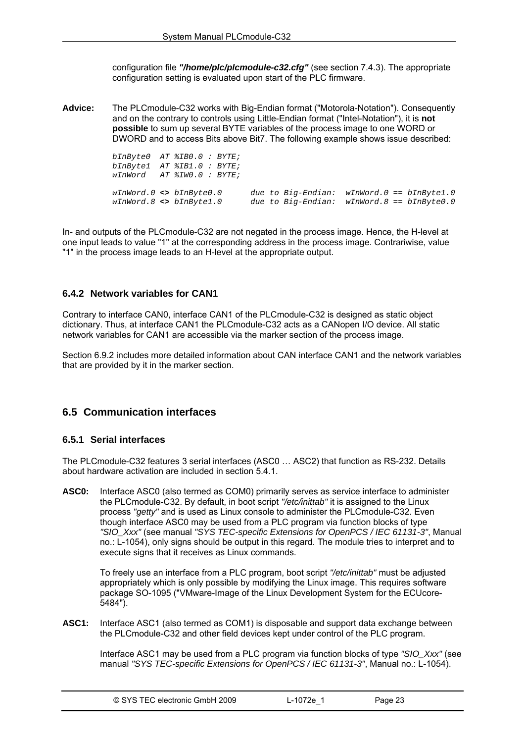configuration file ***"/home/plc/plcmodule-c32.cfg"*** (see section 7.4.3). The appropriate configuration setting is evaluated upon start of the PLC firmware.

**Advice:** The PLCmodule-C32 works with Big-Endian format ("Motorola-Notation"). Consequently and on the contrary to controls using Little-Endian format ("Intel-Notation"), it is **not possible** to sum up several BYTE variables of the process image to one WORD or DWORD and to access Bits above Bit7. The following example shows issue described:

```
bInByte0  AT %IB0.0 : BYTE;
bInByte1  AT %IB1.0 : BYTE;
wInWord   AT %IW0.0 : BYTE;

wInWord.0 <> bInByte0.0      due to Big-Endian:  wInWord.0 == bInByte1.0
wInWord.8 <> bInByte1.0      due to Big-Endian:  wInWord.8 == bInByte0.0
```

In- and outputs of the PLCmodule-C32 are not negated in the process image. Hence, the H-level at one input leads to value "1" at the corresponding address in the process image. Contrariwise, value "1" in the process image leads to an H-level at the appropriate output.

### 6.4.2 Network variables for CAN1

Contrary to interface CAN0, interface CAN1 of the PLCmodule-C32 is designed as static object dictionary. Thus, at interface CAN1 the PLCmodule-C32 acts as a CANopen I/O device. All static network variables for CAN1 are accessible via the marker section of the process image.

Section 6.9.2 includes more detailed information about CAN interface CAN1 and the network variables that are provided by it in the marker section.

## 6.5 Communication interfaces

### 6.5.1 Serial interfaces

The PLCmodule-C32 features 3 serial interfaces (ASC0 … ASC2) that function as RS-232. Details about hardware activation are included in section 5.4.1.

**ASC0:** Interface ASC0 (also termed as COM0) primarily serves as service interface to administer the PLCmodule-C32. By default, in boot script *"/etc/inittab"* it is assigned to the Linux process *"getty"* and is used as Linux console to administer the PLCmodule-C32. Even though interface ASC0 may be used from a PLC program via function blocks of type *"SIO_Xxx"* (see manual *"SYS TEC-specific Extensions for OpenPCS / IEC 61131-3"*, Manual no.: L-1054), only signs should be output in this regard. The module tries to interpret and to execute signs that it receives as Linux commands.

To freely use an interface from a PLC program, boot script *"/etc/inittab"* must be adjusted appropriately which is only possible by modifying the Linux image. This requires software package SO-1095 ("VMware-Image of the Linux Development System for the ECUcore-5484").

**ASC1:** Interface ASC1 (also termed as COM1) is disposable and support data exchange between the PLCmodule-C32 and other field devices kept under control of the PLC program.

Interface ASC1 may be used from a PLC program via function blocks of type *"SIO_Xxx"* (see manual *"SYS TEC-specific Extensions for OpenPCS / IEC 61131-3"*, Manual no.: L-1054).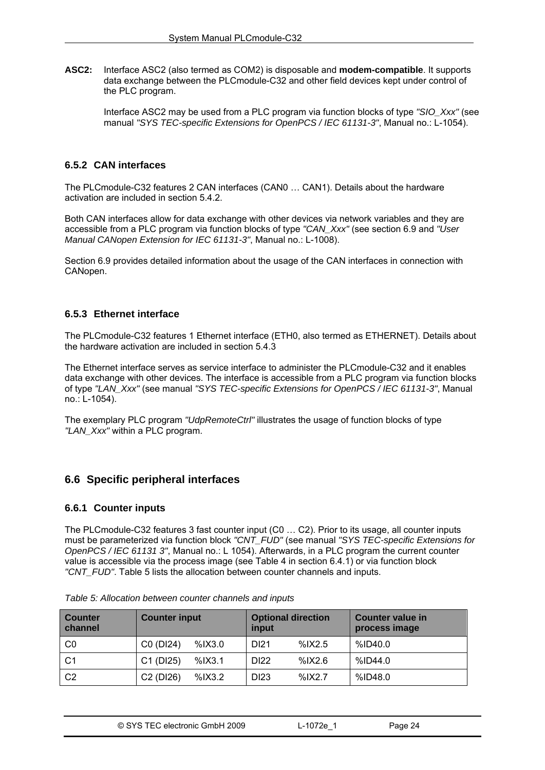**ASC2:** Interface ASC2 (also termed as COM2) is disposable and **modem-compatible**. It supports data exchange between the PLCmodule-C32 and other field devices kept under control of the PLC program.

Interface ASC2 may be used from a PLC program via function blocks of type *"SIO_Xxx"* (see manual *"SYS TEC-specific Extensions for OpenPCS / IEC 61131-3"*, Manual no.: L-1054).

### 6.5.2 CAN interfaces

The PLCmodule-C32 features 2 CAN interfaces (CAN0 … CAN1). Details about the hardware activation are included in section 5.4.2.

Both CAN interfaces allow for data exchange with other devices via network variables and they are accessible from a PLC program via function blocks of type *"CAN_Xxx"* (see section 6.9 and *"User Manual CANopen Extension for IEC 61131-3"*, Manual no.: L-1008).

Section 6.9 provides detailed information about the usage of the CAN interfaces in connection with CANopen.

### 6.5.3 Ethernet interface

The PLCmodule-C32 features 1 Ethernet interface (ETH0, also termed as ETHERNET). Details about the hardware activation are included in section 5.4.3

The Ethernet interface serves as service interface to administer the PLCmodule-C32 and it enables data exchange with other devices. The interface is accessible from a PLC program via function blocks of type *"LAN_Xxx"* (see manual *"SYS TEC-specific Extensions for OpenPCS / IEC 61131-3"*, Manual no.: L-1054).

The exemplary PLC program *"UdpRemoteCtrl"* illustrates the usage of function blocks of type *"LAN_Xxx"* within a PLC program.

## 6.6 Specific peripheral interfaces

### 6.6.1 Counter inputs

The PLCmodule-C32 features 3 fast counter input (C0 … C2). Prior to its usage, all counter inputs must be parameterized via function block *"CNT_FUD"* (see manual *"SYS TEC-specific Extensions for OpenPCS / IEC 61131 3"*, Manual no.: L 1054). Afterwards, in a PLC program the current counter value is accessible via the process image (see Table 4 in section 6.4.1) or via function block *"CNT_FUD"*. Table 5 lists the allocation between counter channels and inputs.

*Table 5: Allocation between counter channels and inputs*

| Counter channel | Counter input | Optional direction input | Counter value in process image |
|---|---|---|---|
| C0 | C0 (DI24) %IX3.0 | DI21 %IX2.5 | %ID40.0 |
| C1 | C1 (DI25) %IX3.1 | DI22 %IX2.6 | %ID44.0 |
| C2 | C2 (DI26) %IX3.2 | DI23 %IX2.7 | %ID48.0 |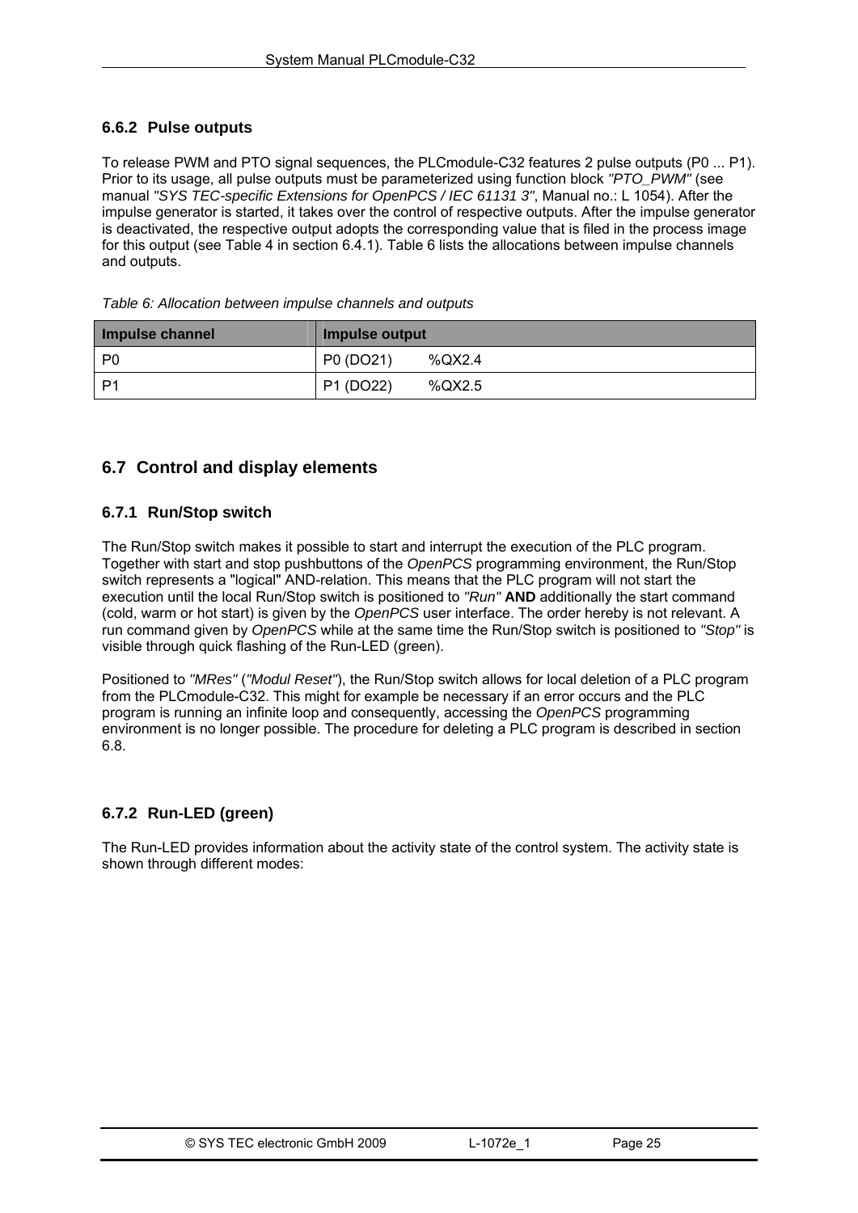### 6.6.2 Pulse outputs

To release PWM and PTO signal sequences, the PLCmodule-C32 features 2 pulse outputs (P0 ... P1). Prior to its usage, all pulse outputs must be parameterized using function block *"PTO_PWM"* (see manual *"SYS TEC-specific Extensions for OpenPCS / IEC 61131 3"*, Manual no.: L 1054). After the impulse generator is started, it takes over the control of respective outputs. After the impulse generator is deactivated, the respective output adopts the corresponding value that is filed in the process image for this output (see Table 4 in section 6.4.1). Table 6 lists the allocations between impulse channels and outputs.

*Table 6: Allocation between impulse channels and outputs*

| Impulse channel | Impulse output |
|---|---|
| P0 | P0 (DO21)  %QX2.4 |
| P1 | P1 (DO22)  %QX2.5 |

## 6.7 Control and display elements

### 6.7.1 Run/Stop switch

The Run/Stop switch makes it possible to start and interrupt the execution of the PLC program. Together with start and stop pushbuttons of the *OpenPCS* programming environment, the Run/Stop switch represents a "logical" AND-relation. This means that the PLC program will not start the execution until the local Run/Stop switch is positioned to *"Run"* **AND** additionally the start command (cold, warm or hot start) is given by the *OpenPCS* user interface. The order hereby is not relevant. A run command given by *OpenPCS* while at the same time the Run/Stop switch is positioned to *"Stop"* is visible through quick flashing of the Run-LED (green).

Positioned to *"MRes"* (*"Modul Reset"*), the Run/Stop switch allows for local deletion of a PLC program from the PLCmodule-C32. This might for example be necessary if an error occurs and the PLC program is running an infinite loop and consequently, accessing the *OpenPCS* programming environment is no longer possible. The procedure for deleting a PLC program is described in section 6.8.

### 6.7.2 Run-LED (green)

The Run-LED provides information about the activity state of the control system. The activity state is shown through different modes: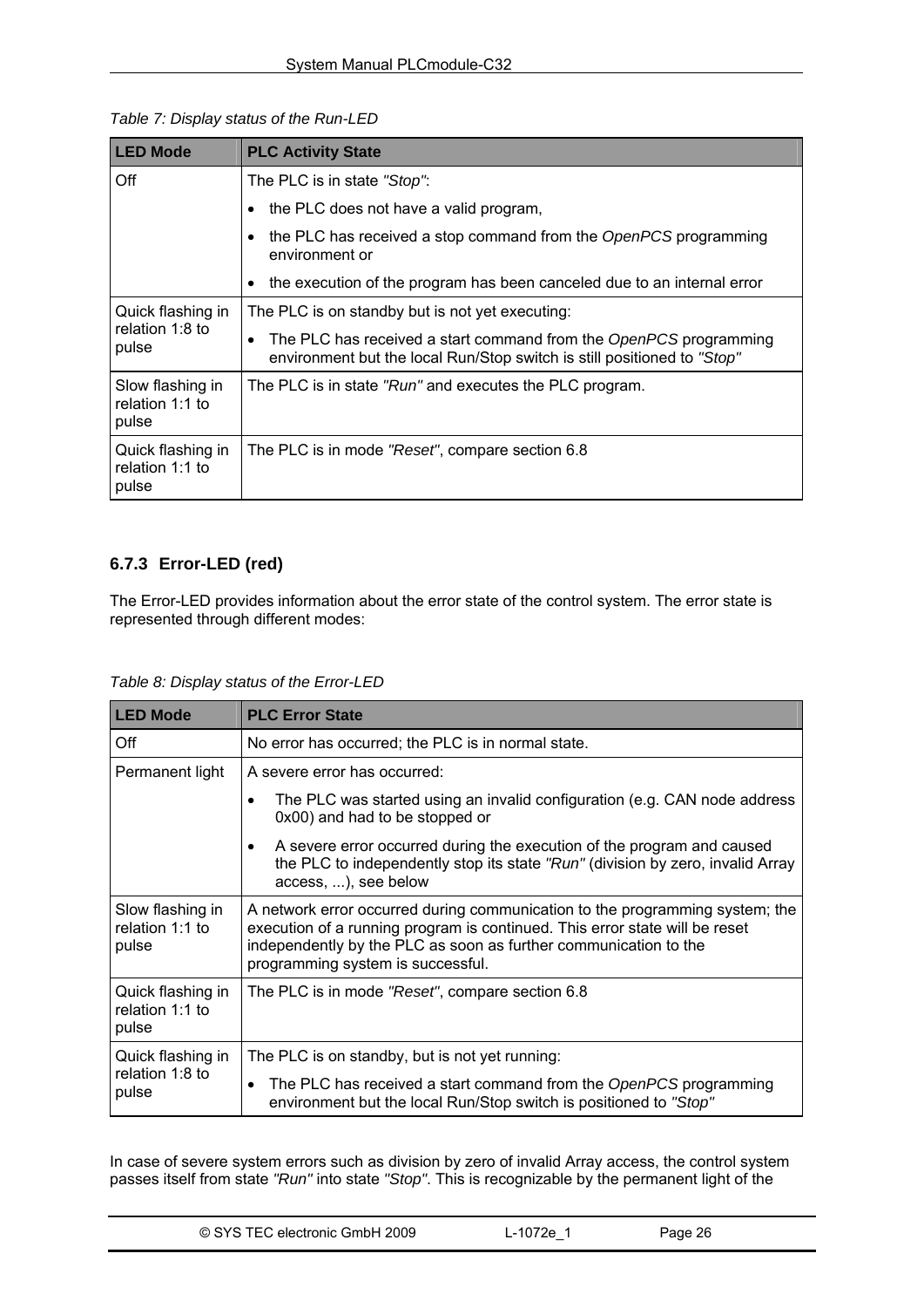Table 7: Display status of the Run-LED

| LED Mode | PLC Activity State |
|---|---|
| Off | The PLC is in state *"Stop"*: <br>• the PLC does not have a valid program, <br>• the PLC has received a stop command from the *OpenPCS* programming environment or <br>• the execution of the program has been canceled due to an internal error |
| Quick flashing in relation 1:8 to pulse | The PLC is on standby but is not yet executing: <br>• The PLC has received a start command from the *OpenPCS* programming environment but the local Run/Stop switch is still positioned to *"Stop"* |
| Slow flashing in relation 1:1 to pulse | The PLC is in state *"Run"* and executes the PLC program. |
| Quick flashing in relation 1:1 to pulse | The PLC is in mode *"Reset"*, compare section 6.8 |

### 6.7.3 Error-LED (red)

The Error-LED provides information about the error state of the control system. The error state is represented through different modes:

Table 8: Display status of the Error-LED

| LED Mode | PLC Error State |
|---|---|
| Off | No error has occurred; the PLC is in normal state. |
| Permanent light | A severe error has occurred: <br>• The PLC was started using an invalid configuration (e.g. CAN node address 0x00) and had to be stopped or <br>• A severe error occurred during the execution of the program and caused the PLC to independently stop its state *"Run"* (division by zero, invalid Array access, ...), see below |
| Slow flashing in relation 1:1 to pulse | A network error occurred during communication to the programming system; the execution of a running program is continued. This error state will be reset independently by the PLC as soon as further communication to the programming system is successful. |
| Quick flashing in relation 1:1 to pulse | The PLC is in mode *"Reset"*, compare section 6.8 |
| Quick flashing in relation 1:8 to pulse | The PLC is on standby, but is not yet running: <br>• The PLC has received a start command from the *OpenPCS* programming environment but the local Run/Stop switch is positioned to *"Stop"* |

In case of severe system errors such as division by zero of invalid Array access, the control system passes itself from state *"Run"* into state *"Stop"*. This is recognizable by the permanent light of the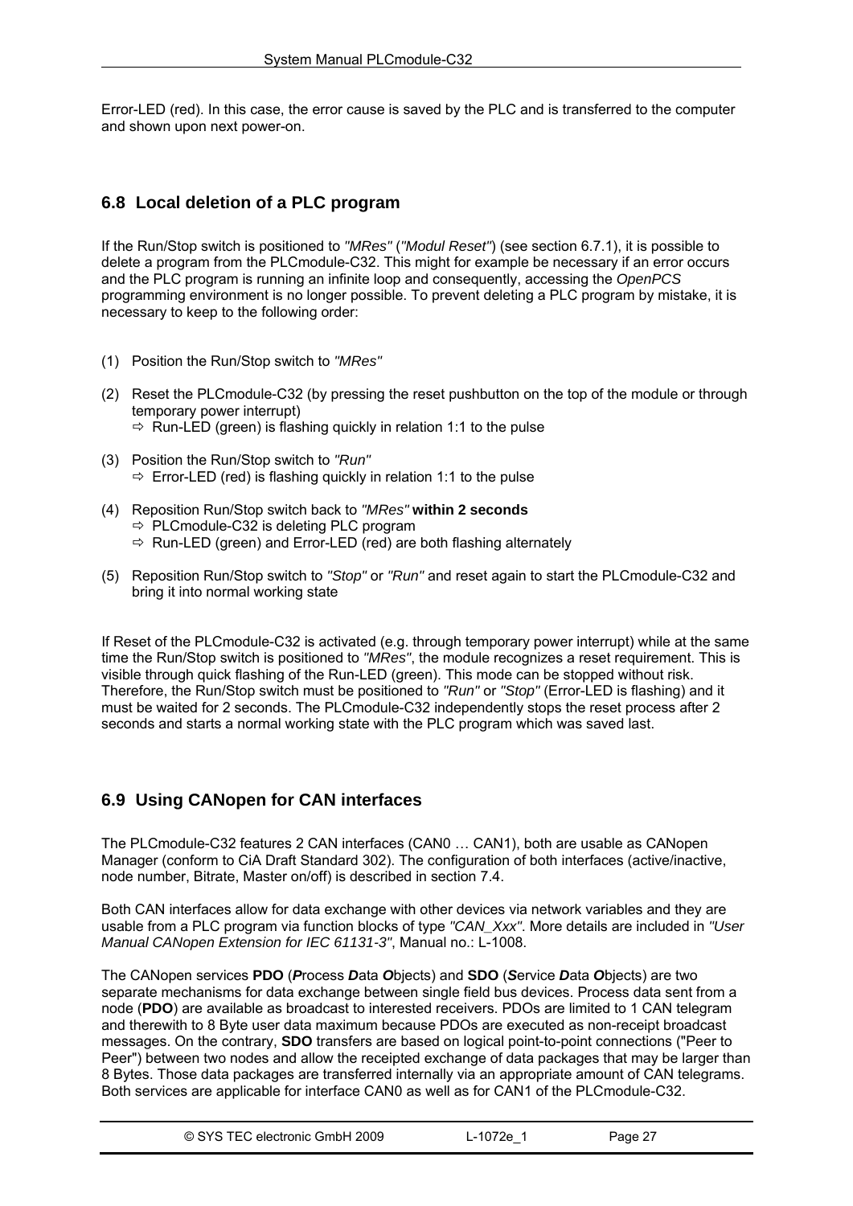Error-LED (red). In this case, the error cause is saved by the PLC and is transferred to the computer and shown upon next power-on.

## 6.8 Local deletion of a PLC program

If the Run/Stop switch is positioned to *"MRes"* (*"Modul Reset"*) (see section 6.7.1), it is possible to delete a program from the PLCmodule-C32. This might for example be necessary if an error occurs and the PLC program is running an infinite loop and consequently, accessing the *OpenPCS* programming environment is no longer possible. To prevent deleting a PLC program by mistake, it is necessary to keep to the following order:

(1) Position the Run/Stop switch to *"MRes"*

(2) Reset the PLCmodule-C32 (by pressing the reset pushbutton on the top of the module or through temporary power interrupt)
⇨ Run-LED (green) is flashing quickly in relation 1:1 to the pulse

(3) Position the Run/Stop switch to *"Run"*
⇨ Error-LED (red) is flashing quickly in relation 1:1 to the pulse

(4) Reposition Run/Stop switch back to *"MRes"* **within 2 seconds**
⇨ PLCmodule-C32 is deleting PLC program
⇨ Run-LED (green) and Error-LED (red) are both flashing alternately

(5) Reposition Run/Stop switch to *"Stop"* or *"Run"* and reset again to start the PLCmodule-C32 and bring it into normal working state

If Reset of the PLCmodule-C32 is activated (e.g. through temporary power interrupt) while at the same time the Run/Stop switch is positioned to *"MRes"*, the module recognizes a reset requirement. This is visible through quick flashing of the Run-LED (green). This mode can be stopped without risk. Therefore, the Run/Stop switch must be positioned to *"Run"* or *"Stop"* (Error-LED is flashing) and it must be waited for 2 seconds. The PLCmodule-C32 independently stops the reset process after 2 seconds and starts a normal working state with the PLC program which was saved last.

## 6.9 Using CANopen for CAN interfaces

The PLCmodule-C32 features 2 CAN interfaces (CAN0 … CAN1), both are usable as CANopen Manager (conform to CiA Draft Standard 302). The configuration of both interfaces (active/inactive, node number, Bitrate, Master on/off) is described in section 7.4.

Both CAN interfaces allow for data exchange with other devices via network variables and they are usable from a PLC program via function blocks of type *"CAN_Xxx"*. More details are included in *"User Manual CANopen Extension for IEC 61131-3"*, Manual no.: L-1008.

The CANopen services **PDO** (***P***rocess ***D***ata ***O***bjects) and **SDO** (***S***ervice ***D***ata ***O***bjects) are two separate mechanisms for data exchange between single field bus devices. Process data sent from a node (**PDO**) are available as broadcast to interested receivers. PDOs are limited to 1 CAN telegram and therewith to 8 Byte user data maximum because PDOs are executed as non-receipt broadcast messages. On the contrary, **SDO** transfers are based on logical point-to-point connections ("Peer to Peer") between two nodes and allow the receipted exchange of data packages that may be larger than 8 Bytes. Those data packages are transferred internally via an appropriate amount of CAN telegrams. Both services are applicable for interface CAN0 as well as for CAN1 of the PLCmodule-C32.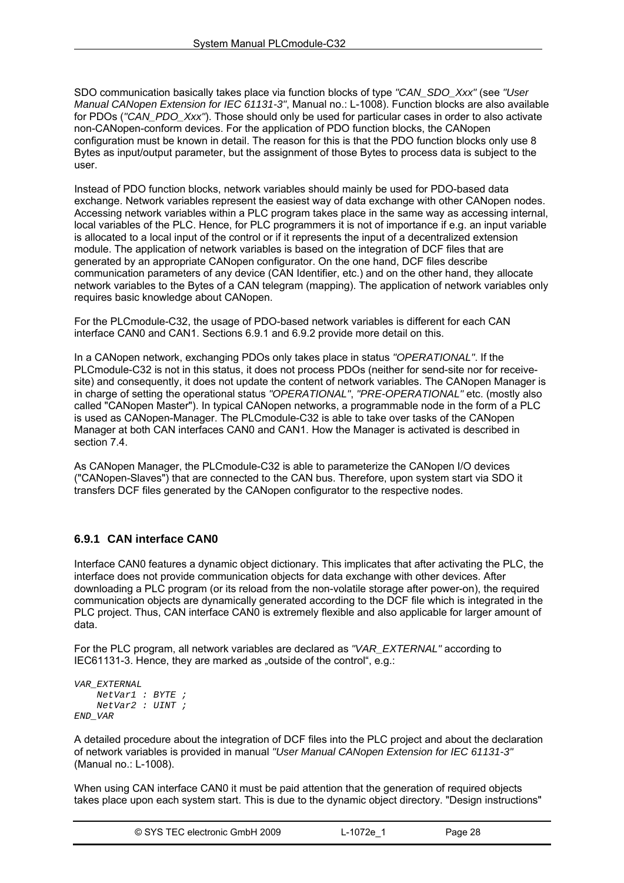SDO communication basically takes place via function blocks of type *"CAN_SDO_Xxx"* (see *"User Manual CANopen Extension for IEC 61131-3"*, Manual no.: L-1008). Function blocks are also available for PDOs (*"CAN_PDO_Xxx"*). Those should only be used for particular cases in order to also activate non-CANopen-conform devices. For the application of PDO function blocks, the CANopen configuration must be known in detail. The reason for this is that the PDO function blocks only use 8 Bytes as input/output parameter, but the assignment of those Bytes to process data is subject to the user.

Instead of PDO function blocks, network variables should mainly be used for PDO-based data exchange. Network variables represent the easiest way of data exchange with other CANopen nodes. Accessing network variables within a PLC program takes place in the same way as accessing internal, local variables of the PLC. Hence, for PLC programmers it is not of importance if e.g. an input variable is allocated to a local input of the control or if it represents the input of a decentralized extension module. The application of network variables is based on the integration of DCF files that are generated by an appropriate CANopen configurator. On the one hand, DCF files describe communication parameters of any device (CAN Identifier, etc.) and on the other hand, they allocate network variables to the Bytes of a CAN telegram (mapping). The application of network variables only requires basic knowledge about CANopen.

For the PLCmodule-C32, the usage of PDO-based network variables is different for each CAN interface CAN0 and CAN1. Sections 6.9.1 and 6.9.2 provide more detail on this.

In a CANopen network, exchanging PDOs only takes place in status *"OPERATIONAL"*. If the PLCmodule-C32 is not in this status, it does not process PDOs (neither for send-site nor for receive-site) and consequently, it does not update the content of network variables. The CANopen Manager is in charge of setting the operational status *"OPERATIONAL"*, *"PRE-OPERATIONAL"* etc. (mostly also called "CANopen Master"). In typical CANopen networks, a programmable node in the form of a PLC is used as CANopen-Manager. The PLCmodule-C32 is able to take over tasks of the CANopen Manager at both CAN interfaces CAN0 and CAN1. How the Manager is activated is described in section 7.4.

As CANopen Manager, the PLCmodule-C32 is able to parameterize the CANopen I/O devices ("CANopen-Slaves") that are connected to the CAN bus. Therefore, upon system start via SDO it transfers DCF files generated by the CANopen configurator to the respective nodes.

### 6.9.1 CAN interface CAN0

Interface CAN0 features a dynamic object dictionary. This implicates that after activating the PLC, the interface does not provide communication objects for data exchange with other devices. After downloading a PLC program (or its reload from the non-volatile storage after power-on), the required communication objects are dynamically generated according to the DCF file which is integrated in the PLC project. Thus, CAN interface CAN0 is extremely flexible and also applicable for larger amount of data.

For the PLC program, all network variables are declared as *"VAR_EXTERNAL"* according to IEC61131-3. Hence, they are marked as „outside of the control", e.g.:

```
VAR_EXTERNAL
    NetVar1 : BYTE ;
    NetVar2 : UINT ;
END_VAR
```

A detailed procedure about the integration of DCF files into the PLC project and about the declaration of network variables is provided in manual *"User Manual CANopen Extension for IEC 61131-3"* (Manual no.: L-1008).

When using CAN interface CAN0 it must be paid attention that the generation of required objects takes place upon each system start. This is due to the dynamic object directory. "Design instructions"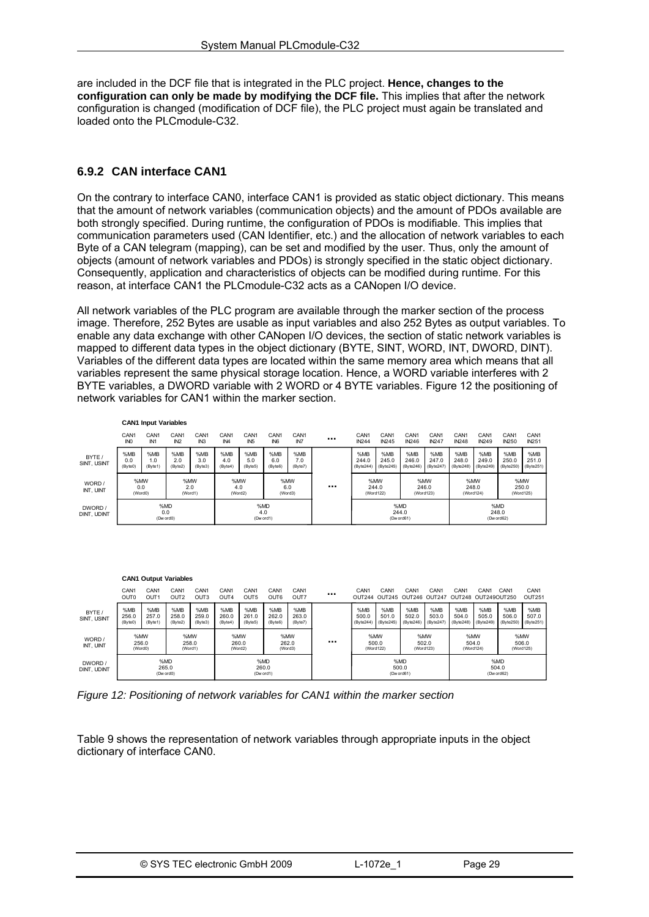are included in the DCF file that is integrated in the PLC project. **Hence, changes to the configuration can only be made by modifying the DCF file.** This implies that after the network configuration is changed (modification of DCF file), the PLC project must again be translated and loaded onto the PLCmodule-C32.

### 6.9.2 CAN interface CAN1

On the contrary to interface CAN0, interface CAN1 is provided as static object dictionary. This means that the amount of network variables (communication objects) and the amount of PDOs available are both strongly specified. During runtime, the configuration of PDOs is modifiable. This implies that communication parameters used (CAN Identifier, etc.) and the allocation of network variables to each Byte of a CAN telegram (mapping), can be set and modified by the user. Thus, only the amount of objects (amount of network variables and PDOs) is strongly specified in the static object dictionary. Consequently, application and characteristics of objects can be modified during runtime. For this reason, at interface CAN1 the PLCmodule-C32 acts as a CANopen I/O device.

All network variables of the PLC program are available through the marker section of the process image. Therefore, 252 Bytes are usable as input variables and also 252 Bytes as output variables. To enable any data exchange with other CANopen I/O devices, the section of static network variables is mapped to different data types in the object dictionary (BYTE, SINT, WORD, INT, DWORD, DINT). Variables of the different data types are located within the same memory area which means that all variables represent the same physical storage location. Hence, a WORD variable interferes with 2 BYTE variables, a DWORD variable with 2 WORD or 4 BYTE variables. Figure 12 the positioning of network variables for CAN1 within the marker section.

**CAN1 Input Variables**

| | CAN1 IN0 | CAN1 IN1 | CAN1 IN2 | CAN1 IN3 | CAN1 IN4 | CAN1 IN5 | CAN1 IN6 | CAN1 IN7 | ... | CAN1 IN244 | CAN1 IN245 | CAN1 IN246 | CAN1 IN247 | CAN1 IN248 | CAN1 IN249 | CAN1 IN250 | CAN1 IN251 |
|---|---|---|---|---|---|---|---|---|---|---|---|---|---|---|---|---|---|
| BYTE / SINT, USINT | %MB 0.0 (Byte0) | %MB 1.0 (Byte1) | %MB 2.0 (Byte2) | %MB 3.0 (Byte3) | %MB 4.0 (Byte4) | %MB 5.0 (Byte5) | %MB 6.0 (Byte6) | %MB 7.0 (Byte7) | | %MB 244.0 (Byte244) | %MB 245.0 (Byte245) | %MB 246.0 (Byte246) | %MB 247.0 (Byte247) | %MB 248.0 (Byte248) | %MB 249.0 (Byte249) | %MB 250.0 (Byte250) | %MB 251.0 (Byte251) |
| WORD / INT, UINT | %MW 0.0 (Word0) | | %MW 2.0 (Word1) | | %MW 4.0 (Word2) | | %MW 6.0 (Word3) | | ... | %MW 244.0 (Word122) | | %MW 246.0 (Word123) | | %MW 248.0 (Word124) | | %MW 250.0 (Word125) | |
| DWORD / DINT, UDINT | %MD 0.0 (Dword0) | | | | %MD 4.0 (Dword1) | | | | | %MD 244.0 (Dword61) | | | | %MD 248.0 (Dword62) | | | |

**CAN1 Output Variables**

| | CAN1 OUT0 | CAN1 OUT1 | CAN1 OUT2 | CAN1 OUT3 | CAN1 OUT4 | CAN1 OUT5 | CAN1 OUT6 | CAN1 OUT7 | ... | CAN1 OUT244 | CAN1 OUT245 | CAN1 OUT246 | CAN1 OUT247 | CAN1 OUT248 | CAN1 OUT249 | CAN1 OUT250 | CAN1 OUT251 |
|---|---|---|---|---|---|---|---|---|---|---|---|---|---|---|---|---|---|
| BYTE / SINT, USINT | %MB 256.0 (Byte0) | %MB 257.0 (Byte1) | %MB 258.0 (Byte2) | %MB 259.0 (Byte3) | %MB 260.0 (Byte4) | %MB 261.0 (Byte5) | %MB 262.0 (Byte6) | %MB 263.0 (Byte7) | | %MB 500.0 (Byte244) | %MB 501.0 (Byte245) | %MB 502.0 (Byte246) | %MB 503.0 (Byte247) | %MB 504.0 (Byte248) | %MB 505.0 (Byte249) | %MB 506.0 (Byte250) | %MB 507.0 (Byte251) |
| WORD / INT, UINT | %MW 256.0 (Word0) | | %MW 258.0 (Word1) | | %MW 260.0 (Word2) | | %MW 262.0 (Word3) | | ... | %MW 500.0 (Word122) | | %MW 502.0 (Word123) | | %MW 504.0 (Word124) | | %MW 506.0 (Word125) | |
| DWORD / DINT, UDINT | %MD 265.0 (Dword0) | | | | %MD 260.0 (Dword1) | | | | | %MD 500.0 (Dword61) | | | | %MD 504.0 (Dword62) | | | |

*Figure 12: Positioning of network variables for CAN1 within the marker section*

Table 9 shows the representation of network variables through appropriate inputs in the object dictionary of interface CAN0.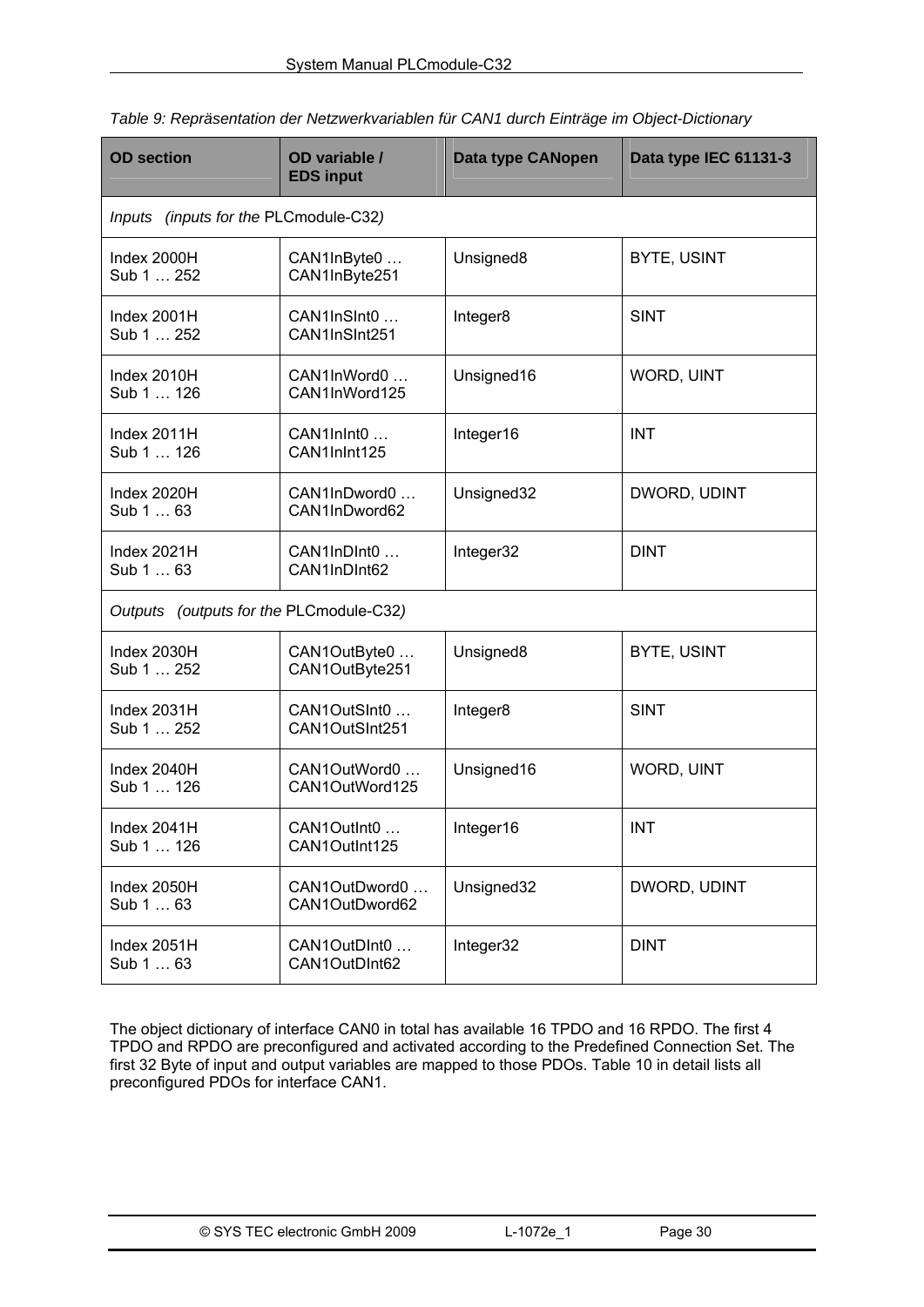*Table 9: Repräsentation der Netzwerkvariablen für CAN1 durch Einträge im Object-Dictionary*

| OD section | OD variable / EDS input | Data type CANopen | Data type IEC 61131-3 |
|---|---|---|---|
| *Inputs (inputs for the* PLCmodule-C32*)* | | | |
| Index 2000H<br>Sub 1 … 252 | CAN1InByte0 …<br>CAN1InByte251 | Unsigned8 | BYTE, USINT |
| Index 2001H<br>Sub 1 … 252 | CAN1InSInt0 …<br>CAN1InSInt251 | Integer8 | SINT |
| Index 2010H<br>Sub 1 … 126 | CAN1InWord0 …<br>CAN1InWord125 | Unsigned16 | WORD, UINT |
| Index 2011H<br>Sub 1 … 126 | CAN1InInt0 …<br>CAN1InInt125 | Integer16 | INT |
| Index 2020H<br>Sub 1 … 63 | CAN1InDword0 …<br>CAN1InDword62 | Unsigned32 | DWORD, UDINT |
| Index 2021H<br>Sub 1 … 63 | CAN1InDInt0 …<br>CAN1InDInt62 | Integer32 | DINT |
| *Outputs (outputs for the* PLCmodule-C32*)* | | | |
| Index 2030H<br>Sub 1 … 252 | CAN1OutByte0 …<br>CAN1OutByte251 | Unsigned8 | BYTE, USINT |
| Index 2031H<br>Sub 1 … 252 | CAN1OutSInt0 …<br>CAN1OutSInt251 | Integer8 | SINT |
| Index 2040H<br>Sub 1 … 126 | CAN1OutWord0 …<br>CAN1OutWord125 | Unsigned16 | WORD, UINT |
| Index 2041H<br>Sub 1 … 126 | CAN1OutInt0 …<br>CAN1OutInt125 | Integer16 | INT |
| Index 2050H<br>Sub 1 … 63 | CAN1OutDword0 …<br>CAN1OutDword62 | Unsigned32 | DWORD, UDINT |
| Index 2051H<br>Sub 1 … 63 | CAN1OutDInt0 …<br>CAN1OutDInt62 | Integer32 | DINT |

The object dictionary of interface CAN0 in total has available 16 TPDO and 16 RPDO. The first 4 TPDO and RPDO are preconfigured and activated according to the Predefined Connection Set. The first 32 Byte of input and output variables are mapped to those PDOs. Table 10 in detail lists all preconfigured PDOs for interface CAN1.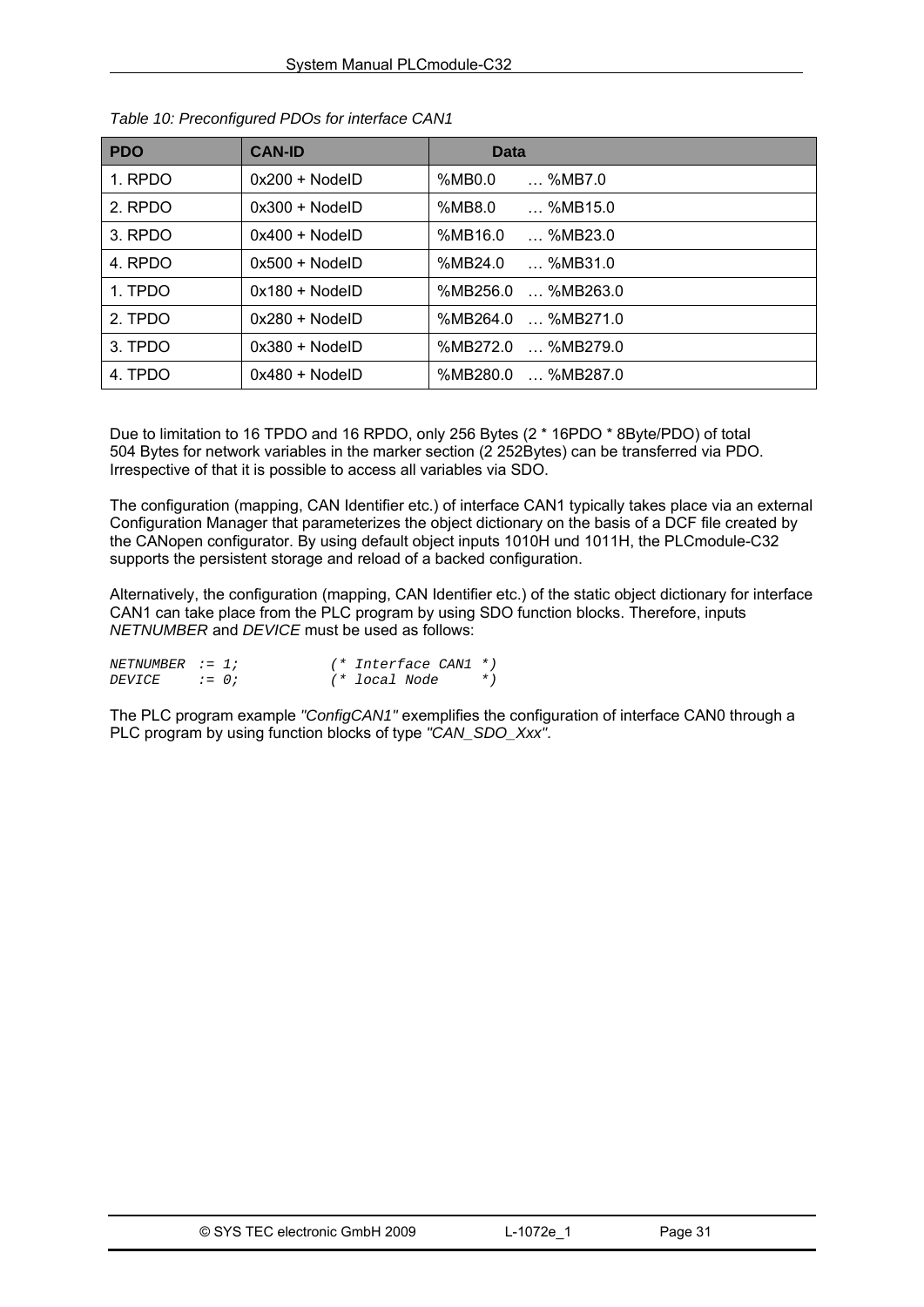*Table 10: Preconfigured PDOs for interface CAN1*

| PDO | CAN-ID | Data |
|---|---|---|
| 1. RPDO | 0x200 + NodeID | %MB0.0 … %MB7.0 |
| 2. RPDO | 0x300 + NodeID | %MB8.0 … %MB15.0 |
| 3. RPDO | 0x400 + NodeID | %MB16.0 … %MB23.0 |
| 4. RPDO | 0x500 + NodeID | %MB24.0 … %MB31.0 |
| 1. TPDO | 0x180 + NodeID | %MB256.0 … %MB263.0 |
| 2. TPDO | 0x280 + NodeID | %MB264.0 … %MB271.0 |
| 3. TPDO | 0x380 + NodeID | %MB272.0 … %MB279.0 |
| 4. TPDO | 0x480 + NodeID | %MB280.0 … %MB287.0 |

Due to limitation to 16 TPDO and 16 RPDO, only 256 Bytes (2 * 16PDO * 8Byte/PDO) of total 504 Bytes for network variables in the marker section (2 252Bytes) can be transferred via PDO. Irrespective of that it is possible to access all variables via SDO.

The configuration (mapping, CAN Identifier etc.) of interface CAN1 typically takes place via an external Configuration Manager that parameterizes the object dictionary on the basis of a DCF file created by the CANopen configurator. By using default object inputs 1010H und 1011H, the PLCmodule-C32 supports the persistent storage and reload of a backed configuration.

Alternatively, the configuration (mapping, CAN Identifier etc.) of the static object dictionary for interface CAN1 can take place from the PLC program by using SDO function blocks. Therefore, inputs *NETNUMBER* and *DEVICE* must be used as follows:

```
NETNUMBER := 1;          (* Interface CAN1 *)
DEVICE    := 0;          (* local Node     *)
```

The PLC program example *"ConfigCAN1"* exemplifies the configuration of interface CAN0 through a PLC program by using function blocks of type *"CAN_SDO_Xxx"*.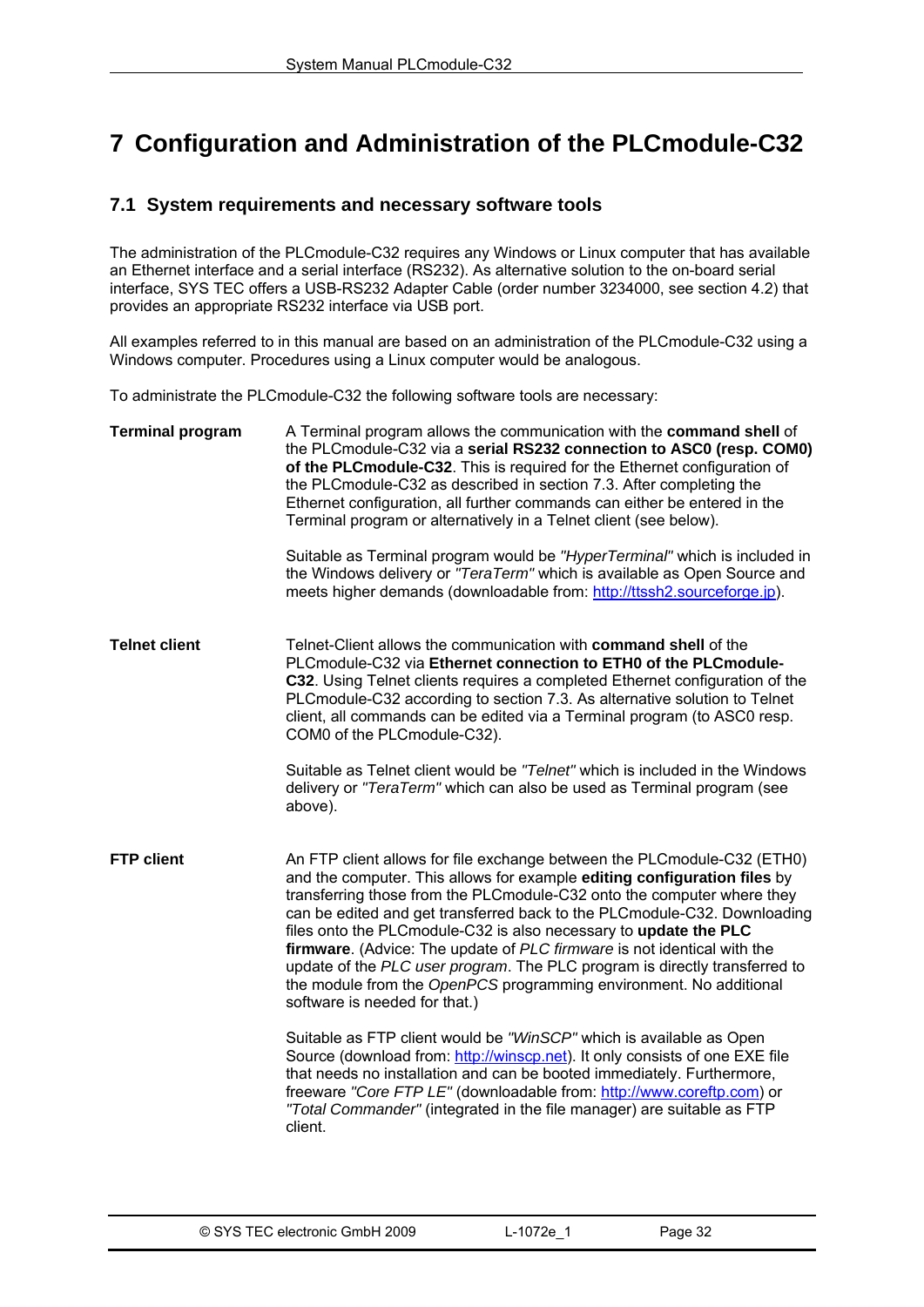# 7 Configuration and Administration of the PLCmodule-C32

## 7.1 System requirements and necessary software tools

The administration of the PLCmodule-C32 requires any Windows or Linux computer that has available an Ethernet interface and a serial interface (RS232). As alternative solution to the on-board serial interface, SYS TEC offers a USB-RS232 Adapter Cable (order number 3234000, see section 4.2) that provides an appropriate RS232 interface via USB port.

All examples referred to in this manual are based on an administration of the PLCmodule-C32 using a Windows computer. Procedures using a Linux computer would be analogous.

To administrate the PLCmodule-C32 the following software tools are necessary:

**Terminal program**

A Terminal program allows the communication with the **command shell** of the PLCmodule-C32 via a **serial RS232 connection to ASC0 (resp. COM0) of the PLCmodule-C32**. This is required for the Ethernet configuration of the PLCmodule-C32 as described in section 7.3. After completing the Ethernet configuration, all further commands can either be entered in the Terminal program or alternatively in a Telnet client (see below).

Suitable as Terminal program would be *"HyperTerminal"* which is included in the Windows delivery or *"TeraTerm"* which is available as Open Source and meets higher demands (downloadable from: http://ttssh2.sourceforge.jp).

**Telnet client**

Telnet-Client allows the communication with **command shell** of the PLCmodule-C32 via **Ethernet connection to ETH0 of the PLCmodule-C32**. Using Telnet clients requires a completed Ethernet configuration of the PLCmodule-C32 according to section 7.3. As alternative solution to Telnet client, all commands can be edited via a Terminal program (to ASC0 resp. COM0 of the PLCmodule-C32).

Suitable as Telnet client would be *"Telnet"* which is included in the Windows delivery or *"TeraTerm"* which can also be used as Terminal program (see above).

**FTP client**

An FTP client allows for file exchange between the PLCmodule-C32 (ETH0) and the computer. This allows for example **editing configuration files** by transferring those from the PLCmodule-C32 onto the computer where they can be edited and get transferred back to the PLCmodule-C32. Downloading files onto the PLCmodule-C32 is also necessary to **update the PLC firmware**. (Advice: The update of *PLC firmware* is not identical with the update of the *PLC user program*. The PLC program is directly transferred to the module from the *OpenPCS* programming environment. No additional software is needed for that.)

Suitable as FTP client would be *"WinSCP"* which is available as Open Source (download from: http://winscp.net). It only consists of one EXE file that needs no installation and can be booted immediately. Furthermore, freeware *"Core FTP LE"* (downloadable from: http://www.coreftp.com) or *"Total Commander"* (integrated in the file manager) are suitable as FTP client.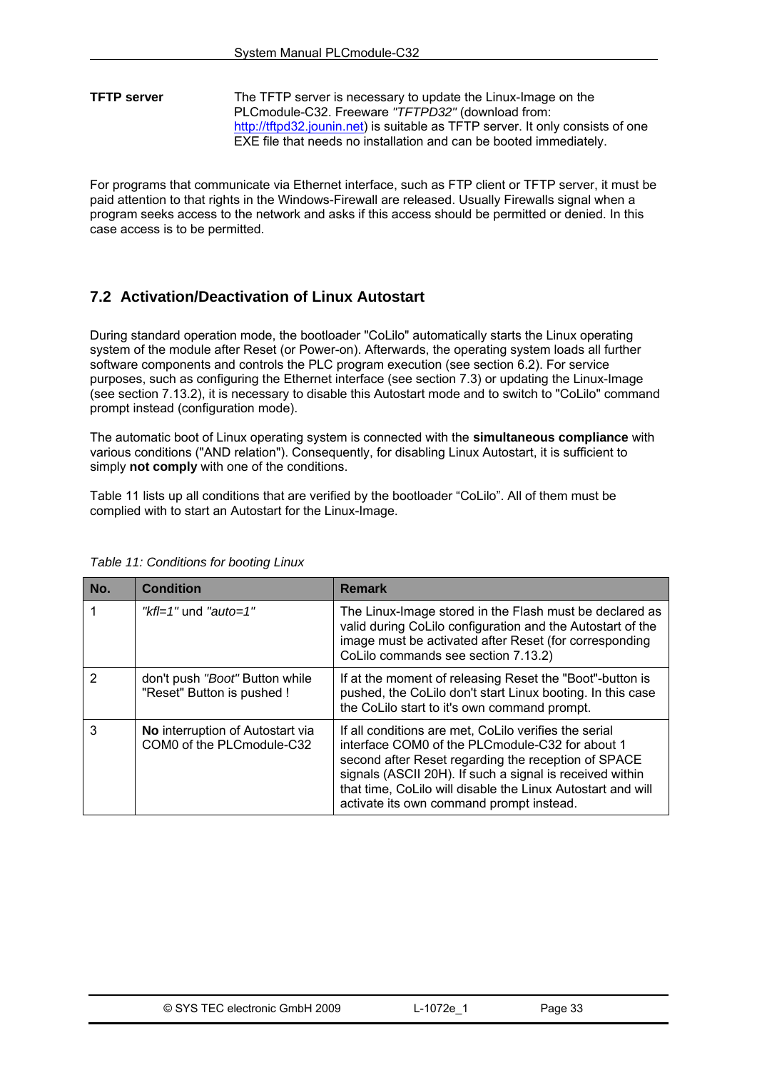| | |
|---|---|
| **TFTP server** | The TFTP server is necessary to update the Linux-Image on the PLCmodule-C32. Freeware *"TFTPD32"* (download from: http://tftpd32.jounin.net) is suitable as TFTP server. It only consists of one EXE file that needs no installation and can be booted immediately. |

For programs that communicate via Ethernet interface, such as FTP client or TFTP server, it must be paid attention to that rights in the Windows-Firewall are released. Usually Firewalls signal when a program seeks access to the network and asks if this access should be permitted or denied. In this case access is to be permitted.

## 7.2 Activation/Deactivation of Linux Autostart

During standard operation mode, the bootloader "CoLilo" automatically starts the Linux operating system of the module after Reset (or Power-on). Afterwards, the operating system loads all further software components and controls the PLC program execution (see section 6.2). For service purposes, such as configuring the Ethernet interface (see section 7.3) or updating the Linux-Image (see section 7.13.2), it is necessary to disable this Autostart mode and to switch to "CoLilo" command prompt instead (configuration mode).

The automatic boot of Linux operating system is connected with the **simultaneous compliance** with various conditions ("AND relation"). Consequently, for disabling Linux Autostart, it is sufficient to simply **not comply** with one of the conditions.

Table 11 lists up all conditions that are verified by the bootloader "CoLilo". All of them must be complied with to start an Autostart for the Linux-Image.

*Table 11: Conditions for booting Linux*

| No. | Condition | Remark |
|---|---|---|
| 1 | *"kfl=1"* und *"auto=1"* | The Linux-Image stored in the Flash must be declared as valid during CoLilo configuration and the Autostart of the image must be activated after Reset (for corresponding CoLilo commands see section 7.13.2) |
| 2 | don't push *"Boot"* Button while "Reset" Button is pushed ! | If at the moment of releasing Reset the "Boot"-button is pushed, the CoLilo don't start Linux booting. In this case the CoLilo start to it's own command prompt. |
| 3 | **No** interruption of Autostart via COM0 of the PLCmodule-C32 | If all conditions are met, CoLilo verifies the serial interface COM0 of the PLCmodule-C32 for about 1 second after Reset regarding the reception of SPACE signals (ASCII 20H). If such a signal is received within that time, CoLilo will disable the Linux Autostart and will activate its own command prompt instead. |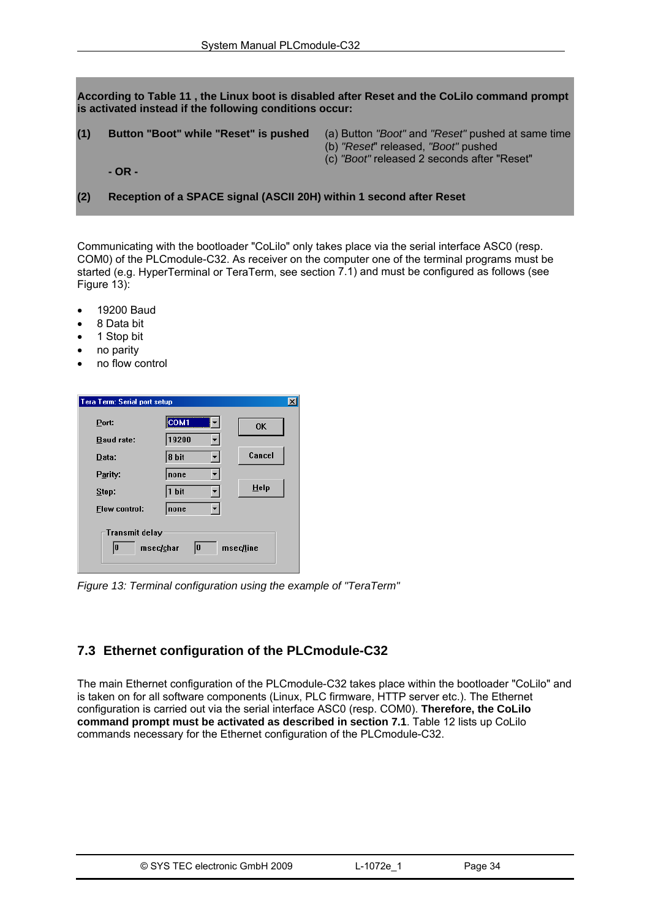**According to Table 11 , the Linux boot is disabled after Reset and the CoLilo command prompt is activated instead if the following conditions occur:**

**(1) Button "Boot" while "Reset" is pushed**

(a) Button *"Boot"* and *"Reset"* pushed at same time
(b) *"Reset"* released, *"Boot"* pushed
(c) *"Boot"* released 2 seconds after "Reset"

**- OR -**

**(2) Reception of a SPACE signal (ASCII 20H) within 1 second after Reset**

Communicating with the bootloader "CoLilo" only takes place via the serial interface ASC0 (resp. COM0) of the PLCmodule-C32. As receiver on the computer one of the terminal programs must be started (e.g. HyperTerminal or TeraTerm, see section 7.1) and must be configured as follows (see Figure 13):

- 19200 Baud
- 8 Data bit
- 1 Stop bit
- no parity
- no flow control

Tera Term: Serial port setup

| | |
|---|---|
| Port: | COM1 |
| Baud rate: | 19200 |
| Data: | 8 bit |
| Parity: | none |
| Stop: | 1 bit |
| Flow control: | none |

Transmit delay: 0 msec/char, 0 msec/line

OK | Cancel | Help

*Figure 13: Terminal configuration using the example of "TeraTerm"*

## 7.3 Ethernet configuration of the PLCmodule-C32

The main Ethernet configuration of the PLCmodule-C32 takes place within the bootloader "CoLilo" and is taken on for all software components (Linux, PLC firmware, HTTP server etc.). The Ethernet configuration is carried out via the serial interface ASC0 (resp. COM0). **Therefore, the CoLilo command prompt must be activated as described in section 7.1**. Table 12 lists up CoLilo commands necessary for the Ethernet configuration of the PLCmodule-C32.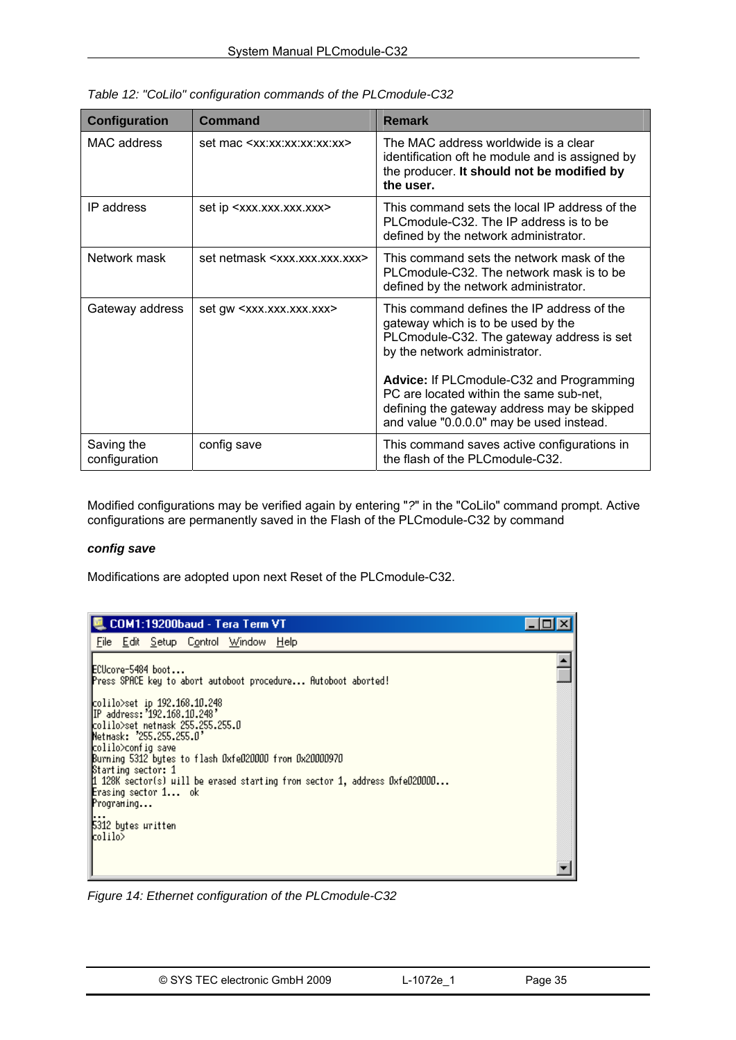Table 12: "CoLilo" configuration commands of the PLCmodule-C32

| Configuration | Command | Remark |
|---|---|---|
| MAC address | set mac <xx:xx:xx:xx:xx:xx> | The MAC address worldwide is a clear identification oft he module and is assigned by the producer. **It should not be modified by the user.** |
| IP address | set ip <xxx.xxx.xxx.xxx> | This command sets the local IP address of the PLCmodule-C32. The IP address is to be defined by the network administrator. |
| Network mask | set netmask <xxx.xxx.xxx.xxx> | This command sets the network mask of the PLCmodule-C32. The network mask is to be defined by the network administrator. |
| Gateway address | set gw <xxx.xxx.xxx.xxx> | This command defines the IP address of the gateway which is to be used by the PLCmodule-C32. The gateway address is set by the network administrator. **Advice:** If PLCmodule-C32 and Programming PC are located within the same sub-net, defining the gateway address may be skipped and value "0.0.0.0" may be used instead. |
| Saving the configuration | config save | This command saves active configurations in the flash of the PLCmodule-C32. |

Modified configurations may be verified again by entering "?" in the "CoLilo" command prompt. Active configurations are permanently saved in the Flash of the PLCmodule-C32 by command

***config save***

Modifications are adopted upon next Reset of the PLCmodule-C32.

```
COM1:19200baud - Tera Term VT
File  Edit  Setup  Control  Window  Help

ECUcore-5484 boot...
Press SPACE key to abort autoboot procedure... Autoboot aborted!

colilo>set ip 192.168.10.248
IP address:'192.168.10.248'
colilo>set netmask 255.255.255.0
Netmask: '255.255.255.0'
colilo>config save
Burning 5312 bytes to flash 0xfe020000 from 0x20000970
Starting sector: 1
1 128K sector(s) will be erased starting from sector 1, address 0xfe020000...
Erasing sector 1...  ok
Programing...
...
5312 bytes written
colilo>
```

Figure 14: Ethernet configuration of the PLCmodule-C32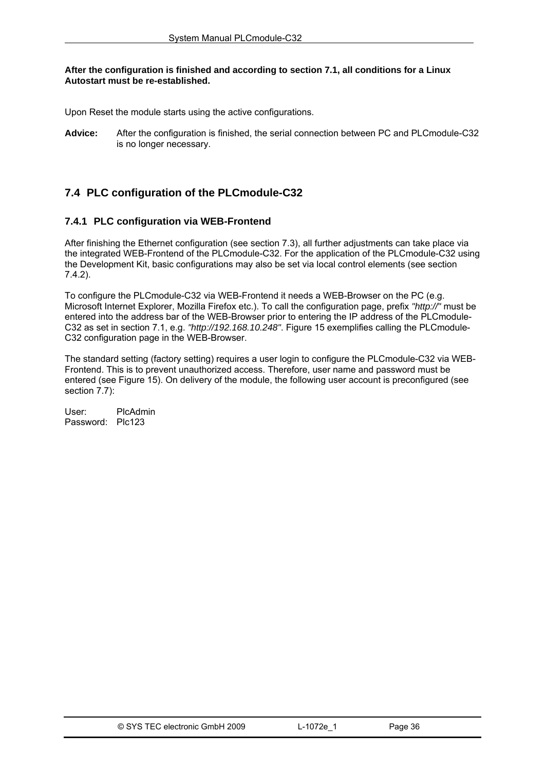**After the configuration is finished and according to section 7.1, all conditions for a Linux Autostart must be re-established.**

Upon Reset the module starts using the active configurations.

**Advice:** After the configuration is finished, the serial connection between PC and PLCmodule-C32 is no longer necessary.

## 7.4 PLC configuration of the PLCmodule-C32

### 7.4.1 PLC configuration via WEB-Frontend

After finishing the Ethernet configuration (see section 7.3), all further adjustments can take place via the integrated WEB-Frontend of the PLCmodule-C32. For the application of the PLCmodule-C32 using the Development Kit, basic configurations may also be set via local control elements (see section 7.4.2).

To configure the PLCmodule-C32 via WEB-Frontend it needs a WEB-Browser on the PC (e.g. Microsoft Internet Explorer, Mozilla Firefox etc.). To call the configuration page, prefix *"http://"* must be entered into the address bar of the WEB-Browser prior to entering the IP address of the PLCmodule-C32 as set in section 7.1, e.g. *"http://192.168.10.248"*. Figure 15 exemplifies calling the PLCmodule-C32 configuration page in the WEB-Browser.

The standard setting (factory setting) requires a user login to configure the PLCmodule-C32 via WEB-Frontend. This is to prevent unauthorized access. Therefore, user name and password must be entered (see Figure 15). On delivery of the module, the following user account is preconfigured (see section 7.7):

User: PlcAdmin
Password: Plc123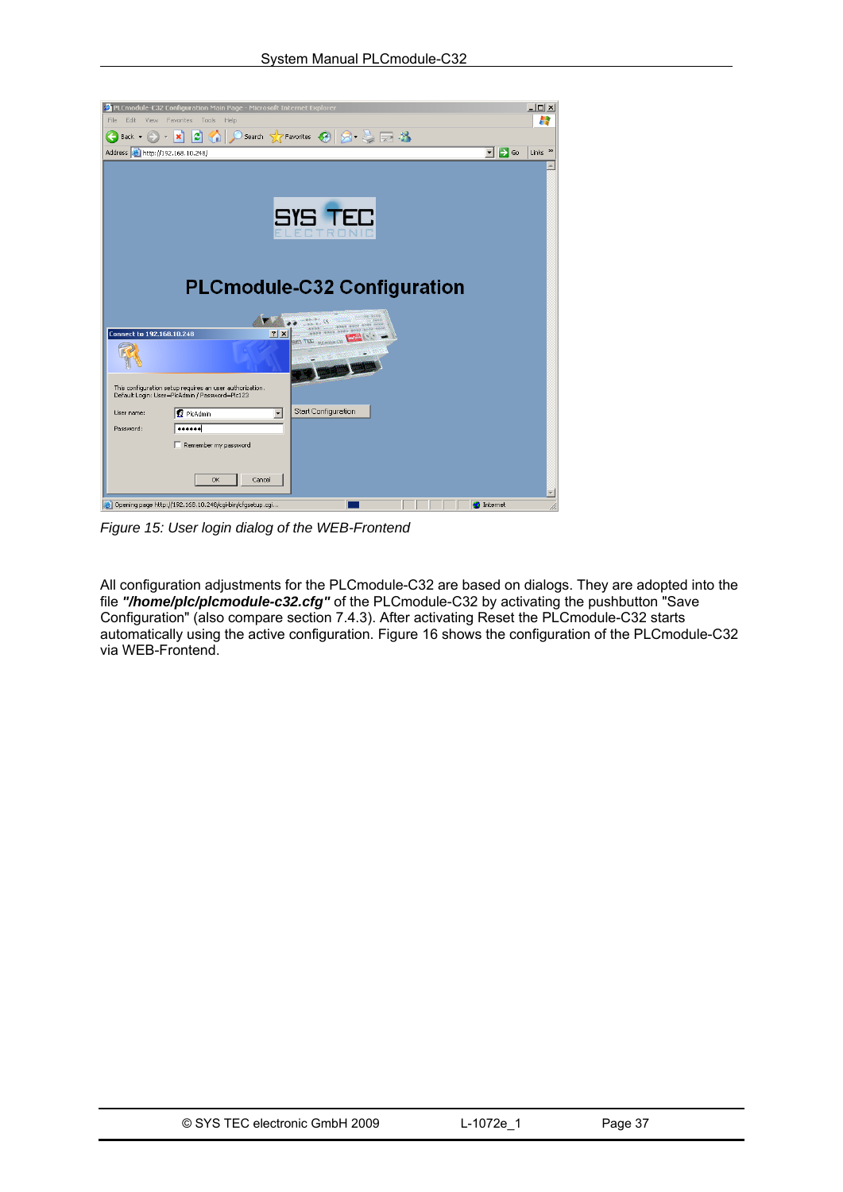*Figure 15: User login dialog of the WEB-Frontend*

All configuration adjustments for the PLCmodule-C32 are based on dialogs. They are adopted into the file ***"/home/plc/plcmodule-c32.cfg"*** of the PLCmodule-C32 by activating the pushbutton "Save Configuration" (also compare section 7.4.3). After activating Reset the PLCmodule-C32 starts automatically using the active configuration. Figure 16 shows the configuration of the PLCmodule-C32 via WEB-Frontend.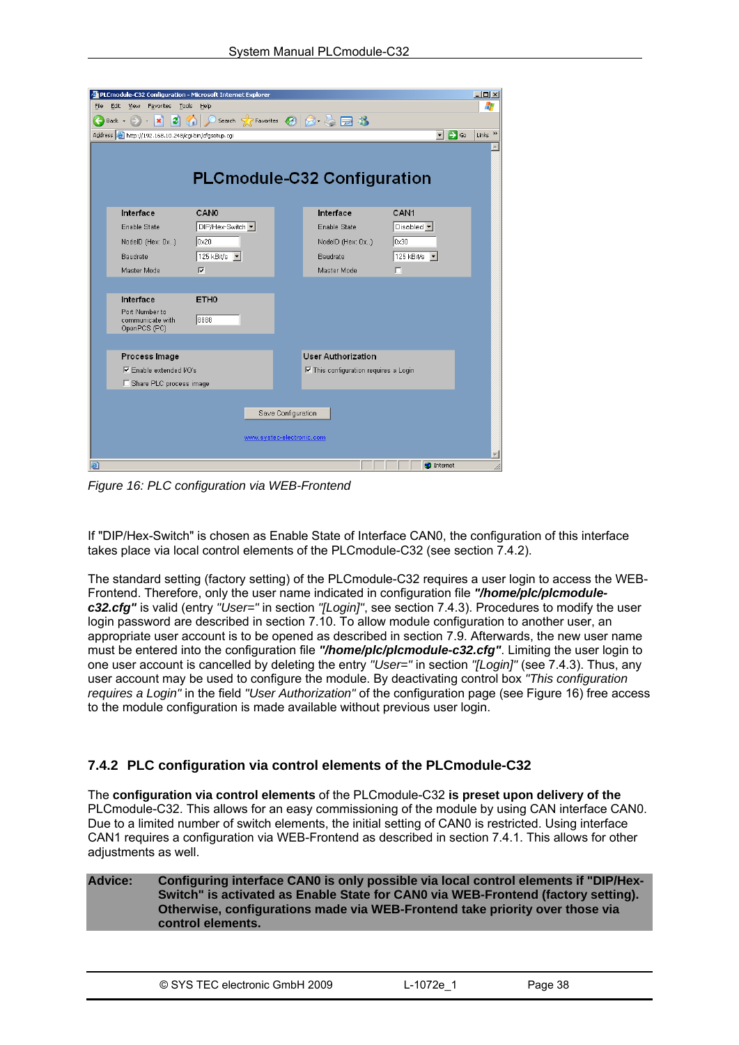*Figure 16: PLC configuration via WEB-Frontend*

If "DIP/Hex-Switch" is chosen as Enable State of Interface CAN0, the configuration of this interface takes place via local control elements of the PLCmodule-C32 (see section 7.4.2).

The standard setting (factory setting) of the PLCmodule-C32 requires a user login to access the WEB-Frontend. Therefore, only the user name indicated in configuration file ***"/home/plc/plcmodule-c32.cfg"*** is valid (entry *"User="* in section *"[Login]"*, see section 7.4.3). Procedures to modify the user login password are described in section 7.10. To allow module configuration to another user, an appropriate user account is to be opened as described in section 7.9. Afterwards, the new user name must be entered into the configuration file ***"/home/plc/plcmodule-c32.cfg"***. Limiting the user login to one user account is cancelled by deleting the entry *"User="* in section *"[Login]"* (see 7.4.3). Thus, any user account may be used to configure the module. By deactivating control box *"This configuration requires a Login"* in the field *"User Authorization"* of the configuration page (see Figure 16) free access to the module configuration is made available without previous user login.

### 7.4.2 PLC configuration via control elements of the PLCmodule-C32

The **configuration via control elements** of the PLCmodule-C32 **is preset upon delivery of the** PLCmodule-C32. This allows for an easy commissioning of the module by using CAN interface CAN0. Due to a limited number of switch elements, the initial setting of CAN0 is restricted. Using interface CAN1 requires a configuration via WEB-Frontend as described in section 7.4.1. This allows for other adjustments as well.

| **Advice:** | **Configuring interface CAN0 is only possible via local control elements if "DIP/Hex-Switch" is activated as Enable State for CAN0 via WEB-Frontend (factory setting). Otherwise, configurations made via WEB-Frontend take priority over those via control elements.** |
|---|---|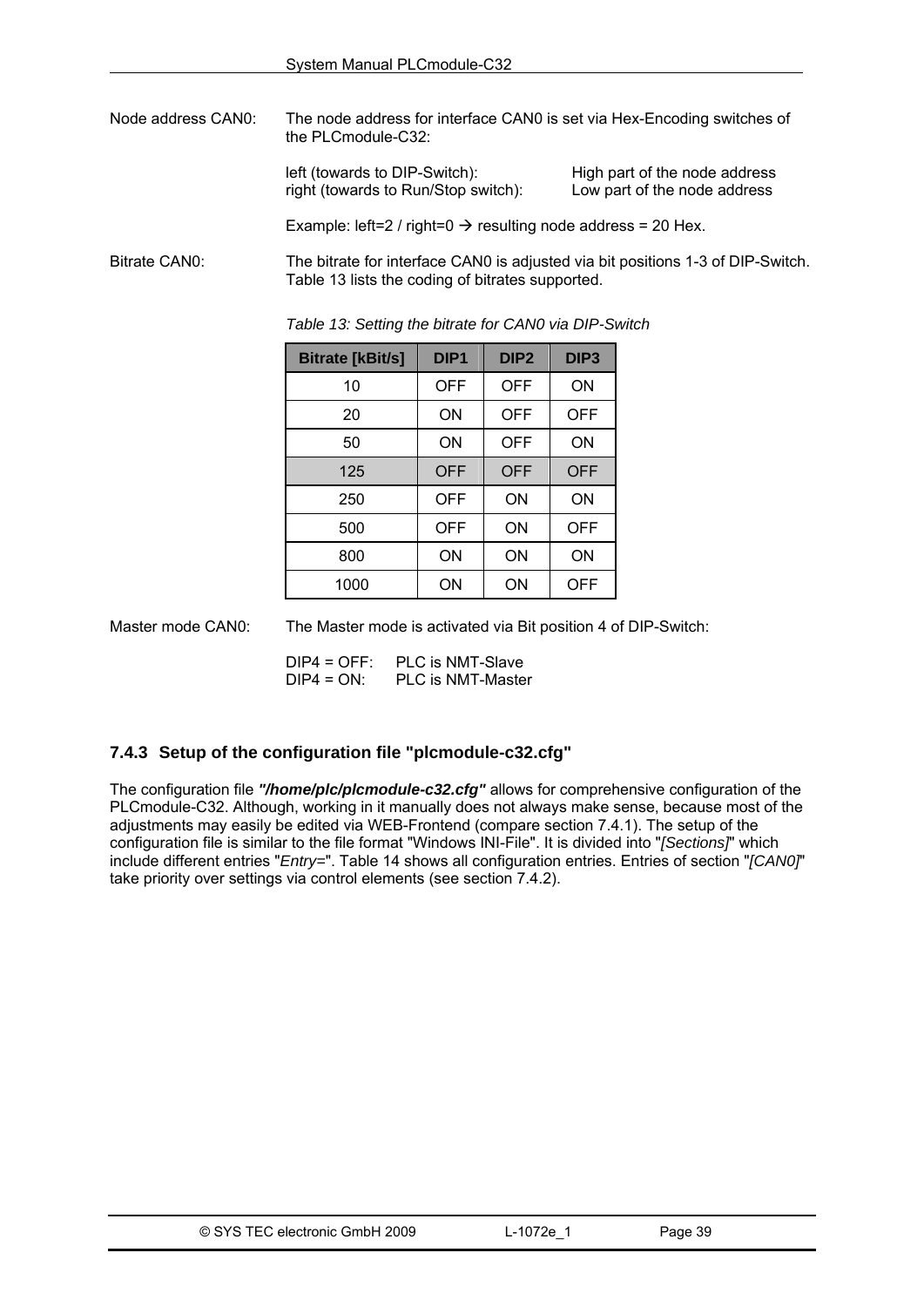Node address CAN0: The node address for interface CAN0 is set via Hex-Encoding switches of the PLCmodule-C32:

left (towards to DIP-Switch): High part of the node address
right (towards to Run/Stop switch): Low part of the node address

Example: left=2 / right=0 → resulting node address = 20 Hex.

Bitrate CAN0: The bitrate for interface CAN0 is adjusted via bit positions 1-3 of DIP-Switch. Table 13 lists the coding of bitrates supported.

*Table 13: Setting the bitrate for CAN0 via DIP-Switch*

| Bitrate [kBit/s] | DIP1 | DIP2 | DIP3 |
|---|---|---|---|
| 10 | OFF | OFF | ON |
| 20 | ON | OFF | OFF |
| 50 | ON | OFF | ON |
| 125 | OFF | OFF | OFF |
| 250 | OFF | ON | ON |
| 500 | OFF | ON | OFF |
| 800 | ON | ON | ON |
| 1000 | ON | ON | OFF |

Master mode CAN0: The Master mode is activated via Bit position 4 of DIP-Switch:

DIP4 = OFF: PLC is NMT-Slave
DIP4 = ON: PLC is NMT-Master

### 7.4.3 Setup of the configuration file "plcmodule-c32.cfg"

The configuration file ***"/home/plc/plcmodule-c32.cfg"*** allows for comprehensive configuration of the PLCmodule-C32. Although, working in it manually does not always make sense, because most of the adjustments may easily be edited via WEB-Frontend (compare section 7.4.1). The setup of the configuration file is similar to the file format "Windows INI-File". It is divided into "*[Sections]*" which include different entries "*Entry=*". Table 14 shows all configuration entries. Entries of section "*[CAN0]*" take priority over settings via control elements (see section 7.4.2).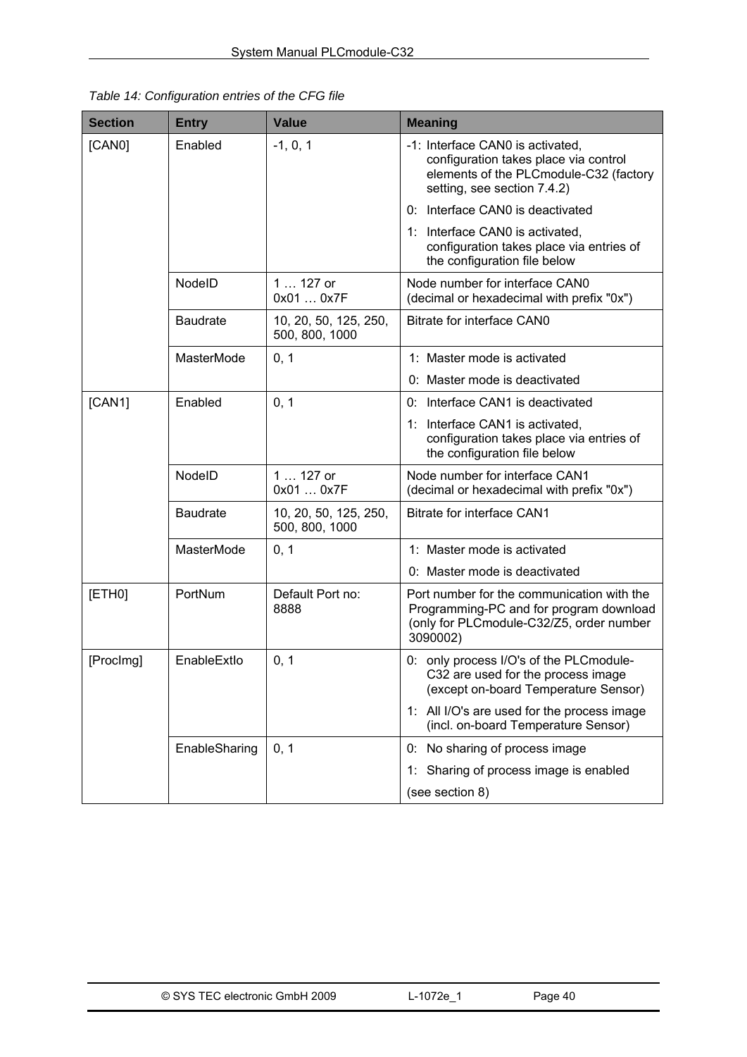*Table 14: Configuration entries of the CFG file*

| Section | Entry | Value | Meaning |
|---|---|---|---|
| [CAN0] | Enabled | -1, 0, 1 | -1: Interface CAN0 is activated, configuration takes place via control elements of the PLCmodule-C32 (factory setting, see section 7.4.2)<br>0: Interface CAN0 is deactivated<br>1: Interface CAN0 is activated, configuration takes place via entries of the configuration file below |
| | NodeID | 1 … 127 or 0x01 … 0x7F | Node number for interface CAN0 (decimal or hexadecimal with prefix "0x") |
| | Baudrate | 10, 20, 50, 125, 250, 500, 800, 1000 | Bitrate for interface CAN0 |
| | MasterMode | 0, 1 | 1: Master mode is activated<br>0: Master mode is deactivated |
| [CAN1] | Enabled | 0, 1 | 0: Interface CAN1 is deactivated<br>1: Interface CAN1 is activated, configuration takes place via entries of the configuration file below |
| | NodeID | 1 … 127 or 0x01 … 0x7F | Node number for interface CAN1 (decimal or hexadecimal with prefix "0x") |
| | Baudrate | 10, 20, 50, 125, 250, 500, 800, 1000 | Bitrate for interface CAN1 |
| | MasterMode | 0, 1 | 1: Master mode is activated<br>0: Master mode is deactivated |
| [ETH0] | PortNum | Default Port no: 8888 | Port number for the communication with the Programming-PC and for program download (only for PLCmodule-C32/Z5, order number 3090002) |
| [ProcImg] | EnableExtIo | 0, 1 | 0: only process I/O's of the PLCmodule-C32 are used for the process image (except on-board Temperature Sensor)<br>1: All I/O's are used for the process image (incl. on-board Temperature Sensor) |
| | EnableSharing | 0, 1 | 0: No sharing of process image<br>1: Sharing of process image is enabled<br>(see section 8) |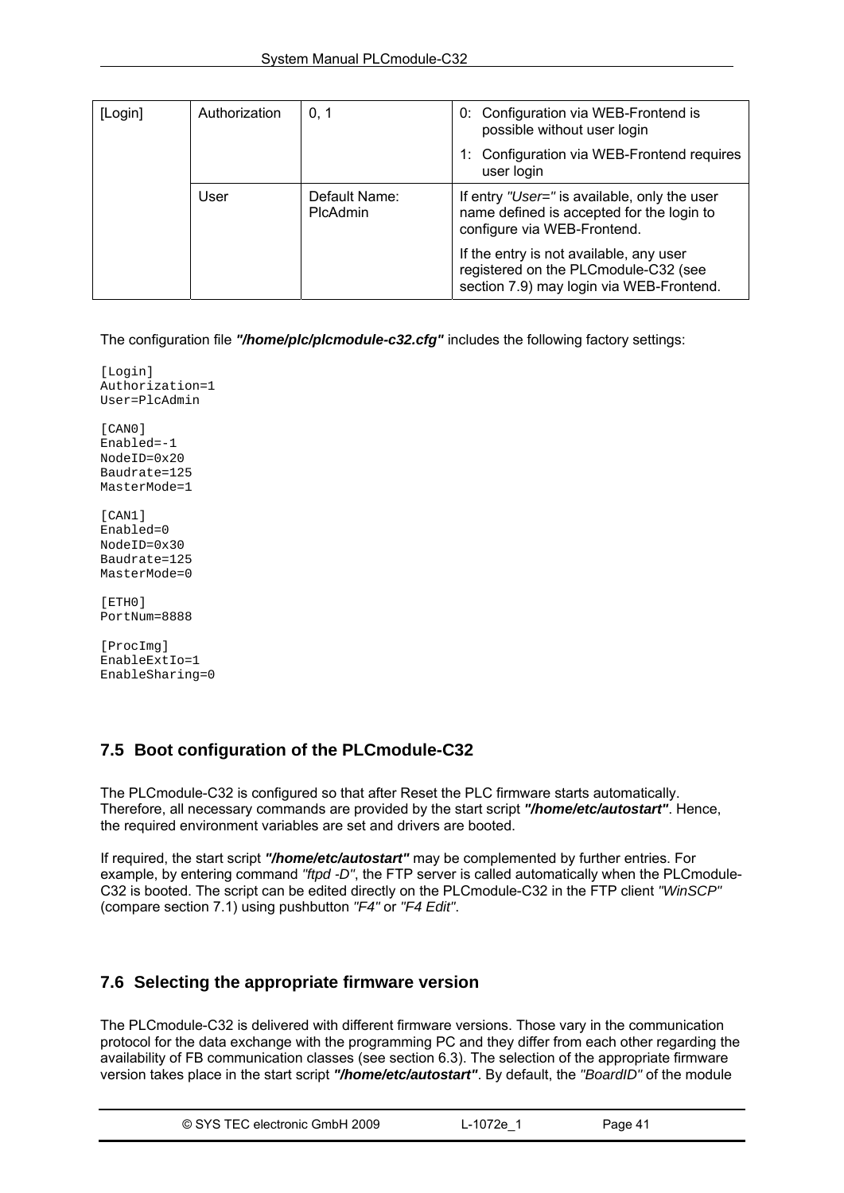| [Login] | Authorization | 0, 1 | 0: Configuration via WEB-Frontend is possible without user login<br>1: Configuration via WEB-Frontend requires user login |
|---|---|---|---|
| | User | Default Name: PlcAdmin | If entry *"User="* is available, only the user name defined is accepted for the login to configure via WEB-Frontend.<br>If the entry is not available, any user registered on the PLCmodule-C32 (see section 7.9) may login via WEB-Frontend. |

The configuration file ***"/home/plc/plcmodule-c32.cfg"*** includes the following factory settings:

```
[Login]
Authorization=1
User=PlcAdmin

[CAN0]
Enabled=-1
NodeID=0x20
Baudrate=125
MasterMode=1

[CAN1]
Enabled=0
NodeID=0x30
Baudrate=125
MasterMode=0

[ETH0]
PortNum=8888

[ProcImg]
EnableExtIo=1
EnableSharing=0
```

## 7.5 Boot configuration of the PLCmodule-C32

The PLCmodule-C32 is configured so that after Reset the PLC firmware starts automatically. Therefore, all necessary commands are provided by the start script ***"/home/etc/autostart"***. Hence, the required environment variables are set and drivers are booted.

If required, the start script ***"/home/etc/autostart"*** may be complemented by further entries. For example, by entering command *"ftpd -D"*, the FTP server is called automatically when the PLCmodule-C32 is booted. The script can be edited directly on the PLCmodule-C32 in the FTP client *"WinSCP"* (compare section 7.1) using pushbutton *"F4"* or *"F4 Edit"*.

## 7.6 Selecting the appropriate firmware version

The PLCmodule-C32 is delivered with different firmware versions. Those vary in the communication protocol for the data exchange with the programming PC and they differ from each other regarding the availability of FB communication classes (see section 6.3). The selection of the appropriate firmware version takes place in the start script ***"/home/etc/autostart"***. By default, the *"BoardID"* of the module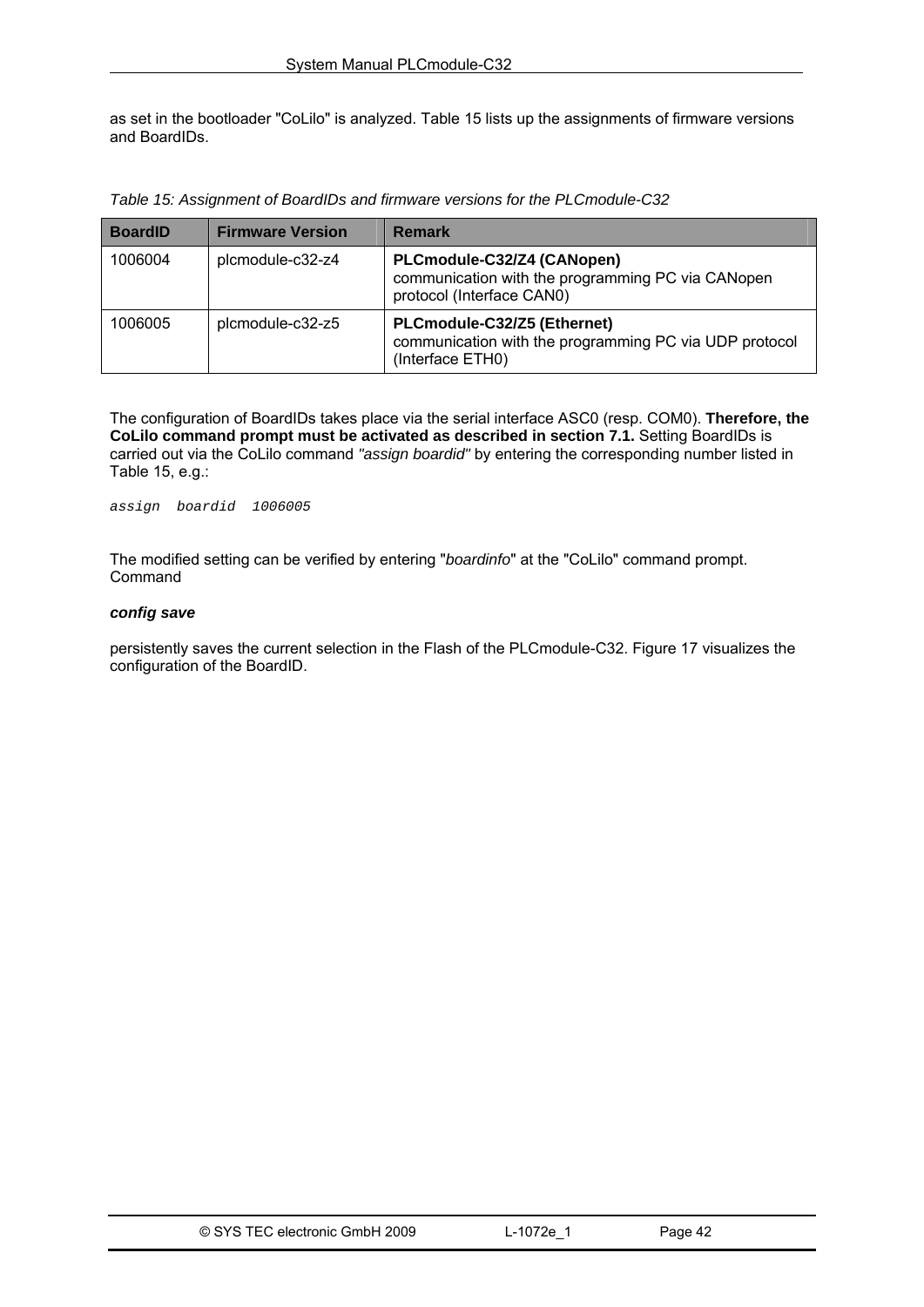as set in the bootloader "CoLilo" is analyzed. Table 15 lists up the assignments of firmware versions and BoardIDs.

*Table 15: Assignment of BoardIDs and firmware versions for the PLCmodule-C32*

| BoardID | Firmware Version | Remark |
|---|---|---|
| 1006004 | plcmodule-c32-z4 | **PLCmodule-C32/Z4 (CANopen)** communication with the programming PC via CANopen protocol (Interface CAN0) |
| 1006005 | plcmodule-c32-z5 | **PLCmodule-C32/Z5 (Ethernet)** communication with the programming PC via UDP protocol (Interface ETH0) |

The configuration of BoardIDs takes place via the serial interface ASC0 (resp. COM0). **Therefore, the CoLilo command prompt must be activated as described in section 7.1.** Setting BoardIDs is carried out via the CoLilo command *"assign boardid"* by entering the corresponding number listed in Table 15, e.g.:

```
assign  boardid  1006005
```

The modified setting can be verified by entering "*boardinfo*" at the "CoLilo" command prompt. Command

***config save***

persistently saves the current selection in the Flash of the PLCmodule-C32. Figure 17 visualizes the configuration of the BoardID.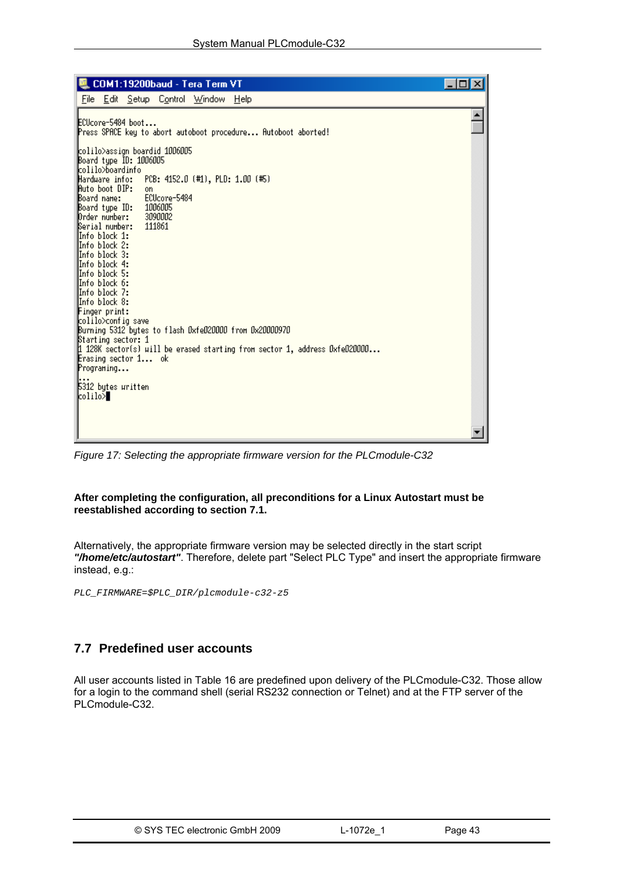```
ECUcore-5484 boot...
Press SPACE key to abort autoboot procedure... Autoboot aborted!

colilo>assign boardid 1006005
Board type ID: 1006005
colilo>boardinfo
Hardware info:   PCB: 4152.0 (#1), PLD: 1.00 (#5)
Auto boot DIP:   on
Board name:      ECUcore-5484
Board type ID:   1006005
Order number:    3090002
Serial number:   111861
Info block 1:
Info block 2:
Info block 3:
Info block 4:
Info block 5:
Info block 6:
Info block 7:
Info block 8:
Finger print:
colilo>config save
Burning 5312 bytes to flash 0xfe020000 from 0x20000970
Starting sector: 1
1 128K sector(s) will be erased starting from sector 1, address 0xfe020000...
Erasing sector 1...  ok
Programing...
...
5312 bytes written
colilo>
```

*Figure 17: Selecting the appropriate firmware version for the PLCmodule-C32*

**After completing the configuration, all preconditions for a Linux Autostart must be reestablished according to section 7.1.**

Alternatively, the appropriate firmware version may be selected directly in the start script ***"/home/etc/autostart"***. Therefore, delete part "Select PLC Type" and insert the appropriate firmware instead, e.g.:

```
PLC_FIRMWARE=$PLC_DIR/plcmodule-c32-z5
```

## 7.7 Predefined user accounts

All user accounts listed in Table 16 are predefined upon delivery of the PLCmodule-C32. Those allow for a login to the command shell (serial RS232 connection or Telnet) and at the FTP server of the PLCmodule-C32.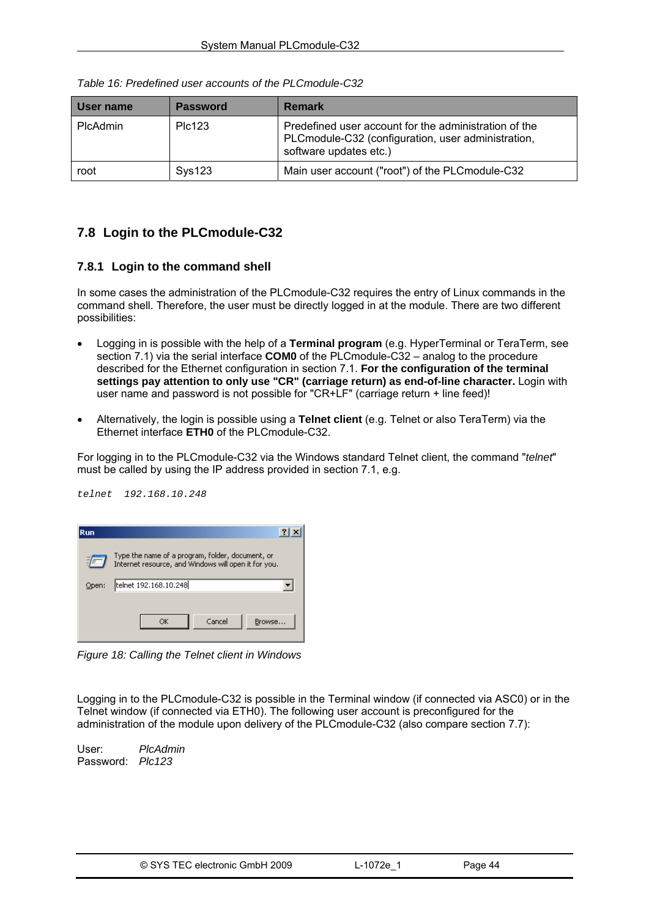Table 16: Predefined user accounts of the PLCmodule-C32

| User name | Password | Remark |
| --- | --- | --- |
| PlcAdmin | Plc123 | Predefined user account for the administration of the PLCmodule-C32 (configuration, user administration, software updates etc.) |
| root | Sys123 | Main user account ("root") of the PLCmodule-C32 |

## 7.8 Login to the PLCmodule-C32

### 7.8.1 Login to the command shell

In some cases the administration of the PLCmodule-C32 requires the entry of Linux commands in the command shell. Therefore, the user must be directly logged in at the module. There are two different possibilities:

- Logging in is possible with the help of a **Terminal program** (e.g. HyperTerminal or TeraTerm, see section 7.1) via the serial interface **COM0** of the PLCmodule-C32 – analog to the procedure described for the Ethernet configuration in section 7.1. **For the configuration of the terminal settings pay attention to only use "CR" (carriage return) as end-of-line character.** Login with user name and password is not possible for "CR+LF" (carriage return + line feed)!
- Alternatively, the login is possible using a **Telnet client** (e.g. Telnet or also TeraTerm) via the Ethernet interface **ETH0** of the PLCmodule-C32.

For logging in to the PLCmodule-C32 via the Windows standard Telnet client, the command "*telnet*" must be called by using the IP address provided in section 7.1, e.g.

```
telnet  192.168.10.248
```

Figure 18: Calling the Telnet client in Windows

Logging in to the PLCmodule-C32 is possible in the Terminal window (if connected via ASC0) or in the Telnet window (if connected via ETH0). The following user account is preconfigured for the administration of the module upon delivery of the PLCmodule-C32 (also compare section 7.7):

User: *PlcAdmin*
Password: *Plc123*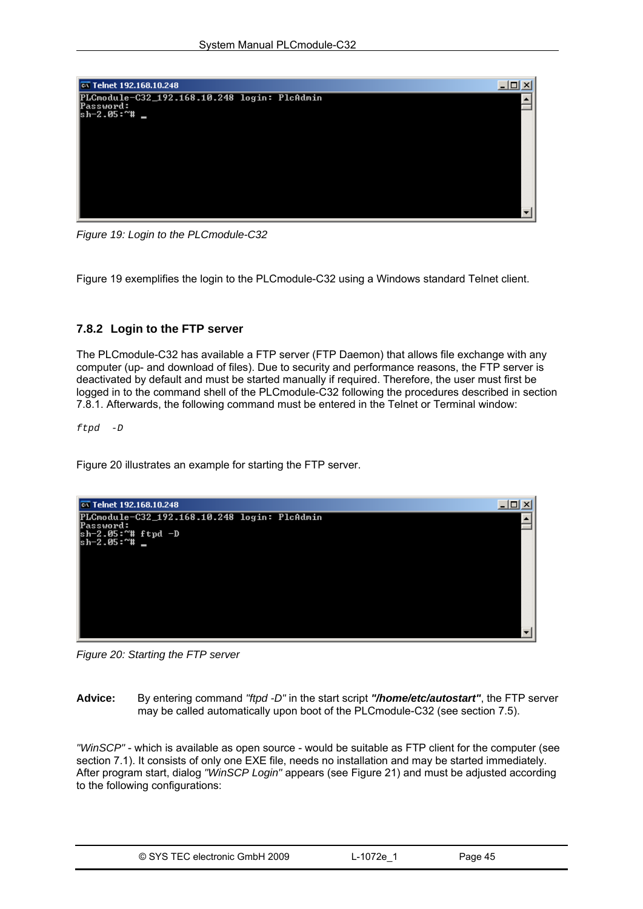```
PLCmodule-C32_192.168.10.248 login: PlcAdmin
Password:
sh-2.05:~# _
```

*Figure 19: Login to the PLCmodule-C32*

Figure 19 exemplifies the login to the PLCmodule-C32 using a Windows standard Telnet client.

### 7.8.2 Login to the FTP server

The PLCmodule-C32 has available a FTP server (FTP Daemon) that allows file exchange with any computer (up- and download of files). Due to security and performance reasons, the FTP server is deactivated by default and must be started manually if required. Therefore, the user must first be logged in to the command shell of the PLCmodule-C32 following the procedures described in section 7.8.1. Afterwards, the following command must be entered in the Telnet or Terminal window:

```
ftpd  -D
```

Figure 20 illustrates an example for starting the FTP server.

```
PLCmodule-C32_192.168.10.248 login: PlcAdmin
Password:
sh-2.05:~# ftpd -D
sh-2.05:~# _
```

*Figure 20: Starting the FTP server*

**Advice:** By entering command *"ftpd -D"* in the start script ***"/home/etc/autostart"***, the FTP server may be called automatically upon boot of the PLCmodule-C32 (see section 7.5).

*"WinSCP"* - which is available as open source - would be suitable as FTP client for the computer (see section 7.1). It consists of only one EXE file, needs no installation and may be started immediately. After program start, dialog *"WinSCP Login"* appears (see Figure 21) and must be adjusted according to the following configurations: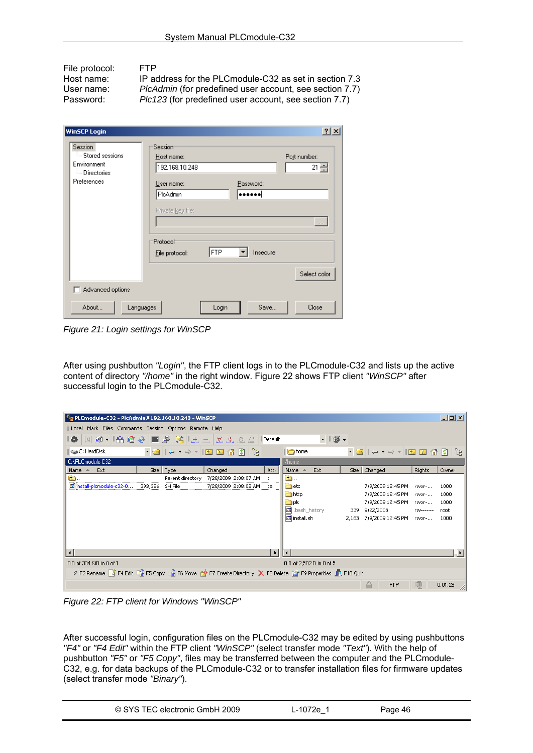| | |
|---|---|
| File protocol: | FTP |
| Host name: | IP address for the PLCmodule-C32 as set in section 7.3 |
| User name: | *PlcAdmin* (for predefined user account, see section 7.7) |
| Password: | *Plc123* (for predefined user account, see section 7.7) |

*Figure 21: Login settings for WinSCP*

After using pushbutton *"Login"*, the FTP client logs in to the PLCmodule-C32 and lists up the active content of directory *"/home"* in the right window. Figure 22 shows FTP client *"WinSCP"* after successful login to the PLCmodule-C32.

*Figure 22: FTP client for Windows "WinSCP"*

After successful login, configuration files on the PLCmodule-C32 may be edited by using pushbuttons *"F4"* or *"F4 Edit"* within the FTP client *"WinSCP"* (select transfer mode *"Text"*). With the help of pushbutton *"F5"* or *"F5 Copy"*, files may be transferred between the computer and the PLCmodule-C32, e.g. for data backups of the PLCmodule-C32 or to transfer installation files for firmware updates (select transfer mode *"Binary"*).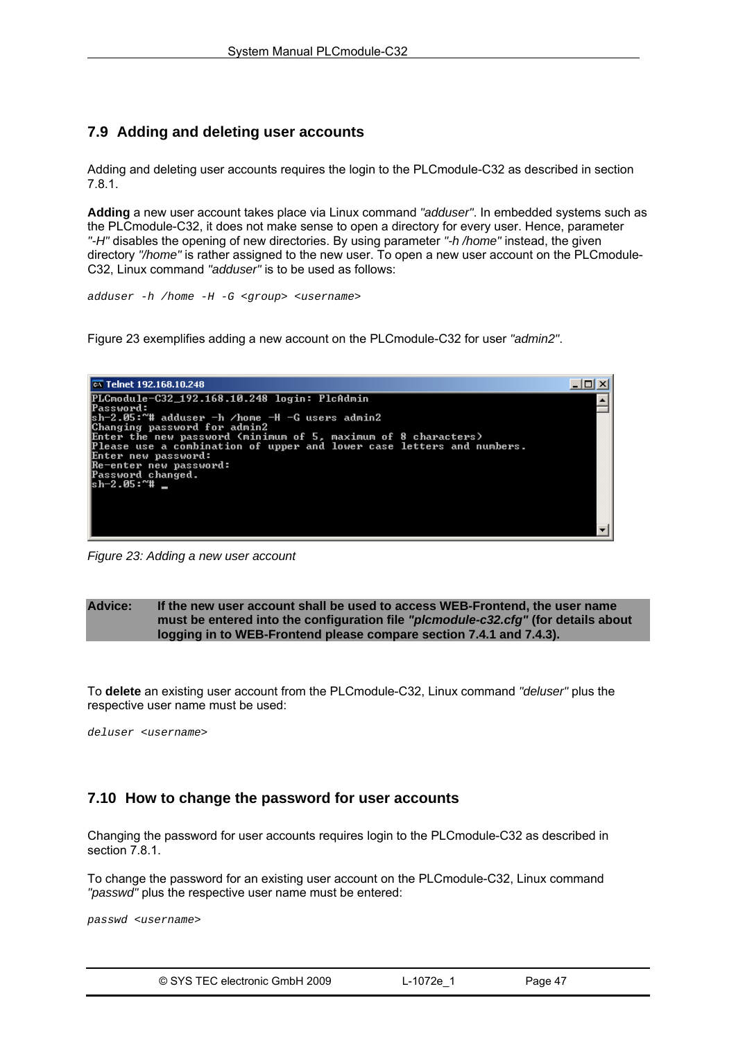## 7.9 Adding and deleting user accounts

Adding and deleting user accounts requires the login to the PLCmodule-C32 as described in section 7.8.1.

**Adding** a new user account takes place via Linux command *"adduser"*. In embedded systems such as the PLCmodule-C32, it does not make sense to open a directory for every user. Hence, parameter *"-H"* disables the opening of new directories. By using parameter *"-h /home"* instead, the given directory *"/home"* is rather assigned to the new user. To open a new user account on the PLCmodule-C32, Linux command *"adduser"* is to be used as follows:

```
adduser -h /home -H -G <group> <username>
```

Figure 23 exemplifies adding a new account on the PLCmodule-C32 for user *"admin2"*.

```
Telnet 192.168.10.248
PLCmodule-C32_192.168.10.248 login: PlcAdmin
Password:
sh-2.05:~# adduser -h /home -H -G users admin2
Changing password for admin2
Enter the new password (minimum of 5, maximum of 8 characters)
Please use a combination of upper and lower case letters and numbers.
Enter new password:
Re-enter new password:
Password changed.
sh-2.05:~# _
```

*Figure 23: Adding a new user account*

**Advice: If the new user account shall be used to access WEB-Frontend, the user name must be entered into the configuration file *"plcmodule-c32.cfg"* (for details about logging in to WEB-Frontend please compare section 7.4.1 and 7.4.3).**

To **delete** an existing user account from the PLCmodule-C32, Linux command *"deluser"* plus the respective user name must be used:

```
deluser <username>
```

## 7.10 How to change the password for user accounts

Changing the password for user accounts requires login to the PLCmodule-C32 as described in section 7.8.1.

To change the password for an existing user account on the PLCmodule-C32, Linux command *"passwd"* plus the respective user name must be entered:

```
passwd <username>
```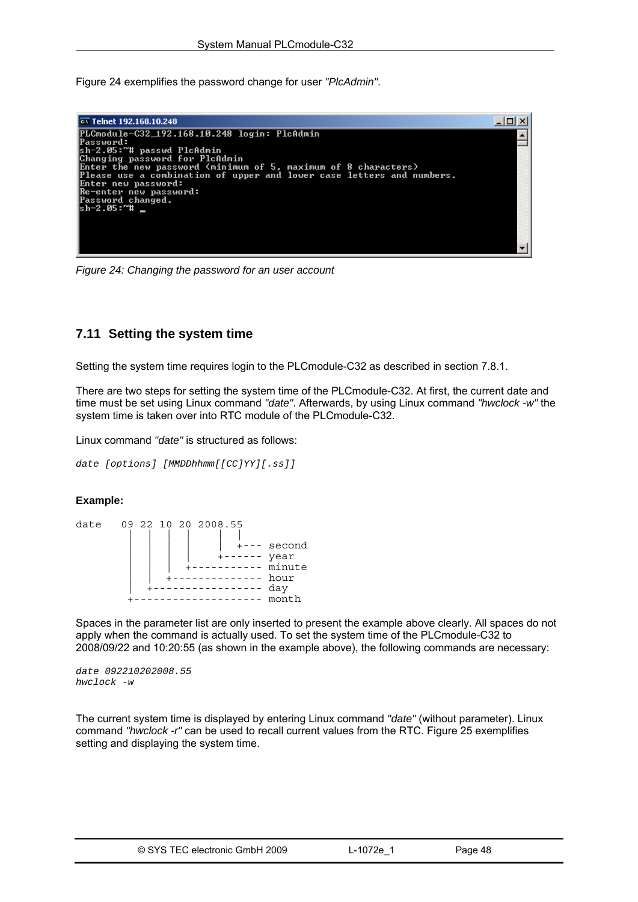Figure 24 exemplifies the password change for user *"PlcAdmin"*.

```
PLCmodule-C32_192.168.10.248 login: PlcAdmin
Password:
sh-2.05:~# passwd PlcAdmin
Changing password for PlcAdmin
Enter the new password (minimum of 5, maximum of 8 characters)
Please use a combination of upper and lower case letters and numbers.
Enter new password:
Re-enter new password:
Password changed.
sh-2.05:~# _
```

*Figure 24: Changing the password for an user account*

## 7.11 Setting the system time

Setting the system time requires login to the PLCmodule-C32 as described in section 7.8.1.

There are two steps for setting the system time of the PLCmodule-C32. At first, the current date and time must be set using Linux command *"date"*. Afterwards, by using Linux command *"hwclock -w"* the system time is taken over into RTC module of the PLCmodule-C32.

Linux command *"date"* is structured as follows:

```
date [options] [MMDDhhmm[[CC]YY][.ss]]
```

**Example:**

```
date    09 22 10 20 2008.55
         |  |  |  |    |  |
         |  |  |  |    |  +--- second
         |  |  |  |    +------ year
         |  |  |  +----------- minute
         |  |  +-------------- hour
         |  +----------------- day
         +-------------------- month
```

Spaces in the parameter list are only inserted to present the example above clearly. All spaces do not apply when the command is actually used. To set the system time of the PLCmodule-C32 to 2008/09/22 and 10:20:55 (as shown in the example above), the following commands are necessary:

```
date 092210202008.55
hwclock -w
```

The current system time is displayed by entering Linux command *"date"* (without parameter). Linux command *"hwclock -r"* can be used to recall current values from the RTC. Figure 25 exemplifies setting and displaying the system time.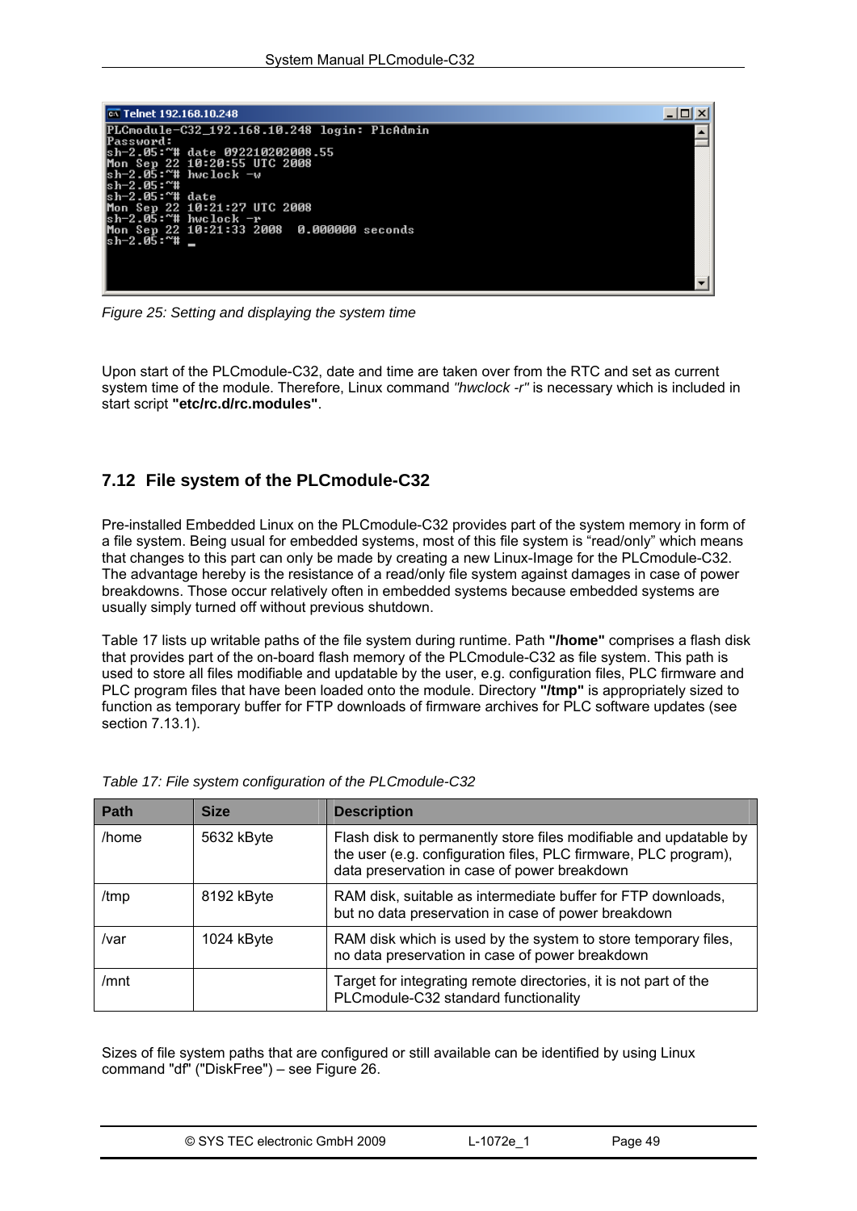```
PLCmodule-C32_192.168.10.248 login: PlcAdmin
Password:
sh-2.05:~# date 092210202008.55
Mon Sep 22 10:20:55 UTC 2008
sh-2.05:~# hwclock -w
sh-2.05:~#
sh-2.05:~# date
Mon Sep 22 10:21:27 UTC 2008
sh-2.05:~# hwclock -r
Mon Sep 22 10:21:33 2008  0.000000 seconds
sh-2.05:~#
```

*Figure 25: Setting and displaying the system time*

Upon start of the PLCmodule-C32, date and time are taken over from the RTC and set as current system time of the module. Therefore, Linux command *"hwclock -r"* is necessary which is included in start script **"etc/rc.d/rc.modules"**.

## 7.12 File system of the PLCmodule-C32

Pre-installed Embedded Linux on the PLCmodule-C32 provides part of the system memory in form of a file system. Being usual for embedded systems, most of this file system is "read/only" which means that changes to this part can only be made by creating a new Linux-Image for the PLCmodule-C32. The advantage hereby is the resistance of a read/only file system against damages in case of power breakdowns. Those occur relatively often in embedded systems because embedded systems are usually simply turned off without previous shutdown.

Table 17 lists up writable paths of the file system during runtime. Path **"/home"** comprises a flash disk that provides part of the on-board flash memory of the PLCmodule-C32 as file system. This path is used to store all files modifiable and updatable by the user, e.g. configuration files, PLC firmware and PLC program files that have been loaded onto the module. Directory **"/tmp"** is appropriately sized to function as temporary buffer for FTP downloads of firmware archives for PLC software updates (see section 7.13.1).

*Table 17: File system configuration of the PLCmodule-C32*

| Path | Size | Description |
|---|---|---|
| /home | 5632 kByte | Flash disk to permanently store files modifiable and updatable by the user (e.g. configuration files, PLC firmware, PLC program), data preservation in case of power breakdown |
| /tmp | 8192 kByte | RAM disk, suitable as intermediate buffer for FTP downloads, but no data preservation in case of power breakdown |
| /var | 1024 kByte | RAM disk which is used by the system to store temporary files, no data preservation in case of power breakdown |
| /mnt | | Target for integrating remote directories, it is not part of the PLCmodule-C32 standard functionality |

Sizes of file system paths that are configured or still available can be identified by using Linux command "df" ("DiskFree") – see Figure 26.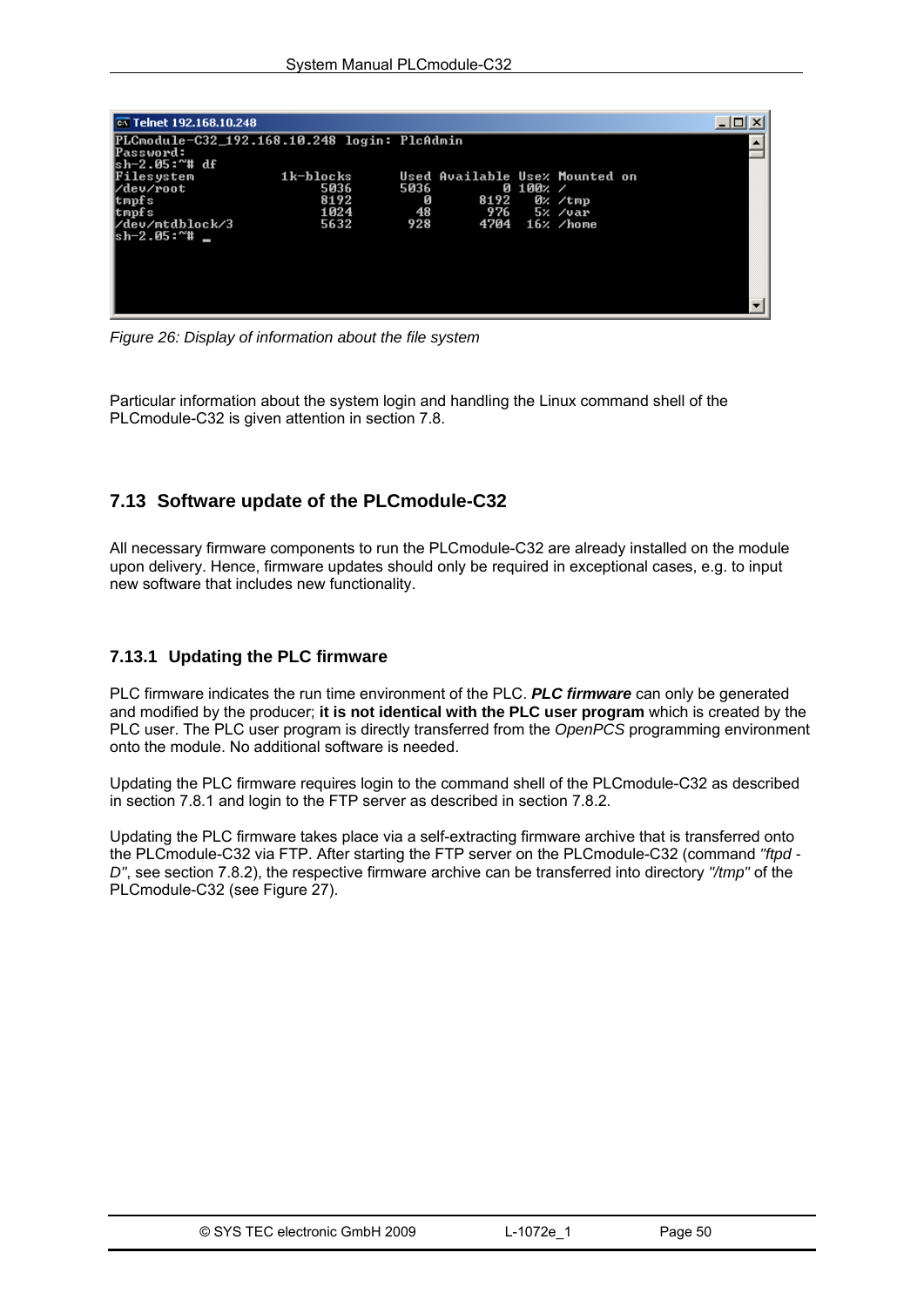```
PLCmodule-C32_192.168.10.248 login: PlcAdmin
Password:
sh-2.05:~# df
Filesystem           1k-blocks      Used Available Use% Mounted on
/dev/root                 5036      5036         0 100% /
tmpfs                     8192         0      8192   0% /tmp
tmpfs                     1024        48       976   5% /var
/dev/mtdblock/3           5632       928      4704  16% /home
sh-2.05:~# _
```

*Figure 26: Display of information about the file system*

Particular information about the system login and handling the Linux command shell of the PLCmodule-C32 is given attention in section 7.8.

## 7.13 Software update of the PLCmodule-C32

All necessary firmware components to run the PLCmodule-C32 are already installed on the module upon delivery. Hence, firmware updates should only be required in exceptional cases, e.g. to input new software that includes new functionality.

### 7.13.1 Updating the PLC firmware

PLC firmware indicates the run time environment of the PLC. ***PLC firmware*** can only be generated and modified by the producer; **it is not identical with the PLC user program** which is created by the PLC user. The PLC user program is directly transferred from the *OpenPCS* programming environment onto the module. No additional software is needed.

Updating the PLC firmware requires login to the command shell of the PLCmodule-C32 as described in section 7.8.1 and login to the FTP server as described in section 7.8.2.

Updating the PLC firmware takes place via a self-extracting firmware archive that is transferred onto the PLCmodule-C32 via FTP. After starting the FTP server on the PLCmodule-C32 (command *"ftpd -D"*, see section 7.8.2), the respective firmware archive can be transferred into directory *"/tmp"* of the PLCmodule-C32 (see Figure 27).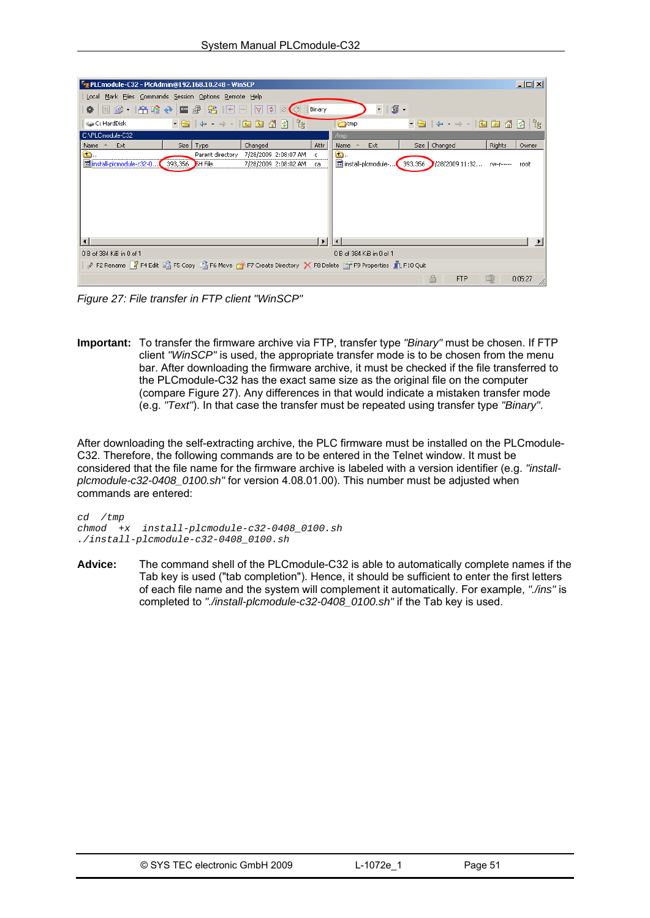*Figure 27: File transfer in FTP client "WinSCP"*

**Important:** To transfer the firmware archive via FTP, transfer type *"Binary"* must be chosen. If FTP client *"WinSCP"* is used, the appropriate transfer mode is to be chosen from the menu bar. After downloading the firmware archive, it must be checked if the file transferred to the PLCmodule-C32 has the exact same size as the original file on the computer (compare Figure 27). Any differences in that would indicate a mistaken transfer mode (e.g. *"Text"*). In that case the transfer must be repeated using transfer type *"Binary"*.

After downloading the self-extracting archive, the PLC firmware must be installed on the PLCmodule-C32. Therefore, the following commands are to be entered in the Telnet window. It must be considered that the file name for the firmware archive is labeled with a version identifier (e.g. *"install-plcmodule-c32-0408_0100.sh"* for version 4.08.01.00). This number must be adjusted when commands are entered:

```
cd  /tmp
chmod  +x  install-plcmodule-c32-0408_0100.sh
./install-plcmodule-c32-0408_0100.sh
```

**Advice:** The command shell of the PLCmodule-C32 is able to automatically complete names if the Tab key is used ("tab completion"). Hence, it should be sufficient to enter the first letters of each file name and the system will complement it automatically. For example, *"./ins"* is completed to *"./install-plcmodule-c32-0408_0100.sh"* if the Tab key is used.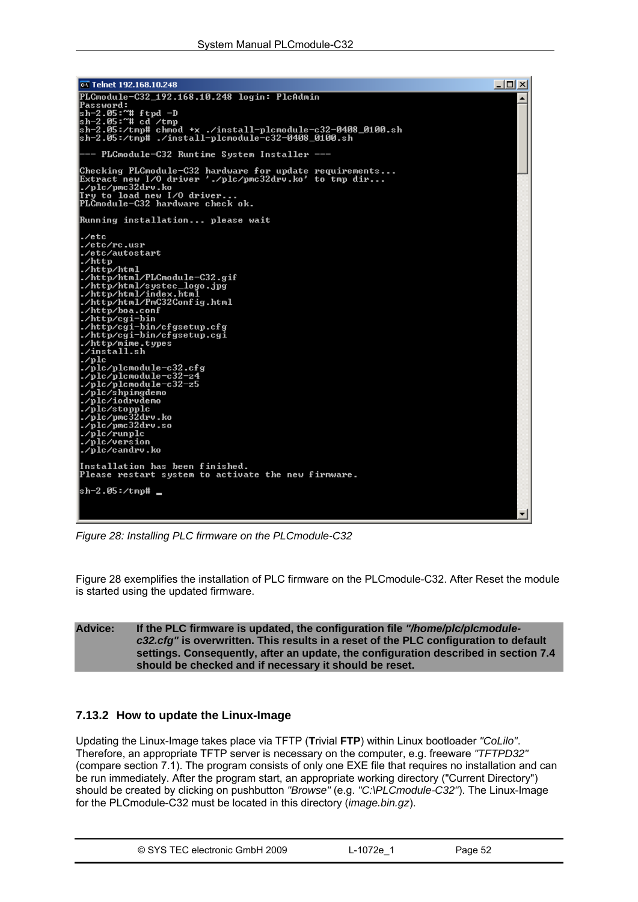```
Telnet 192.168.10.248
PLCmodule-C32_192.168.10.248 login: PlcAdmin
Password:
sh-2.05:~# ftpd -D
sh-2.05:~# cd /tmp
sh-2.05:/tmp# chmod +x ./install-plcmodule-c32-0408_0100.sh
sh-2.05:/tmp# ./install-plcmodule-c32-0408_0100.sh

--- PLCmodule-C32 Runtime System Installer ---

Checking PLCmodule-C32 hardware for update requirements...
Extract new I/O driver './plc/pmc32drv.ko' to tmp dir...
./plc/pmc32drv.ko
Try to load new I/O driver...
PLCmodule-C32 hardware check ok.

Running installation... please wait

./etc
./etc/rc.usr
./etc/autostart
./http
./http/html
./http/html/PLCmodule-C32.gif
./http/html/systec_logo.jpg
./http/html/index.html
./http/html/PmC32Config.html
./http/boa.conf
./http/cgi-bin
./http/cgi-bin/cfgsetup.cfg
./http/cgi-bin/cfgsetup.cgi
./http/mime.types
./install.sh
./plc
./plc/plcmodule-c32.cfg
./plc/plcmodule-c32-z4
./plc/plcmodule-c32-z5
./plc/shpimgdemo
./plc/iodrvdemo
./plc/stopplc
./plc/pmc32drv.ko
./plc/pmc32drv.so
./plc/runplc
./plc/version
./plc/candrv.ko

Installation has been finished.
Please restart system to activate the new firmware.

sh-2.05:/tmp# _
```

*Figure 28: Installing PLC firmware on the PLCmodule-C32*

Figure 28 exemplifies the installation of PLC firmware on the PLCmodule-C32. After Reset the module is started using the updated firmware.

**Advice:** **If the PLC firmware is updated, the configuration file *"/home/plc/plcmodule-c32.cfg"* is overwritten. This results in a reset of the PLC configuration to default settings. Consequently, after an update, the configuration described in section 7.4 should be checked and if necessary it should be reset.**

### 7.13.2 How to update the Linux-Image

Updating the Linux-Image takes place via TFTP (**T**rivial **FTP**) within Linux bootloader *"CoLilo"*. Therefore, an appropriate TFTP server is necessary on the computer, e.g. freeware *"TFTPD32"* (compare section 7.1). The program consists of only one EXE file that requires no installation and can be run immediately. After the program start, an appropriate working directory ("Current Directory") should be created by clicking on pushbutton *"Browse"* (e.g. *"C:\PLCmodule-C32"*). The Linux-Image for the PLCmodule-C32 must be located in this directory (*image.bin.gz*).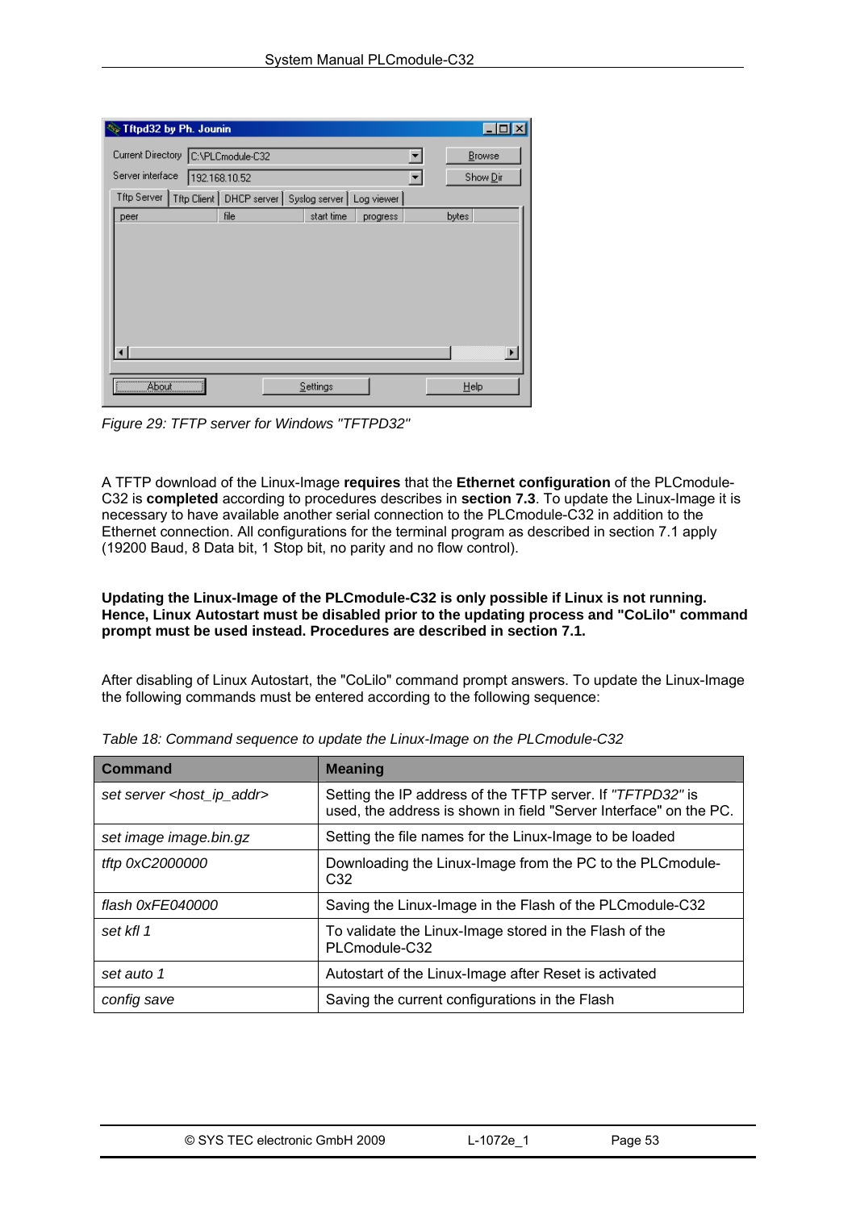*Figure 29: TFTP server for Windows "TFTPD32"*

A TFTP download of the Linux-Image **requires** that the **Ethernet configuration** of the PLCmodule-C32 is **completed** according to procedures describes in **section 7.3**. To update the Linux-Image it is necessary to have available another serial connection to the PLCmodule-C32 in addition to the Ethernet connection. All configurations for the terminal program as described in section 7.1 apply (19200 Baud, 8 Data bit, 1 Stop bit, no parity and no flow control).

**Updating the Linux-Image of the PLCmodule-C32 is only possible if Linux is not running. Hence, Linux Autostart must be disabled prior to the updating process and "CoLilo" command prompt must be used instead. Procedures are described in section 7.1.**

After disabling of Linux Autostart, the "CoLilo" command prompt answers. To update the Linux-Image the following commands must be entered according to the following sequence:

*Table 18: Command sequence to update the Linux-Image on the PLCmodule-C32*

| Command | Meaning |
|---|---|
| *set server <host_ip_addr>* | Setting the IP address of the TFTP server. If *"TFTPD32"* is used, the address is shown in field "Server Interface" on the PC. |
| *set image image.bin.gz* | Setting the file names for the Linux-Image to be loaded |
| *tftp 0xC2000000* | Downloading the Linux-Image from the PC to the PLCmodule-C32 |
| *flash 0xFE040000* | Saving the Linux-Image in the Flash of the PLCmodule-C32 |
| *set kfl 1* | To validate the Linux-Image stored in the Flash of the PLCmodule-C32 |
| *set auto 1* | Autostart of the Linux-Image after Reset is activated |
| *config save* | Saving the current configurations in the Flash |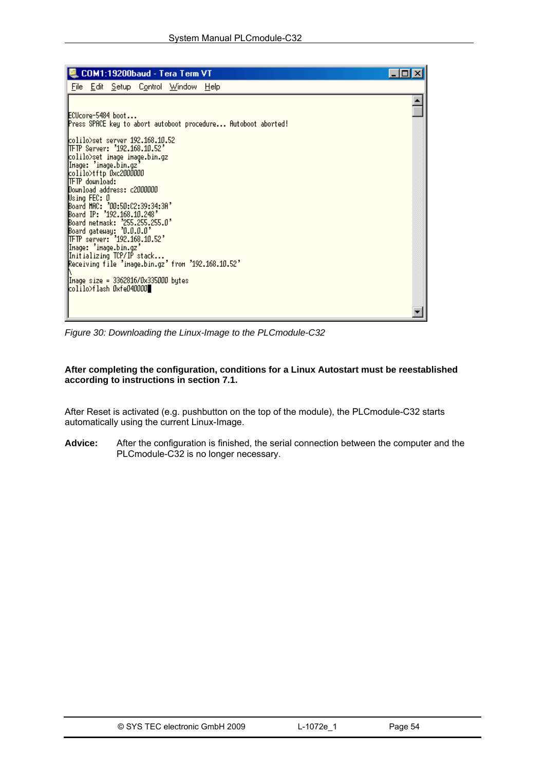```
COM1:19200baud - Tera Term VT
File  Edit  Setup  Control  Window  Help

ECUcore-5484 boot...
Press SPACE key to abort autoboot procedure... Autoboot aborted!

colilo>set server 192.168.10.52
TFTP Server: '192.168.10.52'
colilo>set image image.bin.gz
Image: 'image.bin.gz'
colilo>tftp 0xc2000000
TFTP download:
Download address: c2000000
Using FEC: 0
Board MAC: '00:50:C2:39:34:3A'
Board IP: '192.168.10.248'
Board netmask: '255.255.255.0'
Board gateway: '0.0.0.0'
TFTP server: '192.168.10.52'
Image: 'image.bin.gz'
Initializing TCP/IP stack...
Receiving file 'image.bin.gz' from '192.168.10.52'
\
Image size = 3362816/0x335000 bytes
colilo>flash 0xfe040000
```

*Figure 30: Downloading the Linux-Image to the PLCmodule-C32*

**After completing the configuration, conditions for a Linux Autostart must be reestablished according to instructions in section 7.1.**

After Reset is activated (e.g. pushbutton on the top of the module), the PLCmodule-C32 starts automatically using the current Linux-Image.

**Advice:** After the configuration is finished, the serial connection between the computer and the PLCmodule-C32 is no longer necessary.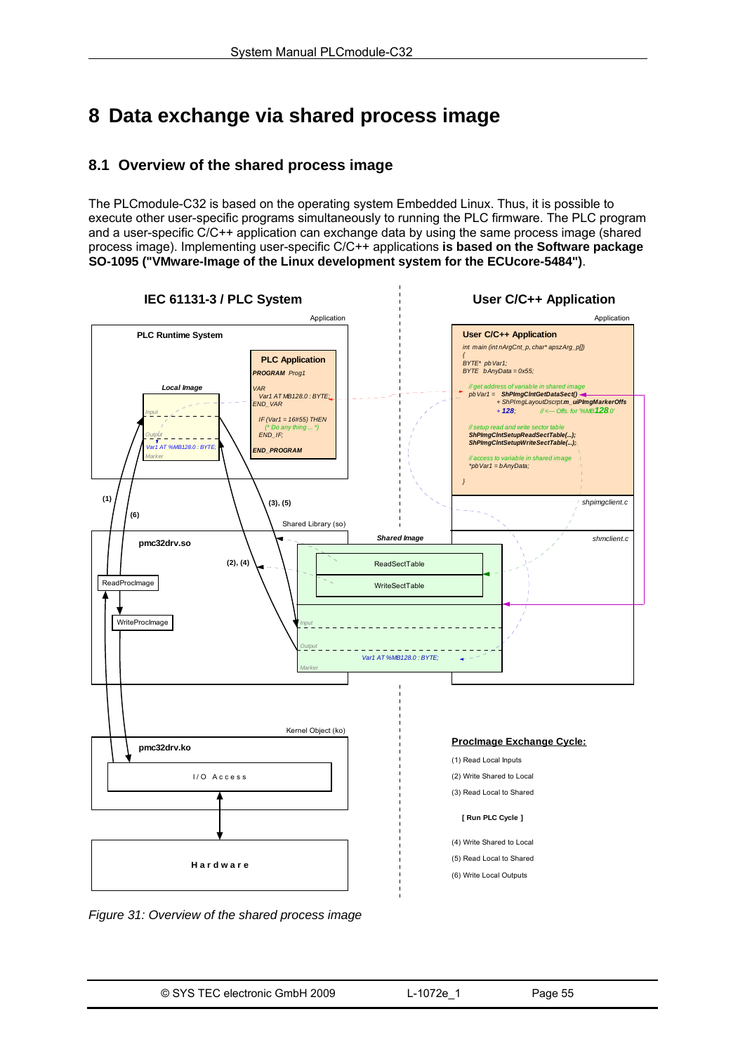# 8 Data exchange via shared process image

## 8.1 Overview of the shared process image

The PLCmodule-C32 is based on the operating system Embedded Linux. Thus, it is possible to execute other user-specific programs simultaneously to running the PLC firmware. The PLC program and a user-specific C/C++ application can exchange data by using the same process image (shared process image). Implementing user-specific C/C++ applications **is based on the Software package SO-1095 ("VMware-Image of the Linux development system for the ECUcore-5484")**.

*Figure 31: Overview of the shared process image*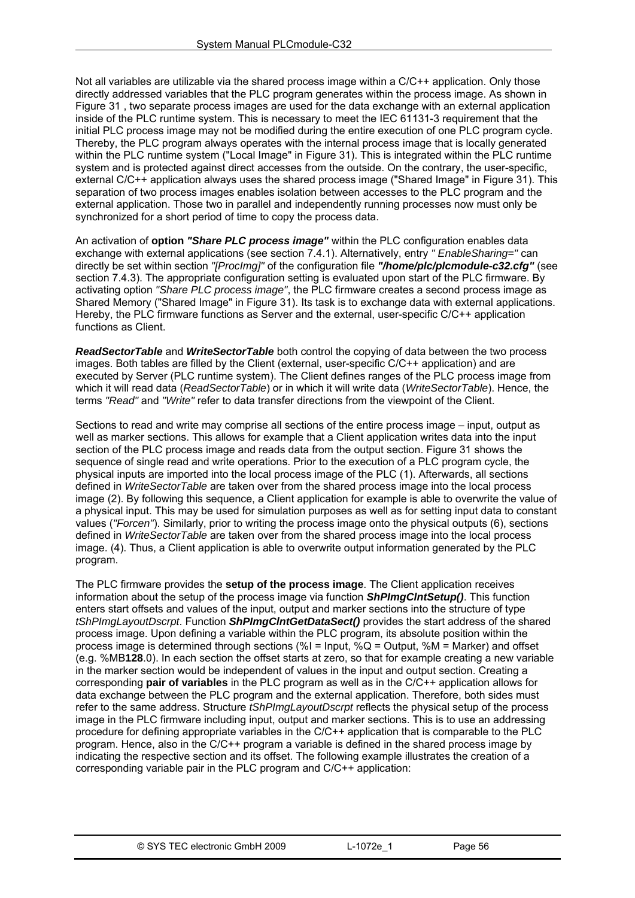Not all variables are utilizable via the shared process image within a C/C++ application. Only those directly addressed variables that the PLC program generates within the process image. As shown in Figure 31 , two separate process images are used for the data exchange with an external application inside of the PLC runtime system. This is necessary to meet the IEC 61131-3 requirement that the initial PLC process image may not be modified during the entire execution of one PLC program cycle. Thereby, the PLC program always operates with the internal process image that is locally generated within the PLC runtime system ("Local Image" in Figure 31). This is integrated within the PLC runtime system and is protected against direct accesses from the outside. On the contrary, the user-specific, external C/C++ application always uses the shared process image ("Shared Image" in Figure 31). This separation of two process images enables isolation between accesses to the PLC program and the external application. Those two in parallel and independently running processes now must only be synchronized for a short period of time to copy the process data.

An activation of **option *"Share PLC process image"*** within the PLC configuration enables data exchange with external applications (see section 7.4.1). Alternatively, entry *" EnableSharing="* can directly be set within section *"[ProcImg]"* of the configuration file ***"/home/plc/plcmodule-c32.cfg"*** (see section 7.4.3). The appropriate configuration setting is evaluated upon start of the PLC firmware. By activating option *"Share PLC process image"*, the PLC firmware creates a second process image as Shared Memory ("Shared Image" in Figure 31). Its task is to exchange data with external applications. Hereby, the PLC firmware functions as Server and the external, user-specific C/C++ application functions as Client.

***ReadSectorTable*** and ***WriteSectorTable*** both control the copying of data between the two process images. Both tables are filled by the Client (external, user-specific C/C++ application) and are executed by Server (PLC runtime system). The Client defines ranges of the PLC process image from which it will read data (*ReadSectorTable*) or in which it will write data (*WriteSectorTable*). Hence, the terms *"Read"* and *"Write"* refer to data transfer directions from the viewpoint of the Client.

Sections to read and write may comprise all sections of the entire process image – input, output as well as marker sections. This allows for example that a Client application writes data into the input section of the PLC process image and reads data from the output section. Figure 31 shows the sequence of single read and write operations. Prior to the execution of a PLC program cycle, the physical inputs are imported into the local process image of the PLC (1). Afterwards, all sections defined in *WriteSectorTable* are taken over from the shared process image into the local process image (2). By following this sequence, a Client application for example is able to overwrite the value of a physical input. This may be used for simulation purposes as well as for setting input data to constant values (*"Forcen"*). Similarly, prior to writing the process image onto the physical outputs (6), sections defined in *WriteSectorTable* are taken over from the shared process image into the local process image. (4). Thus, a Client application is able to overwrite output information generated by the PLC program.

The PLC firmware provides the **setup of the process image**. The Client application receives information about the setup of the process image via function ***ShPImgClntSetup()***. This function enters start offsets and values of the input, output and marker sections into the structure of type *tShPImgLayoutDscrpt*. Function ***ShPImgClntGetDataSect()*** provides the start address of the shared process image. Upon defining a variable within the PLC program, its absolute position within the process image is determined through sections (%I = Input, %Q = Output, %M = Marker) and offset (e.g. %MB**128**.0). In each section the offset starts at zero, so that for example creating a new variable in the marker section would be independent of values in the input and output section. Creating a corresponding **pair of variables** in the PLC program as well as in the C/C++ application allows for data exchange between the PLC program and the external application. Therefore, both sides must refer to the same address. Structure *tShPImgLayoutDscrpt* reflects the physical setup of the process image in the PLC firmware including input, output and marker sections. This is to use an addressing procedure for defining appropriate variables in the C/C++ application that is comparable to the PLC program. Hence, also in the C/C++ program a variable is defined in the shared process image by indicating the respective section and its offset. The following example illustrates the creation of a corresponding variable pair in the PLC program and C/C++ application: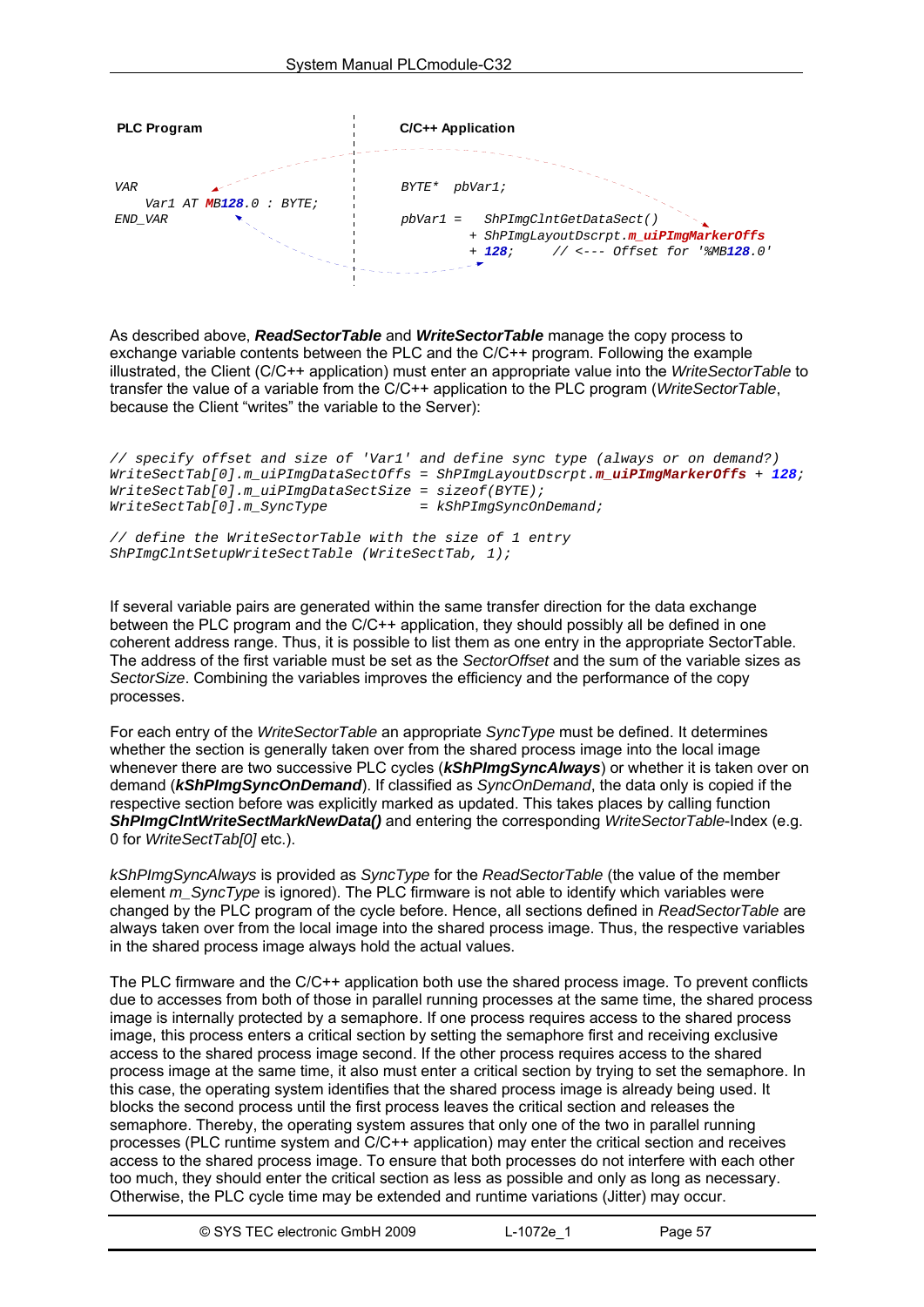| PLC Program | C/C++ Application |
|---|---|
| `VAR`<br>`    Var1 AT MB128.0 : BYTE;`<br>`END_VAR` | `BYTE*  pbVar1;`<br><br>`pbVar1 =   ShPImgClntGetDataSect()`<br>`         + ShPImgLayoutDscrpt.m_uiPImgMarkerOffs`<br>`         + 128;     // <--- Offset for '%MB128.0'` |

As described above, ***ReadSectorTable*** and ***WriteSectorTable*** manage the copy process to exchange variable contents between the PLC and the C/C++ program. Following the example illustrated, the Client (C/C++ application) must enter an appropriate value into the *WriteSectorTable* to transfer the value of a variable from the C/C++ application to the PLC program (*WriteSectorTable*, because the Client "writes" the variable to the Server):

```
// specify offset and size of 'Var1' and define sync type (always or on demand?)
WriteSectTab[0].m_uiPImgDataSectOffs = ShPImgLayoutDscrpt.m_uiPImgMarkerOffs + 128;
WriteSectTab[0].m_uiPImgDataSectSize = sizeof(BYTE);
WriteSectTab[0].m_SyncType           = kShPImgSyncOnDemand;

// define the WriteSectorTable with the size of 1 entry
ShPImgClntSetupWriteSectTable (WriteSectTab, 1);
```

If several variable pairs are generated within the same transfer direction for the data exchange between the PLC program and the C/C++ application, they should possibly all be defined in one coherent address range. Thus, it is possible to list them as one entry in the appropriate SectorTable. The address of the first variable must be set as the *SectorOffset* and the sum of the variable sizes as *SectorSize*. Combining the variables improves the efficiency and the performance of the copy processes.

For each entry of the *WriteSectorTable* an appropriate *SyncType* must be defined. It determines whether the section is generally taken over from the shared process image into the local image whenever there are two successive PLC cycles (***kShPImgSyncAlways***) or whether it is taken over on demand (***kShPImgSyncOnDemand***). If classified as *SyncOnDemand*, the data only is copied if the respective section before was explicitly marked as updated. This takes places by calling function ***ShPImgClntWriteSectMarkNewData()*** and entering the corresponding *WriteSectorTable*-Index (e.g. 0 for *WriteSectTab[0]* etc.).

*kShPImgSyncAlways* is provided as *SyncType* for the *ReadSectorTable* (the value of the member element *m_SyncType* is ignored). The PLC firmware is not able to identify which variables were changed by the PLC program of the cycle before. Hence, all sections defined in *ReadSectorTable* are always taken over from the local image into the shared process image. Thus, the respective variables in the shared process image always hold the actual values.

The PLC firmware and the C/C++ application both use the shared process image. To prevent conflicts due to accesses from both of those in parallel running processes at the same time, the shared process image is internally protected by a semaphore. If one process requires access to the shared process image, this process enters a critical section by setting the semaphore first and receiving exclusive access to the shared process image second. If the other process requires access to the shared process image at the same time, it also must enter a critical section by trying to set the semaphore. In this case, the operating system identifies that the shared process image is already being used. It blocks the second process until the first process leaves the critical section and releases the semaphore. Thereby, the operating system assures that only one of the two in parallel running processes (PLC runtime system and C/C++ application) may enter the critical section and receives access to the shared process image. To ensure that both processes do not interfere with each other too much, they should enter the critical section as less as possible and only as long as necessary. Otherwise, the PLC cycle time may be extended and runtime variations (Jitter) may occur.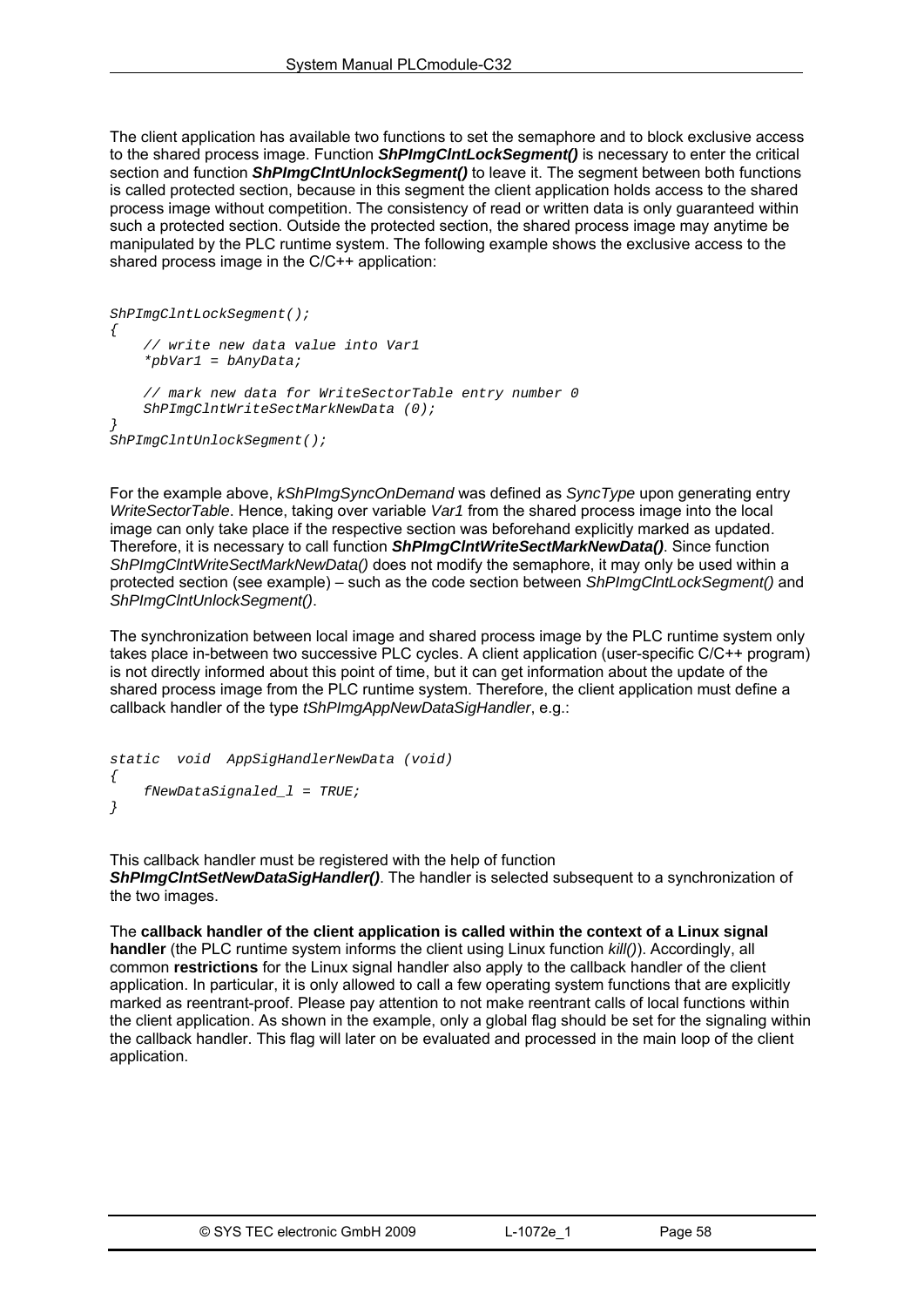The client application has available two functions to set the semaphore and to block exclusive access to the shared process image. Function ***ShPImgClntLockSegment()*** is necessary to enter the critical section and function ***ShPImgClntUnlockSegment()*** to leave it. The segment between both functions is called protected section, because in this segment the client application holds access to the shared process image without competition. The consistency of read or written data is only guaranteed within such a protected section. Outside the protected section, the shared process image may anytime be manipulated by the PLC runtime system. The following example shows the exclusive access to the shared process image in the C/C++ application:

```
ShPImgClntLockSegment();
{
    // write new data value into Var1
    *pbVar1 = bAnyData;

    // mark new data for WriteSectorTable entry number 0
    ShPImgClntWriteSectMarkNewData (0);
}
ShPImgClntUnlockSegment();
```

For the example above, *kShPImgSyncOnDemand* was defined as *SyncType* upon generating entry *WriteSectorTable*. Hence, taking over variable *Var1* from the shared process image into the local image can only take place if the respective section was beforehand explicitly marked as updated. Therefore, it is necessary to call function ***ShPImgClntWriteSectMarkNewData()***. Since function *ShPImgClntWriteSectMarkNewData()* does not modify the semaphore, it may only be used within a protected section (see example) – such as the code section between *ShPImgClntLockSegment()* and *ShPImgClntUnlockSegment()*.

The synchronization between local image and shared process image by the PLC runtime system only takes place in-between two successive PLC cycles. A client application (user-specific C/C++ program) is not directly informed about this point of time, but it can get information about the update of the shared process image from the PLC runtime system. Therefore, the client application must define a callback handler of the type *tShPImgAppNewDataSigHandler*, e.g.:

```
static  void  AppSigHandlerNewData (void)
{
    fNewDataSignaled_l = TRUE;
}
```

This callback handler must be registered with the help of function ***ShPImgClntSetNewDataSigHandler()***. The handler is selected subsequent to a synchronization of the two images.

The **callback handler of the client application is called within the context of a Linux signal handler** (the PLC runtime system informs the client using Linux function *kill()*). Accordingly, all common **restrictions** for the Linux signal handler also apply to the callback handler of the client application. In particular, it is only allowed to call a few operating system functions that are explicitly marked as reentrant-proof. Please pay attention to not make reentrant calls of local functions within the client application. As shown in the example, only a global flag should be set for the signaling within the callback handler. This flag will later on be evaluated and processed in the main loop of the client application.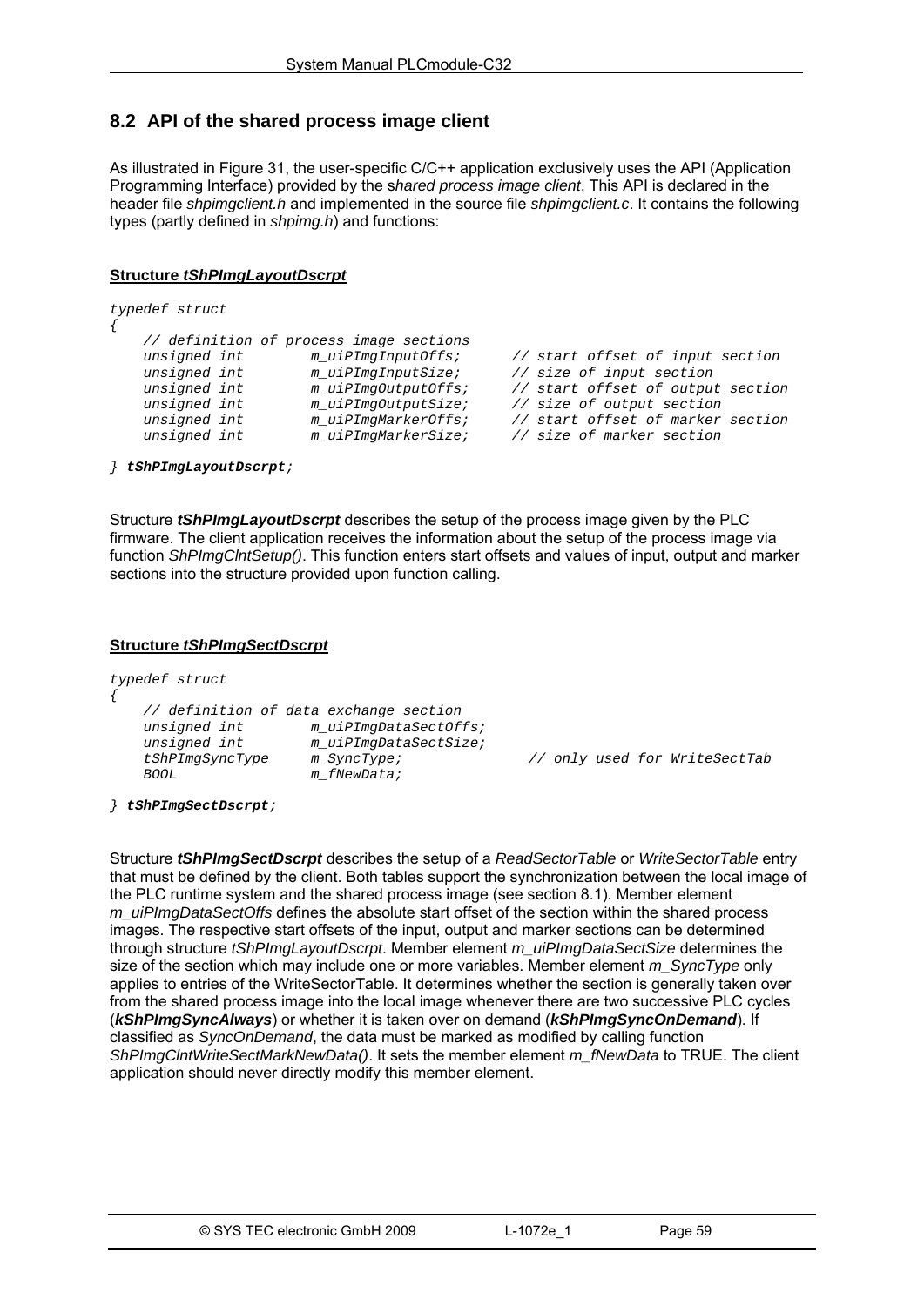## 8.2 API of the shared process image client

As illustrated in Figure 31, the user-specific C/C++ application exclusively uses the API (Application Programming Interface) provided by the s*hared process image client*. This API is declared in the header file *shpimgclient.h* and implemented in the source file *shpimgclient.c*. It contains the following types (partly defined in *shpimg.h*) and functions:

**Structure *tShPImgLayoutDscrpt***

```
typedef struct
{
    // definition of process image sections
    unsigned int        m_uiPImgInputOffs;      // start offset of input section
    unsigned int        m_uiPImgInputSize;      // size of input section
    unsigned int        m_uiPImgOutputOffs;     // start offset of output section
    unsigned int        m_uiPImgOutputSize;     // size of output section
    unsigned int        m_uiPImgMarkerOffs;     // start offset of marker section
    unsigned int        m_uiPImgMarkerSize;     // size of marker section

} tShPImgLayoutDscrpt;
```

Structure ***tShPImgLayoutDscrpt*** describes the setup of the process image given by the PLC firmware. The client application receives the information about the setup of the process image via function *ShPImgClntSetup()*. This function enters start offsets and values of input, output and marker sections into the structure provided upon function calling.

**Structure *tShPImgSectDscrpt***

```
typedef struct
{
    // definition of data exchange section
    unsigned int        m_uiPImgDataSectOffs;
    unsigned int        m_uiPImgDataSectSize;
    tShPImgSyncType     m_SyncType;                 // only used for WriteSectTab
    BOOL                m_fNewData;

} tShPImgSectDscrpt;
```

Structure ***tShPImgSectDscrpt*** describes the setup of a *ReadSectorTable* or *WriteSectorTable* entry that must be defined by the client. Both tables support the synchronization between the local image of the PLC runtime system and the shared process image (see section 8.1). Member element *m_uiPImgDataSectOffs* defines the absolute start offset of the section within the shared process images. The respective start offsets of the input, output and marker sections can be determined through structure *tShPImgLayoutDscrpt*. Member element *m_uiPImgDataSectSize* determines the size of the section which may include one or more variables. Member element *m_SyncType* only applies to entries of the WriteSectorTable. It determines whether the section is generally taken over from the shared process image into the local image whenever there are two successive PLC cycles (***kShPImgSyncAlways***) or whether it is taken over on demand (***kShPImgSyncOnDemand***). If classified as *SyncOnDemand*, the data must be marked as modified by calling function *ShPImgClntWriteSectMarkNewData()*. It sets the member element *m_fNewData* to TRUE. The client application should never directly modify this member element.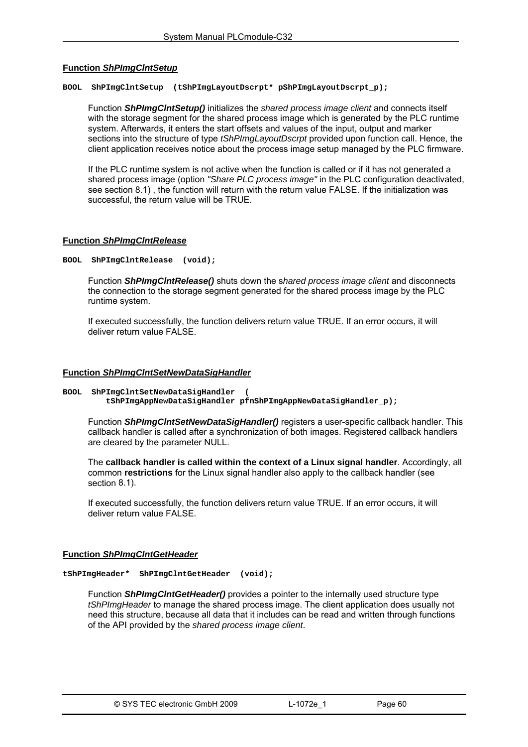**Function *ShPImgClntSetup***

```
BOOL  ShPImgClntSetup  (tShPImgLayoutDscrpt* pShPImgLayoutDscrpt_p);
```

Function ***ShPImgClntSetup()*** initializes the *shared process image client* and connects itself with the storage segment for the shared process image which is generated by the PLC runtime system. Afterwards, it enters the start offsets and values of the input, output and marker sections into the structure of type *tShPImgLayoutDscrpt* provided upon function call. Hence, the client application receives notice about the process image setup managed by the PLC firmware.

If the PLC runtime system is not active when the function is called or if it has not generated a shared process image (option *"Share PLC process image"* in the PLC configuration deactivated, see section 8.1) , the function will return with the return value FALSE. If the initialization was successful, the return value will be TRUE.

**Function *ShPImgClntRelease***

```
BOOL  ShPImgClntRelease  (void);
```

Function ***ShPImgClntRelease()*** shuts down the s*hared process image client* and disconnects the connection to the storage segment generated for the shared process image by the PLC runtime system.

If executed successfully, the function delivers return value TRUE. If an error occurs, it will deliver return value FALSE.

**Function *ShPImgClntSetNewDataSigHandler***

```
BOOL  ShPImgClntSetNewDataSigHandler  (
         tShPImgAppNewDataSigHandler pfnShPImgAppNewDataSigHandler_p);
```

Function ***ShPImgClntSetNewDataSigHandler()*** registers a user-specific callback handler. This callback handler is called after a synchronization of both images. Registered callback handlers are cleared by the parameter NULL.

The **callback handler is called within the context of a Linux signal handler**. Accordingly, all common **restrictions** for the Linux signal handler also apply to the callback handler (see section 8.1).

If executed successfully, the function delivers return value TRUE. If an error occurs, it will deliver return value FALSE.

**Function *ShPImgClntGetHeader***

```
tShPImgHeader*  ShPImgClntGetHeader  (void);
```

Function ***ShPImgClntGetHeader()*** provides a pointer to the internally used structure type *tShPImgHeader* to manage the shared process image. The client application does usually not need this structure, because all data that it includes can be read and written through functions of the API provided by the *shared process image client*.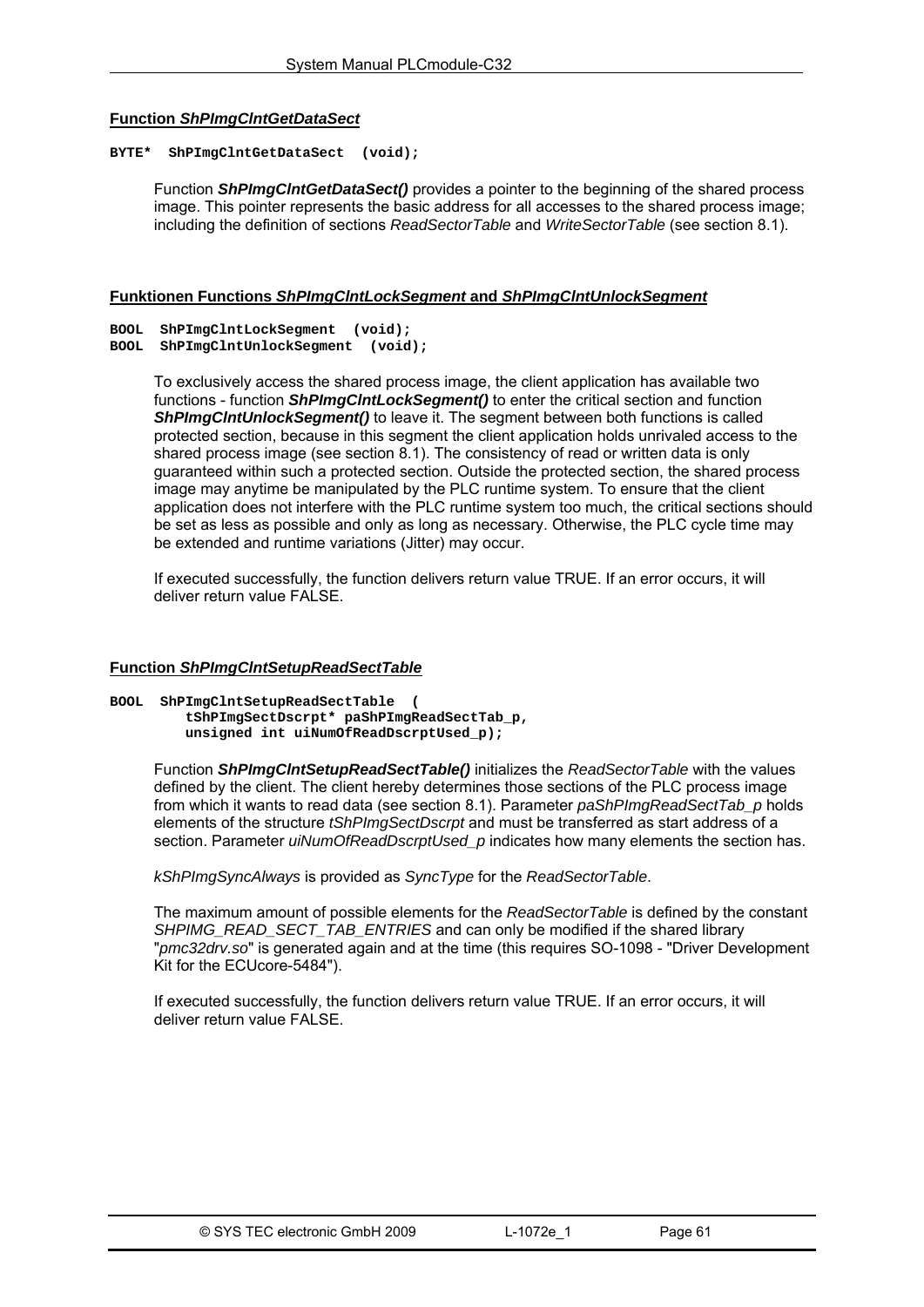#### Function *ShPImgClntGetDataSect*

```
BYTE*  ShPImgClntGetDataSect  (void);
```

Function ***ShPImgClntGetDataSect()*** provides a pointer to the beginning of the shared process image. This pointer represents the basic address for all accesses to the shared process image; including the definition of sections *ReadSectorTable* and *WriteSectorTable* (see section 8.1).

#### Funktionen Functions *ShPImgClntLockSegment* and *ShPImgClntUnlockSegment*

```
BOOL  ShPImgClntLockSegment  (void);
BOOL  ShPImgClntUnlockSegment  (void);
```

To exclusively access the shared process image, the client application has available two functions - function ***ShPImgClntLockSegment()*** to enter the critical section and function ***ShPImgClntUnlockSegment()*** to leave it. The segment between both functions is called protected section, because in this segment the client application holds unrivaled access to the shared process image (see section 8.1). The consistency of read or written data is only guaranteed within such a protected section. Outside the protected section, the shared process image may anytime be manipulated by the PLC runtime system. To ensure that the client application does not interfere with the PLC runtime system too much, the critical sections should be set as less as possible and only as long as necessary. Otherwise, the PLC cycle time may be extended and runtime variations (Jitter) may occur.

If executed successfully, the function delivers return value TRUE. If an error occurs, it will deliver return value FALSE.

#### Function *ShPImgClntSetupReadSectTable*

```
BOOL  ShPImgClntSetupReadSectTable  (
          tShPImgSectDscrpt* paShPImgReadSectTab_p,
          unsigned int uiNumOfReadDscrptUsed_p);
```

Function ***ShPImgClntSetupReadSectTable()*** initializes the *ReadSectorTable* with the values defined by the client. The client hereby determines those sections of the PLC process image from which it wants to read data (see section 8.1). Parameter *paShPImgReadSectTab_p* holds elements of the structure *tShPImgSectDscrpt* and must be transferred as start address of a section. Parameter *uiNumOfReadDscrptUsed_p* indicates how many elements the section has.

*kShPImgSyncAlways* is provided as *SyncType* for the *ReadSectorTable*.

The maximum amount of possible elements for the *ReadSectorTable* is defined by the constant *SHPIMG_READ_SECT_TAB_ENTRIES* and can only be modified if the shared library "*pmc32drv.so*" is generated again and at the time (this requires SO-1098 - "Driver Development Kit for the ECUcore-5484").

If executed successfully, the function delivers return value TRUE. If an error occurs, it will deliver return value FALSE.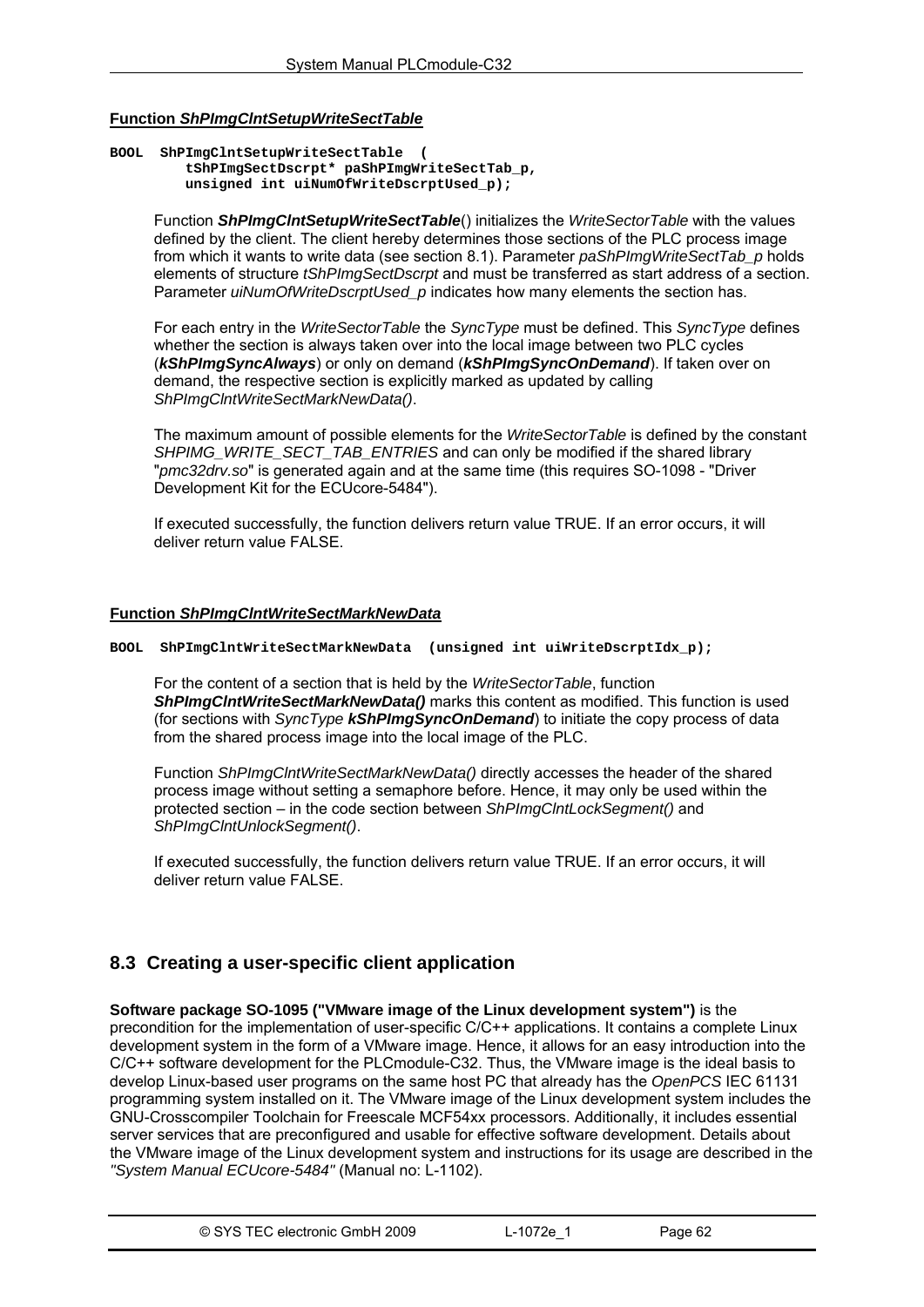**Function *ShPImgClntSetupWriteSectTable***

```
BOOL  ShPImgClntSetupWriteSectTable  (
        tShPImgSectDscrpt* paShPImgWriteSectTab_p,
        unsigned int uiNumOfWriteDscrptUsed_p);
```

Function ***ShPImgClntSetupWriteSectTable***() initializes the *WriteSectorTable* with the values defined by the client. The client hereby determines those sections of the PLC process image from which it wants to write data (see section 8.1). Parameter *paShPImgWriteSectTab_p* holds elements of structure *tShPImgSectDscrpt* and must be transferred as start address of a section. Parameter *uiNumOfWriteDscrptUsed_p* indicates how many elements the section has.

For each entry in the *WriteSectorTable* the *SyncType* must be defined. This *SyncType* defines whether the section is always taken over into the local image between two PLC cycles (***kShPImgSyncAlways***) or only on demand (***kShPImgSyncOnDemand***). If taken over on demand, the respective section is explicitly marked as updated by calling *ShPImgClntWriteSectMarkNewData()*.

The maximum amount of possible elements for the *WriteSectorTable* is defined by the constant *SHPIMG_WRITE_SECT_TAB_ENTRIES* and can only be modified if the shared library "*pmc32drv.so*" is generated again and at the same time (this requires SO-1098 - "Driver Development Kit for the ECUcore-5484").

If executed successfully, the function delivers return value TRUE. If an error occurs, it will deliver return value FALSE.

**Function *ShPImgClntWriteSectMarkNewData***

```
BOOL  ShPImgClntWriteSectMarkNewData  (unsigned int uiWriteDscrptIdx_p);
```

For the content of a section that is held by the *WriteSectorTable*, function ***ShPImgClntWriteSectMarkNewData()*** marks this content as modified. This function is used (for sections with *SyncType* ***kShPImgSyncOnDemand***) to initiate the copy process of data from the shared process image into the local image of the PLC.

Function *ShPImgClntWriteSectMarkNewData()* directly accesses the header of the shared process image without setting a semaphore before. Hence, it may only be used within the protected section – in the code section between *ShPImgClntLockSegment()* and *ShPImgClntUnlockSegment()*.

If executed successfully, the function delivers return value TRUE. If an error occurs, it will deliver return value FALSE.

## 8.3 Creating a user-specific client application

**Software package SO-1095 ("VMware image of the Linux development system")** is the precondition for the implementation of user-specific C/C++ applications. It contains a complete Linux development system in the form of a VMware image. Hence, it allows for an easy introduction into the C/C++ software development for the PLCmodule-C32. Thus, the VMware image is the ideal basis to develop Linux-based user programs on the same host PC that already has the *OpenPCS* IEC 61131 programming system installed on it. The VMware image of the Linux development system includes the GNU-Crosscompiler Toolchain for Freescale MCF54xx processors. Additionally, it includes essential server services that are preconfigured and usable for effective software development. Details about the VMware image of the Linux development system and instructions for its usage are described in the *"System Manual ECUcore-5484"* (Manual no: L-1102).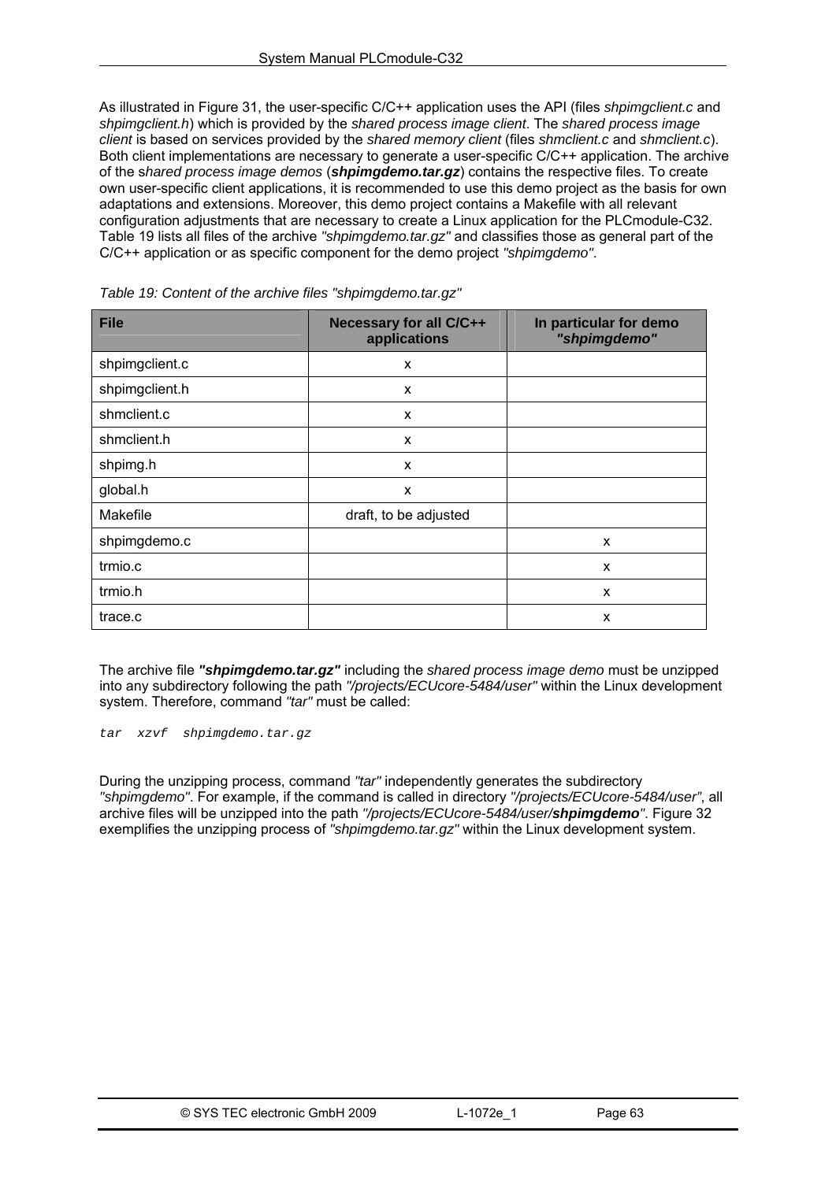As illustrated in Figure 31, the user-specific C/C++ application uses the API (files *shpimgclient.c* and *shpimgclient.h*) which is provided by the *shared process image client*. The *shared process image client* is based on services provided by the *shared memory client* (files *shmclient.c* and *shmclient.c*). Both client implementations are necessary to generate a user-specific C/C++ application. The archive of the *shared process image demos* (***shpimgdemo.tar.gz***) contains the respective files. To create own user-specific client applications, it is recommended to use this demo project as the basis for own adaptations and extensions. Moreover, this demo project contains a Makefile with all relevant configuration adjustments that are necessary to create a Linux application for the PLCmodule-C32. Table 19 lists all files of the archive *"shpimgdemo.tar.gz"* and classifies those as general part of the C/C++ application or as specific component for the demo project *"shpimgdemo"*.

*Table 19: Content of the archive files "shpimgdemo.tar.gz"*

| File | Necessary for all C/C++ applications | In particular for demo *"shpimgdemo"* |
|---|---|---|
| shpimgclient.c | x | |
| shpimgclient.h | x | |
| shmclient.c | x | |
| shmclient.h | x | |
| shpimg.h | x | |
| global.h | x | |
| Makefile | draft, to be adjusted | |
| shpimgdemo.c | | x |
| trmio.c | | x |
| trmio.h | | x |
| trace.c | | x |

The archive file ***"shpimgdemo.tar.gz"*** including the *shared process image demo* must be unzipped into any subdirectory following the path *"/projects/ECUcore-5484/user"* within the Linux development system. Therefore, command *"tar"* must be called:

```
tar  xzvf  shpimgdemo.tar.gz
```

During the unzipping process, command *"tar"* independently generates the subdirectory *"shpimgdemo"*. For example, if the command is called in directory *"/projects/ECUcore-5484/user"*, all archive files will be unzipped into the path *"/projects/ECUcore-5484/user/**shpimgdemo**"*. Figure 32 exemplifies the unzipping process of *"shpimgdemo.tar.gz"* within the Linux development system.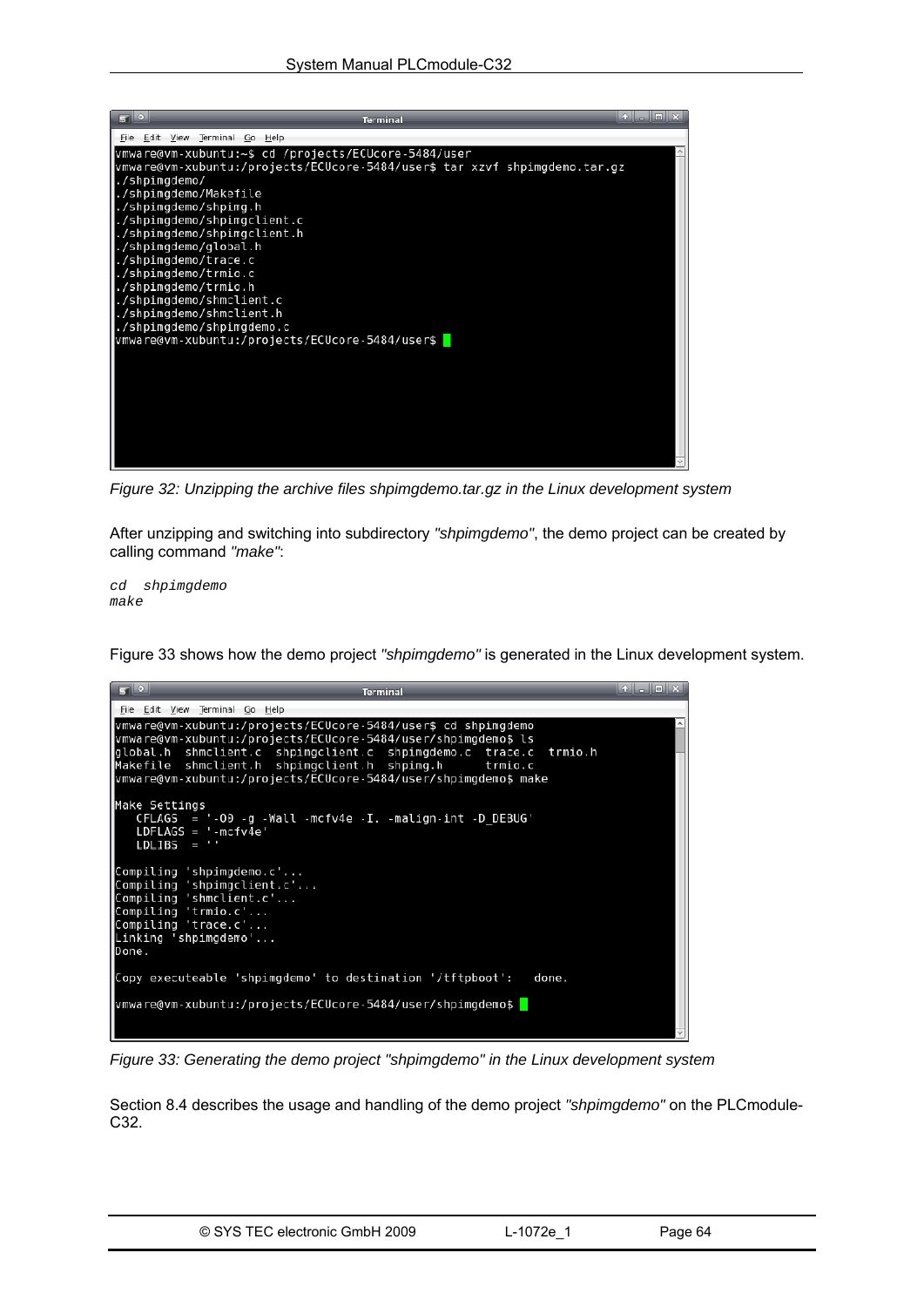```
vmware@vm-xubuntu:~$ cd /projects/ECUcore-5484/user
vmware@vm-xubuntu:/projects/ECUcore-5484/user$ tar xzvf shpimgdemo.tar.gz
./shpimgdemo/
./shpimgdemo/Makefile
./shpimgdemo/shpimg.h
./shpimgdemo/shpimgclient.c
./shpimgdemo/shpimgclient.h
./shpimgdemo/global.h
./shpimgdemo/trace.c
./shpimgdemo/trmio.c
./shpimgdemo/trmio.h
./shpimgdemo/shmclient.c
./shpimgdemo/shmclient.h
./shpimgdemo/shpimgdemo.c
vmware@vm-xubuntu:/projects/ECUcore-5484/user$
```

*Figure 32: Unzipping the archive files shpimgdemo.tar.gz in the Linux development system*

After unzipping and switching into subdirectory *"shpimgdemo"*, the demo project can be created by calling command *"make"*:

```
cd  shpimgdemo
make
```

Figure 33 shows how the demo project *"shpimgdemo"* is generated in the Linux development system.

```
vmware@vm-xubuntu:/projects/ECUcore-5484/user$ cd shpimgdemo
vmware@vm-xubuntu:/projects/ECUcore-5484/user/shpimgdemo$ ls
global.h  shmclient.c  shpimgclient.c  shpimgdemo.c  trace.c  trmio.h
Makefile  shmclient.h  shpimgclient.h  shpimg.h      trmio.c
vmware@vm-xubuntu:/projects/ECUcore-5484/user/shpimgdemo$ make

Make Settings
   CFLAGS  = '-O0 -g -Wall -mcfv4e -I. -malign-int -D_DEBUG'
   LDFLAGS = '-mcfv4e'
   LDLIBS  = ''

Compiling 'shpimgdemo.c'...
Compiling 'shpimgclient.c'...
Compiling 'shmclient.c'...
Compiling 'trmio.c'...
Compiling 'trace.c'...
Linking 'shpimgdemo'...
Done.

Copy executeable 'shpimgdemo' to destination '/tftpboot':   done.

vmware@vm-xubuntu:/projects/ECUcore-5484/user/shpimgdemo$
```

*Figure 33: Generating the demo project "shpimgdemo" in the Linux development system*

Section 8.4 describes the usage and handling of the demo project *"shpimgdemo"* on the PLCmodule-C32.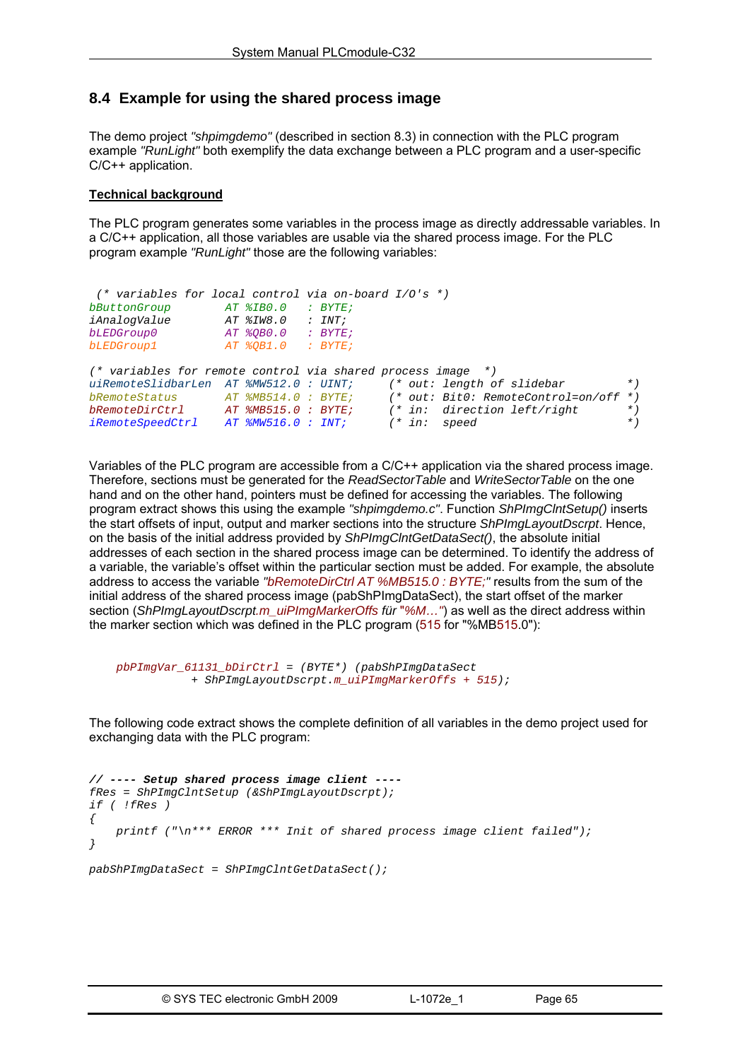## 8.4 Example for using the shared process image

The demo project *"shpimgdemo"* (described in section 8.3) in connection with the PLC program example *"RunLight"* both exemplify the data exchange between a PLC program and a user-specific C/C++ application.

**Technical background**

The PLC program generates some variables in the process image as directly addressable variables. In a C/C++ application, all those variables are usable via the shared process image. For the PLC program example *"RunLight"* those are the following variables:

```
 (* variables for local control via on-board I/O's *)
bButtonGroup        AT %IB0.0   : BYTE;
iAnalogValue        AT %IW8.0   : INT;
bLEDGroup0          AT %QB0.0   : BYTE;
bLEDGroup1          AT %QB1.0   : BYTE;

(* variables for remote control via shared process image  *)
uiRemoteSlidbarLen  AT %MW512.0 : UINT;     (* out: length of slidebar        *)
bRemoteStatus       AT %MB514.0 : BYTE;     (* out: Bit0: RemoteControl=on/off *)
bRemoteDirCtrl      AT %MB515.0 : BYTE;     (* in:  direction left/right      *)
iRemoteSpeedCtrl    AT %MW516.0 : INT;      (* in:  speed                     *)
```

Variables of the PLC program are accessible from a C/C++ application via the shared process image. Therefore, sections must be generated for the *ReadSectorTable* and *WriteSectorTable* on the one hand and on the other hand, pointers must be defined for accessing the variables. The following program extract shows this using the example *"shpimgdemo.c"*. Function *ShPImgClntSetup()* inserts the start offsets of input, output and marker sections into the structure *ShPImgLayoutDscrpt*. Hence, on the basis of the initial address provided by *ShPImgClntGetDataSect()*, the absolute initial addresses of each section in the shared process image can be determined. To identify the address of a variable, the variable's offset within the particular section must be added. For example, the absolute address to access the variable *"bRemoteDirCtrl AT %MB515.0 : BYTE;"* results from the sum of the initial address of the shared process image (pabShPImgDataSect), the start offset of the marker section (*ShPImgLayoutDscrpt.m_uiPImgMarkerOffs für "%M..."*) as well as the direct address within the marker section which was defined in the PLC program (515 for "%MB515.0"):

```
    pbPImgVar_61131_bDirCtrl = (BYTE*) (pabShPImgDataSect
               + ShPImgLayoutDscrpt.m_uiPImgMarkerOffs + 515);
```

The following code extract shows the complete definition of all variables in the demo project used for exchanging data with the PLC program:

```
// ---- Setup shared process image client ----
fRes = ShPImgClntSetup (&ShPImgLayoutDscrpt);
if ( !fRes )
{
    printf ("\n*** ERROR *** Init of shared process image client failed");
}

pabShPImgDataSect = ShPImgClntGetDataSect();
```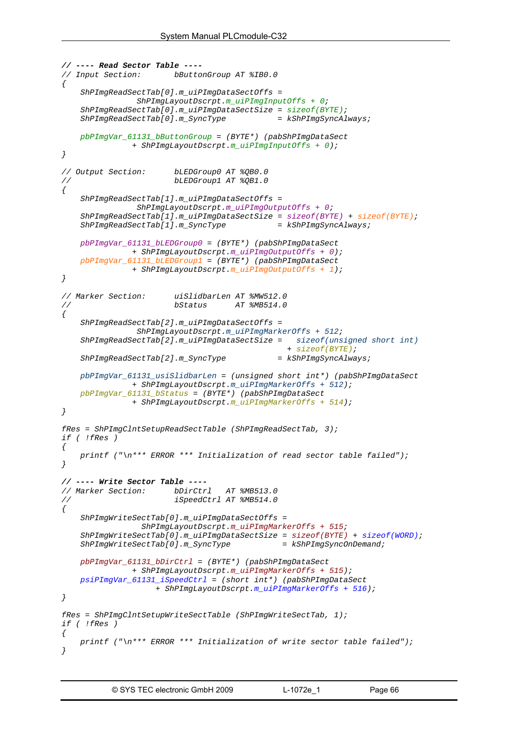```
// ---- Read Sector Table ----
// Input Section:       bButtonGroup AT %IB0.0
{
    ShPImgReadSectTab[0].m_uiPImgDataSectOffs =
                ShPImgLayoutDscrpt.m_uiPImgInputOffs + 0;
    ShPImgReadSectTab[0].m_uiPImgDataSectSize = sizeof(BYTE);
    ShPImgReadSectTab[0].m_SyncType           = kShPImgSyncAlways;

    pbPImgVar_61131_bButtonGroup = (BYTE*) (pabShPImgDataSect
               + ShPImgLayoutDscrpt.m_uiPImgInputOffs + 0);
}

// Output Section:      bLEDGroup0 AT %QB0.0
//                      bLEDGroup1 AT %QB1.0
{
    ShPImgReadSectTab[1].m_uiPImgDataSectOffs =
                ShPImgLayoutDscrpt.m_uiPImgOutputOffs + 0;
    ShPImgReadSectTab[1].m_uiPImgDataSectSize = sizeof(BYTE) + sizeof(BYTE);
    ShPImgReadSectTab[1].m_SyncType           = kShPImgSyncAlways;

    pbPImgVar_61131_bLEDGroup0 = (BYTE*) (pabShPImgDataSect
               + ShPImgLayoutDscrpt.m_uiPImgOutputOffs + 0);
    pbPImgVar_61131_bLEDGroup1 = (BYTE*) (pabShPImgDataSect
               + ShPImgLayoutDscrpt.m_uiPImgOutputOffs + 1);
}

// Marker Section:      uiSlidbarLen AT %MW512.0
//                      bStatus      AT %MB514.0
{
    ShPImgReadSectTab[2].m_uiPImgDataSectOffs =
                ShPImgLayoutDscrpt.m_uiPImgMarkerOffs + 512;
    ShPImgReadSectTab[2].m_uiPImgDataSectSize =   sizeof(unsigned short int)
                                                + sizeof(BYTE);
    ShPImgReadSectTab[2].m_SyncType           = kShPImgSyncAlways;

    pbPImgVar_61131_usiSlidbarLen = (unsigned short int*) (pabShPImgDataSect
               + ShPImgLayoutDscrpt.m_uiPImgMarkerOffs + 512);
    pbPImgVar_61131_bStatus = (BYTE*) (pabShPImgDataSect
               + ShPImgLayoutDscrpt.m_uiPImgMarkerOffs + 514);
}

fRes = ShPImgClntSetupReadSectTable (ShPImgReadSectTab, 3);
if ( !fRes )
{
    printf ("\n*** ERROR *** Initialization of read sector table failed");
}

// ---- Write Sector Table ----
// Marker Section:      bDirCtrl   AT %MB513.0
//                      iSpeedCtrl AT %MB514.0
{
    ShPImgWriteSectTab[0].m_uiPImgDataSectOffs =
                ShPImgLayoutDscrpt.m_uiPImgMarkerOffs + 515;
    ShPImgWriteSectTab[0].m_uiPImgDataSectSize = sizeof(BYTE) + sizeof(WORD);
    ShPImgWriteSectTab[0].m_SyncType           = kShPImgSyncOnDemand;

    pbPImgVar_61131_bDirCtrl = (BYTE*) (pabShPImgDataSect
               + ShPImgLayoutDscrpt.m_uiPImgMarkerOffs + 515);
    psiPImgVar_61131_iSpeedCtrl = (short int*) (pabShPImgDataSect
                    + ShPImgLayoutDscrpt.m_uiPImgMarkerOffs + 516);
}

fRes = ShPImgClntSetupWriteSectTable (ShPImgWriteSectTab, 1);
if ( !fRes )
{
    printf ("\n*** ERROR *** Initialization of write sector table failed");
}
```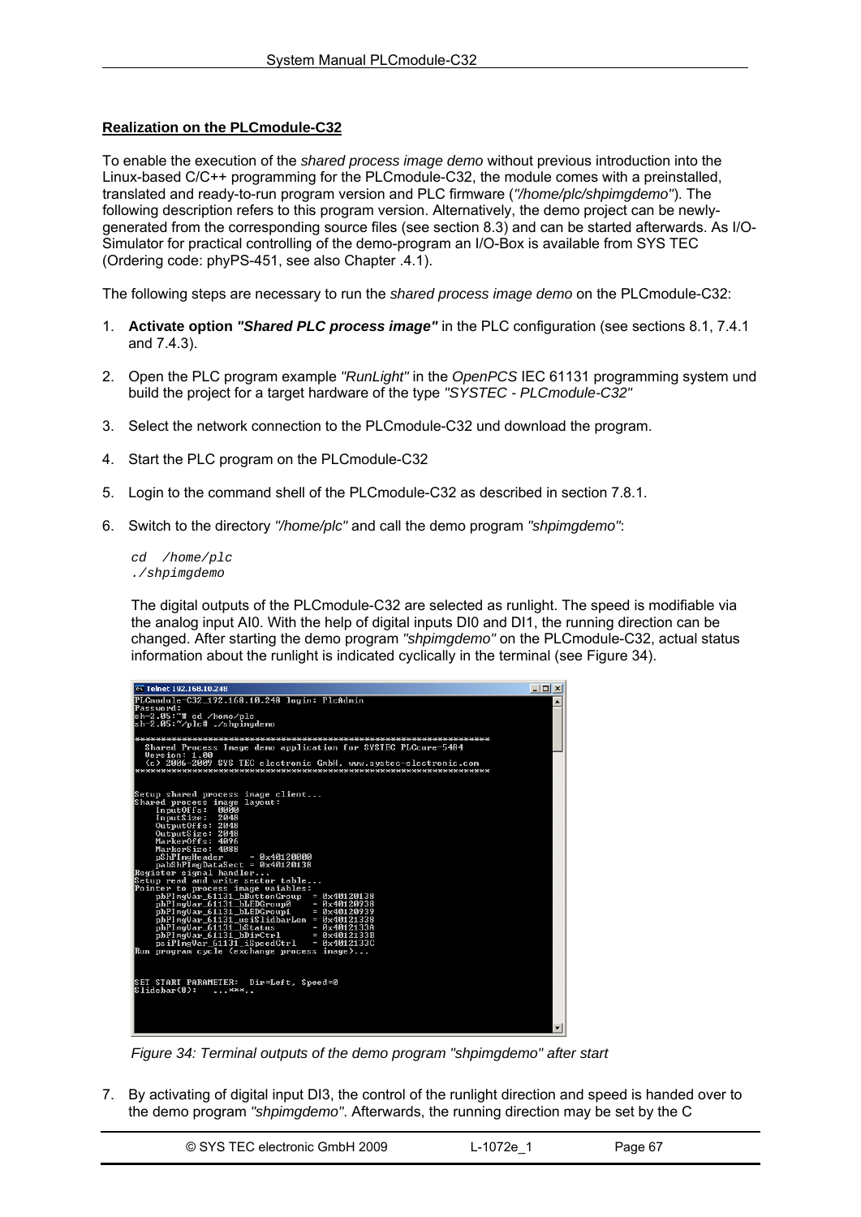**Realization on the PLCmodule-C32**

To enable the execution of the *shared process image demo* without previous introduction into the Linux-based C/C++ programming for the PLCmodule-C32, the module comes with a preinstalled, translated and ready-to-run program version and PLC firmware (*"/home/plc/shpimgdemo"*). The following description refers to this program version. Alternatively, the demo project can be newly-generated from the corresponding source files (see section 8.3) and can be started afterwards. As I/O-Simulator for practical controlling of the demo-program an I/O-Box is available from SYS TEC (Ordering code: phyPS-451, see also Chapter .4.1).

The following steps are necessary to run the *shared process image demo* on the PLCmodule-C32:

1. **Activate option *"Shared PLC process image"*** in the PLC configuration (see sections 8.1, 7.4.1 and 7.4.3).

2. Open the PLC program example *"RunLight"* in the *OpenPCS* IEC 61131 programming system und build the project for a target hardware of the type *"SYSTEC - PLCmodule-C32"*

3. Select the network connection to the PLCmodule-C32 und download the program.

4. Start the PLC program on the PLCmodule-C32

5. Login to the command shell of the PLCmodule-C32 as described in section 7.8.1.

6. Switch to the directory *"/home/plc"* and call the demo program *"shpimgdemo"*:

   ```
   cd /home/plc
   ./shpimgdemo
   ```

   The digital outputs of the PLCmodule-C32 are selected as runlight. The speed is modifiable via the analog input AI0. With the help of digital inputs DI0 and DI1, the running direction can be changed. After starting the demo program *"shpimgdemo"* on the PLCmodule-C32, actual status information about the runlight is indicated cyclically in the terminal (see Figure 34).

   ```
   PLCmodule-C32_192.168.10.248 login: PlcAdmin
   Password:
   sh-2.05:~# cd /home/plc
   sh-2.05:~/plc# ./shpimgdemo

   ******************************************************************
     Shared Process Image demo application for SYSTEC PLCcore-5484
     Version: 1.00
     (c) 2006-2009 SYS TEC electronic GmbH, www.systec-electronic.com
   ******************************************************************

   Setup shared process image client...
   Shared process image layout:
       InputOffs:  0000
       InputSize:  2048
       OutputOffs: 2048
       OutputSize: 2048
       MarkerOffs: 4096
       MarkerSize: 4088
       pShPImgHeader      = 0x40120000
       pabShPImgDataSect  = 0x40120138
   Register signal handler...
   Setup read and write sector table...
   Pointer to process image vaiables:
       pbPImgVar_61131_bButtonGroup   = 0x40120138
       pbPImgVar_61131_bLEDGroup0     = 0x40120938
       pbPImgVar_61131_bLEDGroup1     = 0x40120939
       pbPImgVar_61131_usiSlidbarLen  = 0x40121339
       pbPImgVar_61131_bStatus        = 0x4012133A
       pbPImgVar_61131_bDirCtrl       = 0x4012133B
       psiPImgVar_61131_iSpeedCtrl    = 0x4012133C
   Run program cycle (exchange process image)...

   SET START PARAMETER:  Dir=Left, Speed=0
   Slidebar(0):   ...***..
   ```

   *Figure 34: Terminal outputs of the demo program "shpimgdemo" after start*

7. By activating of digital input DI3, the control of the runlight direction and speed is handed over to the demo program *"shpimgdemo"*. Afterwards, the running direction may be set by the C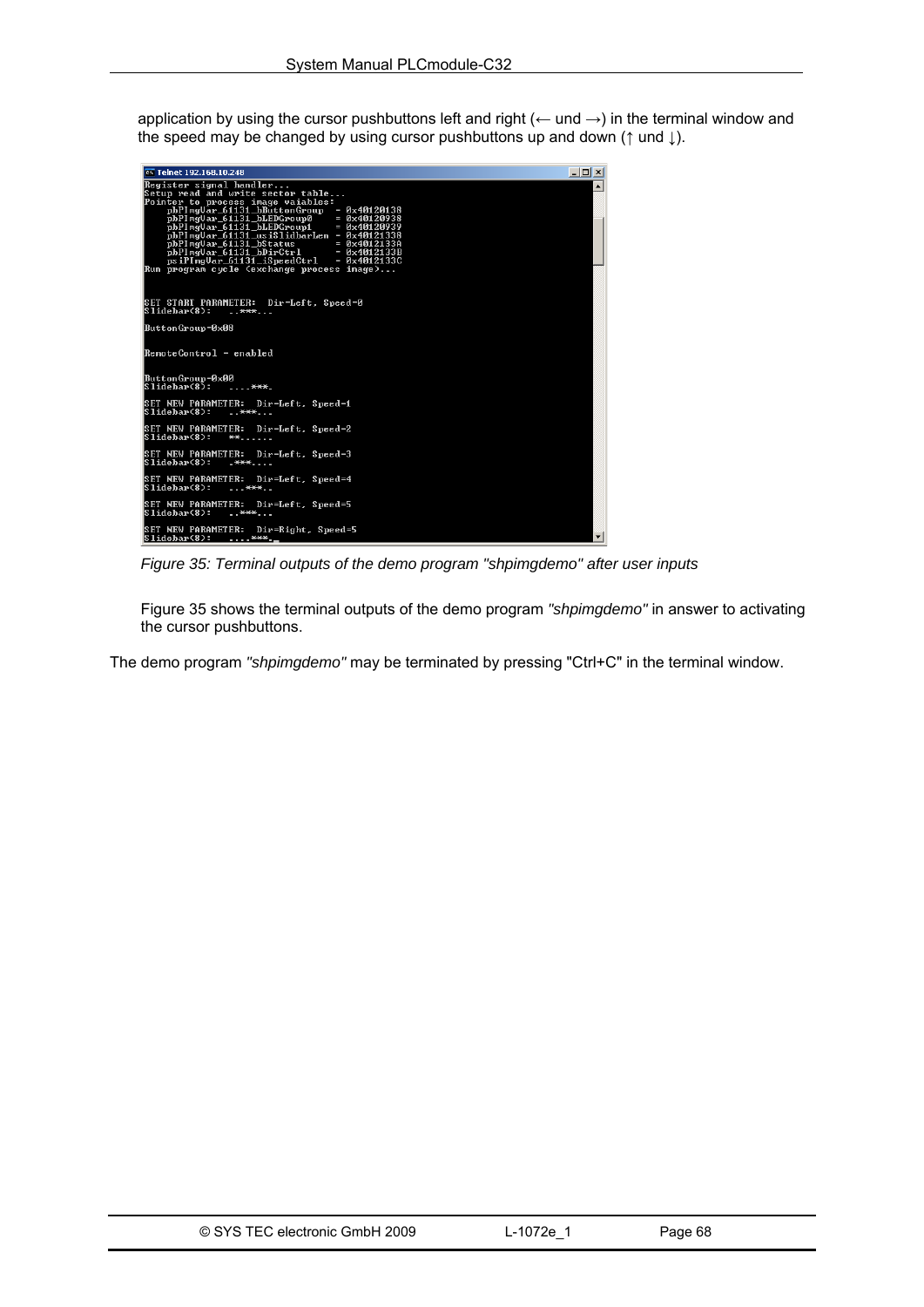application by using the cursor pushbuttons left and right (← und →) in the terminal window and the speed may be changed by using cursor pushbuttons up and down (↑ und ↓).

```
Telnet 192.168.10.248
Register signal handler...
Setup read and write sector table...
Pointer to process image vaiables:
     pbPImgVar_61131_bButtonGroup   = 0x40120138
     pbPImgVar_61131_bLEDGroup0     = 0x40120938
     pbPImgVar_61131_bLEDGroup1     = 0x40120939
     pbPImgVar_61131_usiSlidbarLen  = 0x40121338
     pbPImgVar_61131_bStatus        = 0x4012133A
     pbPImgVar_61131_bDirCtrl       = 0x4012133B
     psiPImgVar_61131_iSpeedCtrl    = 0x4012133C
Run program cycle (exchange process image)...


SET START PARAMETER:  Dir=Left, Speed=0
Slidebar(8):   ..***...

ButtonGroup=0x09


RemoteControl = enabled


ButtonGroup=0x00
Slidebar(8):   ....***.

SET NEW PARAMETER:  Dir=Left, Speed=1
Slidebar(8):   ..***...

SET NEW PARAMETER:  Dir=Left, Speed=2
Slidebar(8):   **......

SET NEW PARAMETER:  Dir=Left, Speed=3
Slidebar(8):   .***....

SET NEW PARAMETER:  Dir=Left, Speed=4
Slidebar(8):   ...***..

SET NEW PARAMETER:  Dir=Left, Speed=5
Slidebar(8):   ..***...

SET NEW PARAMETER:  Dir=Right, Speed=5
Slidebar(8):   ....***._
```

*Figure 35: Terminal outputs of the demo program "shpimgdemo" after user inputs*

Figure 35 shows the terminal outputs of the demo program *"shpimgdemo"* in answer to activating the cursor pushbuttons.

The demo program *"shpimgdemo"* may be terminated by pressing "Ctrl+C" in the terminal window.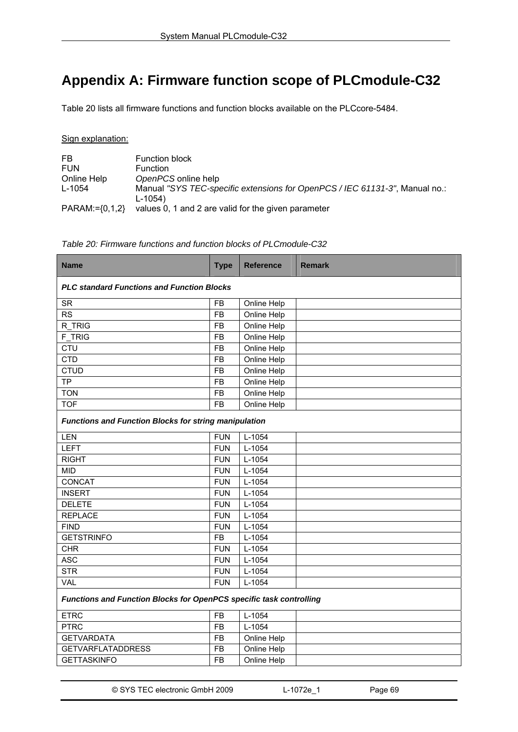# Appendix A: Firmware function scope of PLCmodule-C32

Table 20 lists all firmware functions and function blocks available on the PLCcore-5484.

<u>Sign explanation:</u>

| | |
|---|---|
| FB | Function block |
| FUN | Function |
| Online Help | *OpenPCS* online help |
| L-1054 | Manual *"SYS TEC-specific extensions for OpenPCS / IEC 61131-3"*, Manual no.: L-1054) |
| PARAM:={0,1,2} | values 0, 1 and 2 are valid for the given parameter |

*Table 20: Firmware functions and function blocks of PLCmodule-C32*

| Name | Type | Reference | Remark |
|---|---|---|---|
| ***PLC standard Functions and Function Blocks*** | | | |
| SR | FB | Online Help | |
| RS | FB | Online Help | |
| R_TRIG | FB | Online Help | |
| F_TRIG | FB | Online Help | |
| CTU | FB | Online Help | |
| CTD | FB | Online Help | |
| CTUD | FB | Online Help | |
| TP | FB | Online Help | |
| TON | FB | Online Help | |
| TOF | FB | Online Help | |
| ***Functions and Function Blocks for string manipulation*** | | | |
| LEN | FUN | L-1054 | |
| LEFT | FUN | L-1054 | |
| RIGHT | FUN | L-1054 | |
| MID | FUN | L-1054 | |
| CONCAT | FUN | L-1054 | |
| INSERT | FUN | L-1054 | |
| DELETE | FUN | L-1054 | |
| REPLACE | FUN | L-1054 | |
| FIND | FUN | L-1054 | |
| GETSTRINFO | FB | L-1054 | |
| CHR | FUN | L-1054 | |
| ASC | FUN | L-1054 | |
| STR | FUN | L-1054 | |
| VAL | FUN | L-1054 | |
| ***Functions and Function Blocks for OpenPCS specific task controlling*** | | | |
| ETRC | FB | L-1054 | |
| PTRC | FB | L-1054 | |
| GETVARDATA | FB | Online Help | |
| GETVARFLATADDRESS | FB | Online Help | |
| GETTASKINFO | FB | Online Help | |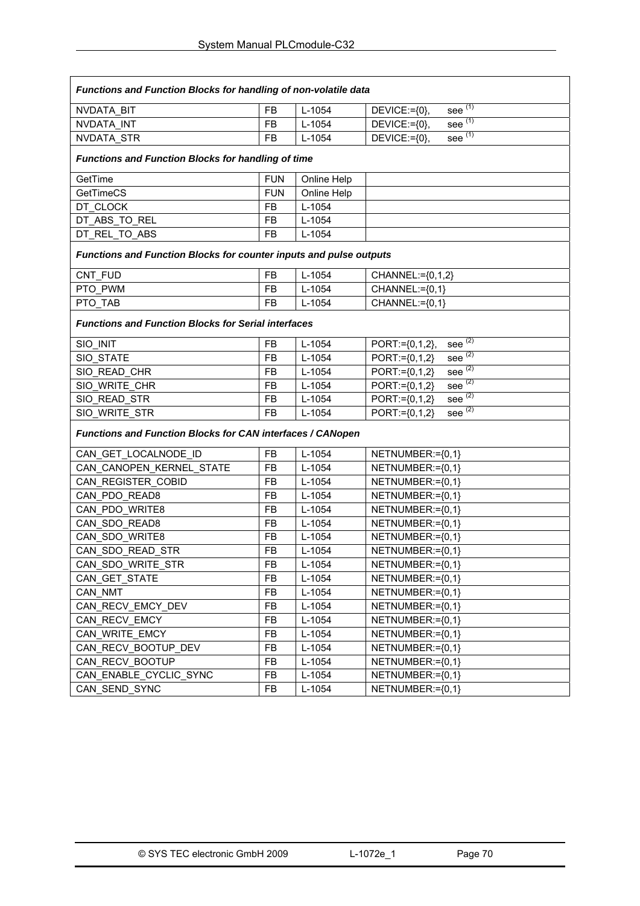| *Functions and Function Blocks for handling of non-volatile data* | | | |
|---|---|---|---|
| NVDATA_BIT | FB | L-1054 | DEVICE:={0}, see [1] |
| NVDATA_INT | FB | L-1054 | DEVICE:={0}, see [1] |
| NVDATA_STR | FB | L-1054 | DEVICE:={0}, see [1] |
| *Functions and Function Blocks for handling of time* | | | |
| GetTime | FUN | Online Help | |
| GetTimeCS | FUN | Online Help | |
| DT_CLOCK | FB | L-1054 | |
| DT_ABS_TO_REL | FB | L-1054 | |
| DT_REL_TO_ABS | FB | L-1054 | |
| *Functions and Function Blocks for counter inputs and pulse outputs* | | | |
| CNT_FUD | FB | L-1054 | CHANNEL:={0,1,2} |
| PTO_PWM | FB | L-1054 | CHANNEL:={0,1} |
| PTO_TAB | FB | L-1054 | CHANNEL:={0,1} |
| *Functions and Function Blocks for Serial interfaces* | | | |
| SIO_INIT | FB | L-1054 | PORT:={0,1,2}, see [2] |
| SIO_STATE | FB | L-1054 | PORT:={0,1,2} see [2] |
| SIO_READ_CHR | FB | L-1054 | PORT:={0,1,2} see [2] |
| SIO_WRITE_CHR | FB | L-1054 | PORT:={0,1,2} see [2] |
| SIO_READ_STR | FB | L-1054 | PORT:={0,1,2} see [2] |
| SIO_WRITE_STR | FB | L-1054 | PORT:={0,1,2} see [2] |
| *Functions and Function Blocks for CAN interfaces / CANopen* | | | |
| CAN_GET_LOCALNODE_ID | FB | L-1054 | NETNUMBER:={0,1} |
| CAN_CANOPEN_KERNEL_STATE | FB | L-1054 | NETNUMBER:={0,1} |
| CAN_REGISTER_COBID | FB | L-1054 | NETNUMBER:={0,1} |
| CAN_PDO_READ8 | FB | L-1054 | NETNUMBER:={0,1} |
| CAN_PDO_WRITE8 | FB | L-1054 | NETNUMBER:={0,1} |
| CAN_SDO_READ8 | FB | L-1054 | NETNUMBER:={0,1} |
| CAN_SDO_WRITE8 | FB | L-1054 | NETNUMBER:={0,1} |
| CAN_SDO_READ_STR | FB | L-1054 | NETNUMBER:={0,1} |
| CAN_SDO_WRITE_STR | FB | L-1054 | NETNUMBER:={0,1} |
| CAN_GET_STATE | FB | L-1054 | NETNUMBER:={0,1} |
| CAN_NMT | FB | L-1054 | NETNUMBER:={0,1} |
| CAN_RECV_EMCY_DEV | FB | L-1054 | NETNUMBER:={0,1} |
| CAN_RECV_EMCY | FB | L-1054 | NETNUMBER:={0,1} |
| CAN_WRITE_EMCY | FB | L-1054 | NETNUMBER:={0,1} |
| CAN_RECV_BOOTUP_DEV | FB | L-1054 | NETNUMBER:={0,1} |
| CAN_RECV_BOOTUP | FB | L-1054 | NETNUMBER:={0,1} |
| CAN_ENABLE_CYCLIC_SYNC | FB | L-1054 | NETNUMBER:={0,1} |
| CAN_SEND_SYNC | FB | L-1054 | NETNUMBER:={0,1} |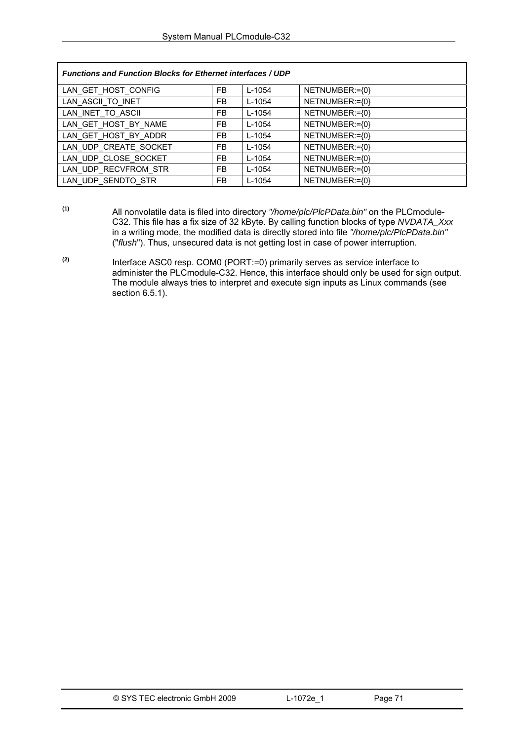| *Functions and Function Blocks for Ethernet interfaces / UDP* | | | |
|---|---|---|---|
| LAN_GET_HOST_CONFIG | FB | L-1054 | NETNUMBER:={0} |
| LAN_ASCII_TO_INET | FB | L-1054 | NETNUMBER:={0} |
| LAN_INET_TO_ASCII | FB | L-1054 | NETNUMBER:={0} |
| LAN_GET_HOST_BY_NAME | FB | L-1054 | NETNUMBER:={0} |
| LAN_GET_HOST_BY_ADDR | FB | L-1054 | NETNUMBER:={0} |
| LAN_UDP_CREATE_SOCKET | FB | L-1054 | NETNUMBER:={0} |
| LAN_UDP_CLOSE_SOCKET | FB | L-1054 | NETNUMBER:={0} |
| LAN_UDP_RECVFROM_STR | FB | L-1054 | NETNUMBER:={0} |
| LAN_UDP_SENDTO_STR | FB | L-1054 | NETNUMBER:={0} |

(1) All nonvolatile data is filed into directory *"/home/plc/PlcPData.bin"* on the PLCmodule-C32. This file has a fix size of 32 kByte. By calling function blocks of type *NVDATA_Xxx* in a writing mode, the modified data is directly stored into file *"/home/plc/PlcPData.bin"* ("*flush*"). Thus, unsecured data is not getting lost in case of power interruption.

(2) Interface ASC0 resp. COM0 (PORT:=0) primarily serves as service interface to administer the PLCmodule-C32. Hence, this interface should only be used for sign output. The module always tries to interpret and execute sign inputs as Linux commands (see section 6.5.1).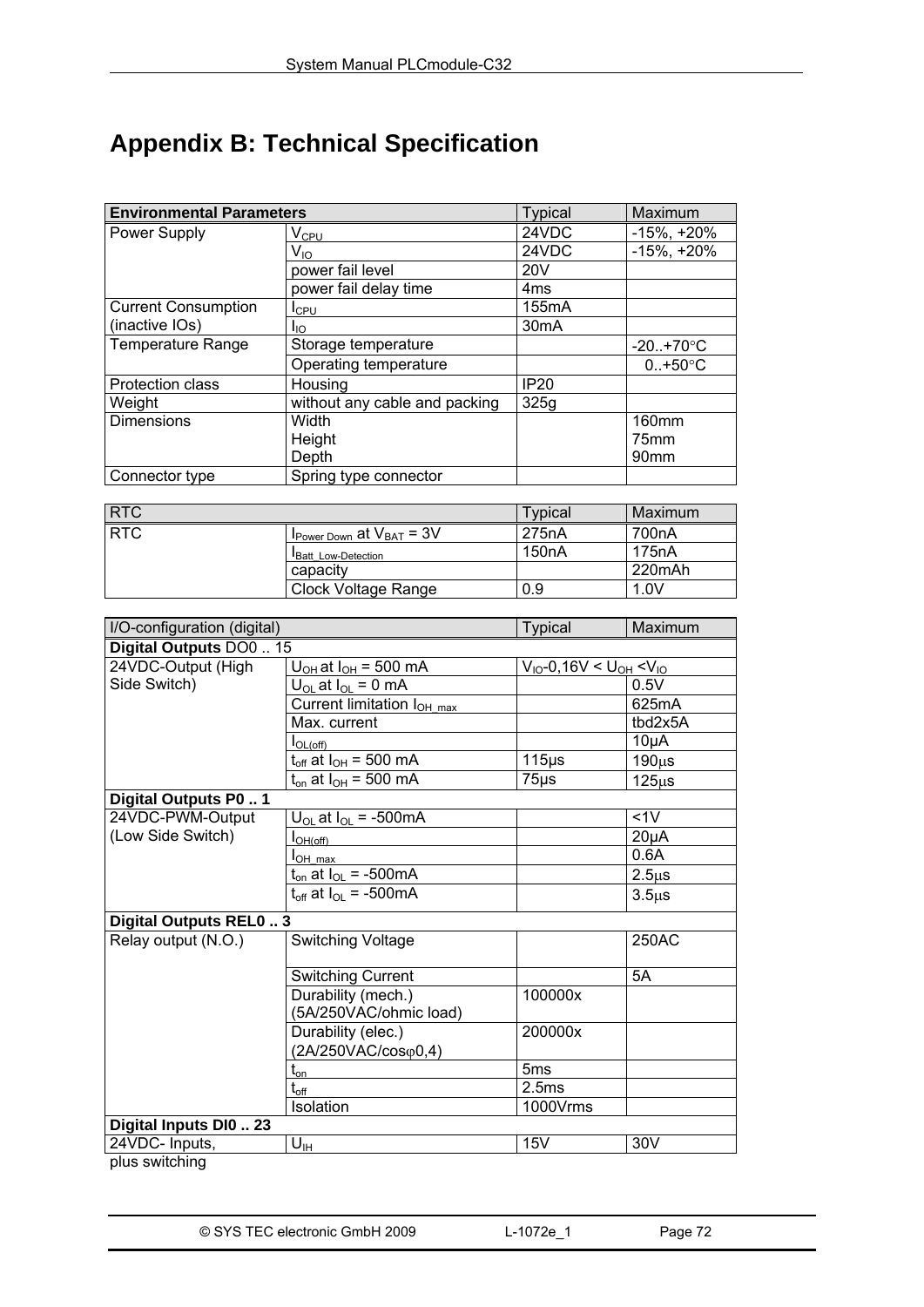# Appendix B: Technical Specification

| Environmental Parameters | | Typical | Maximum |
|---|---|---|---|
| Power Supply | $V_{CPU}$ | 24VDC | -15%, +20% |
| | $V_{IO}$ | 24VDC | -15%, +20% |
| | power fail level | 20V | |
| | power fail delay time | 4ms | |
| Current Consumption (inactive IOs) | $I_{CPU}$ | 155mA | |
| | $I_{IO}$ | 30mA | |
| Temperature Range | Storage temperature | | -20..+70°C |
| | Operating temperature | | 0..+50°C |
| Protection class | Housing | IP20 | |
| Weight | without any cable and packing | 325g | |
| Dimensions | Width<br>Height<br>Depth | | 160mm<br>75mm<br>90mm |
| Connector type | Spring type connector | | |

| RTC | | Typical | Maximum |
|---|---|---|---|
| RTC | $I_{Power\ Down}$ at $V_{BAT}$ = 3V | 275nA | 700nA |
| | $I_{Batt\_Low\text{-}Detection}$ | 150nA | 175nA |
| | capacity | | 220mAh |
| | Clock Voltage Range | 0.9 | 1.0V |

| I/O-configuration (digital) | | Typical | Maximum |
|---|---|---|---|
| **Digital Outputs** DO0 .. 15 | | | |
| 24VDC-Output (High Side Switch) | $U_{OH}$ at $I_{OH}$ = 500 mA | $V_{IO}$-0,16V < $U_{OH}$ <$V_{IO}$ | |
| | $U_{OL}$ at $I_{OL}$ = 0 mA | | 0.5V |
| | Current limitation $I_{OH\_max}$ | | 625mA |
| | Max. current | | tbd2x5A |
| | $I_{OL(off)}$ | | 10µA |
| | $t_{off}$ at $I_{OH}$ = 500 mA | 115µs | 190µs |
| | $t_{on}$ at $I_{OH}$ = 500 mA | 75µs | 125µs |
| **Digital Outputs P0 .. 1** | | | |
| 24VDC-PWM-Output (Low Side Switch) | $U_{OL}$ at $I_{OL}$ = -500mA | | <1V |
| | $I_{OH(off)}$ | | 20µA |
| | $I_{OH\_max}$ | | 0.6A |
| | $t_{on}$ at $I_{OL}$ = -500mA | | 2.5µs |
| | $t_{off}$ at $I_{OL}$ = -500mA | | 3.5µs |
| **Digital Outputs REL0 .. 3** | | | |
| Relay output (N.O.) | Switching Voltage | | 250AC |
| | Switching Current | | 5A |
| | Durability (mech.) (5A/250VAC/ohmic load) | 100000x | |
| | Durability (elec.) (2A/250VAC/cosφ0,4) | 200000x | |
| | $t_{on}$ | 5ms | |
| | $t_{off}$ | 2.5ms | |
| | Isolation | 1000Vrms | |
| **Digital Inputs DI0 .. 23** | | | |
| 24VDC- Inputs, plus switching | $U_{IH}$ | 15V | 30V |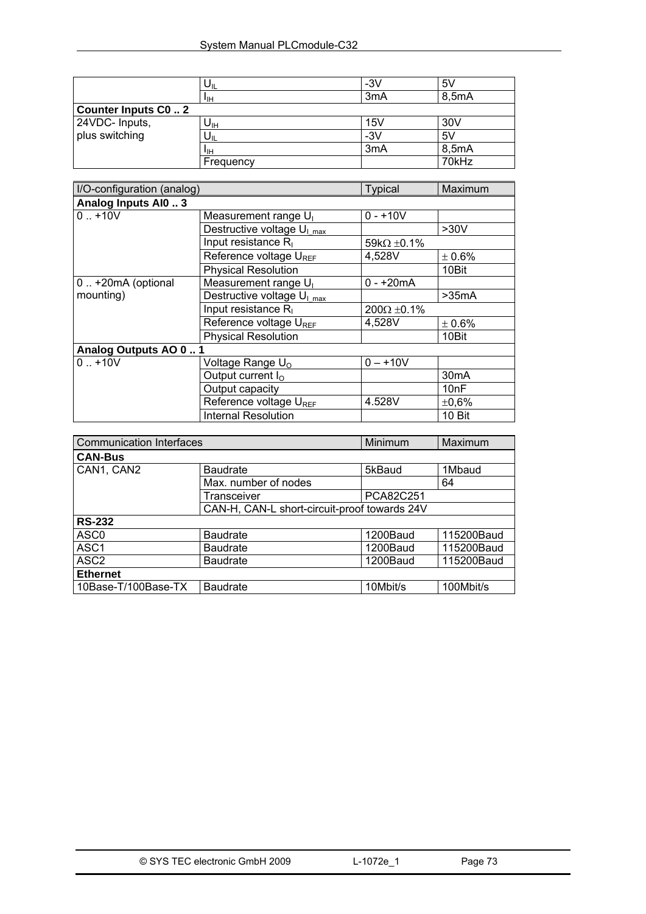|  | $U_{IL}$ | -3V | 5V |
|---|---|---|---|
|  | $I_{IH}$ | 3mA | 8,5mA |
| **Counter Inputs C0 .. 2** | | | |
| 24VDC- Inputs, plus switching | $U_{IH}$ | 15V | 30V |
|  | $U_{IL}$ | -3V | 5V |
|  | $I_{IH}$ | 3mA | 8,5mA |
|  | Frequency |  | 70kHz |

| I/O-configuration (analog) | | Typical | Maximum |
|---|---|---|---|
| **Analog Inputs AI0 .. 3** | | | |
| 0 .. +10V | Measurement range $U_I$ | 0 - +10V |  |
|  | Destructive voltage $U_{I\_max}$ |  | >30V |
|  | Input resistance $R_I$ | 59kΩ ±0.1% |  |
|  | Reference voltage $U_{REF}$ | 4,528V | ± 0.6% |
|  | Physical Resolution |  | 10Bit |
| 0 .. +20mA (optional mounting) | Measurement range $U_I$ | 0 - +20mA |  |
|  | Destructive voltage $U_{I\_max}$ |  | >35mA |
|  | Input resistance $R_I$ | 200Ω ±0.1% |  |
|  | Reference voltage $U_{REF}$ | 4,528V | ± 0.6% |
|  | Physical Resolution |  | 10Bit |
| **Analog Outputs AO 0 .. 1** | | | |
| 0 .. +10V | Voltage Range $U_O$ | 0 – +10V |  |
|  | Output current $I_O$ |  | 30mA |
|  | Output capacity |  | 10nF |
|  | Reference voltage $U_{REF}$ | 4.528V | ±0,6% |
|  | Internal Resolution |  | 10 Bit |

| Communication Interfaces | | Minimum | Maximum |
|---|---|---|---|
| **CAN-Bus** | | | |
| CAN1, CAN2 | Baudrate | 5kBaud | 1Mbaud |
|  | Max. number of nodes |  | 64 |
|  | Transceiver | PCA82C251 |  |
|  | CAN-H, CAN-L short-circuit-proof towards 24V | | |
| **RS-232** | | | |
| ASC0 | Baudrate | 1200Baud | 115200Baud |
| ASC1 | Baudrate | 1200Baud | 115200Baud |
| ASC2 | Baudrate | 1200Baud | 115200Baud |
| **Ethernet** | | | |
| 10Base-T/100Base-TX | Baudrate | 10Mbit/s | 100Mbit/s |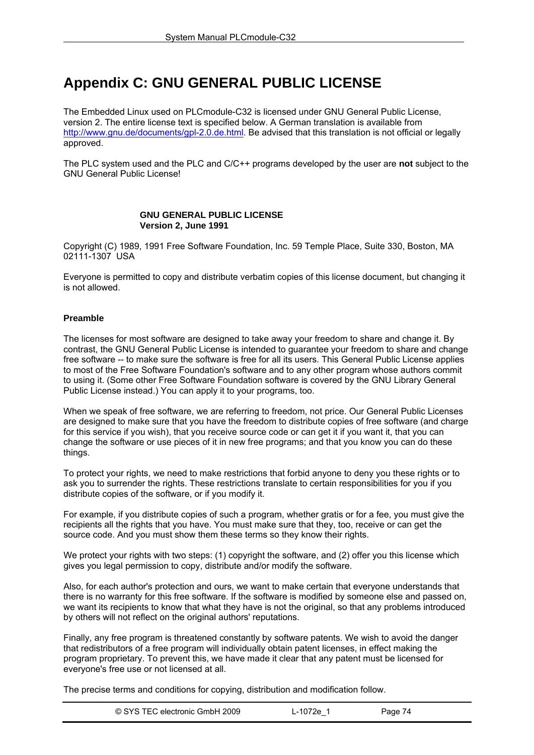# Appendix C: GNU GENERAL PUBLIC LICENSE

The Embedded Linux used on PLCmodule-C32 is licensed under GNU General Public License, version 2. The entire license text is specified below. A German translation is available from http://www.gnu.de/documents/gpl-2.0.de.html. Be advised that this translation is not official or legally approved.

The PLC system used and the PLC and C/C++ programs developed by the user are **not** subject to the GNU General Public License!

**GNU GENERAL PUBLIC LICENSE**
**Version 2, June 1991**

Copyright (C) 1989, 1991 Free Software Foundation, Inc. 59 Temple Place, Suite 330, Boston, MA 02111-1307 USA

Everyone is permitted to copy and distribute verbatim copies of this license document, but changing it is not allowed.

**Preamble**

The licenses for most software are designed to take away your freedom to share and change it. By contrast, the GNU General Public License is intended to guarantee your freedom to share and change free software -- to make sure the software is free for all its users. This General Public License applies to most of the Free Software Foundation's software and to any other program whose authors commit to using it. (Some other Free Software Foundation software is covered by the GNU Library General Public License instead.) You can apply it to your programs, too.

When we speak of free software, we are referring to freedom, not price. Our General Public Licenses are designed to make sure that you have the freedom to distribute copies of free software (and charge for this service if you wish), that you receive source code or can get it if you want it, that you can change the software or use pieces of it in new free programs; and that you know you can do these things.

To protect your rights, we need to make restrictions that forbid anyone to deny you these rights or to ask you to surrender the rights. These restrictions translate to certain responsibilities for you if you distribute copies of the software, or if you modify it.

For example, if you distribute copies of such a program, whether gratis or for a fee, you must give the recipients all the rights that you have. You must make sure that they, too, receive or can get the source code. And you must show them these terms so they know their rights.

We protect your rights with two steps: (1) copyright the software, and (2) offer you this license which gives you legal permission to copy, distribute and/or modify the software.

Also, for each author's protection and ours, we want to make certain that everyone understands that there is no warranty for this free software. If the software is modified by someone else and passed on, we want its recipients to know that what they have is not the original, so that any problems introduced by others will not reflect on the original authors' reputations.

Finally, any free program is threatened constantly by software patents. We wish to avoid the danger that redistributors of a free program will individually obtain patent licenses, in effect making the program proprietary. To prevent this, we have made it clear that any patent must be licensed for everyone's free use or not licensed at all.

The precise terms and conditions for copying, distribution and modification follow.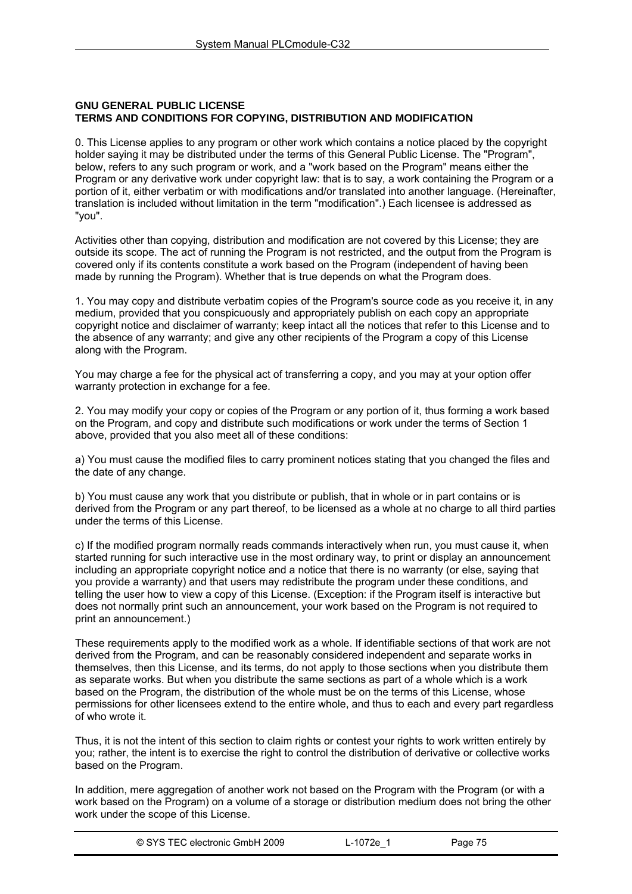**GNU GENERAL PUBLIC LICENSE**
**TERMS AND CONDITIONS FOR COPYING, DISTRIBUTION AND MODIFICATION**

0. This License applies to any program or other work which contains a notice placed by the copyright holder saying it may be distributed under the terms of this General Public License. The "Program", below, refers to any such program or work, and a "work based on the Program" means either the Program or any derivative work under copyright law: that is to say, a work containing the Program or a portion of it, either verbatim or with modifications and/or translated into another language. (Hereinafter, translation is included without limitation in the term "modification".) Each licensee is addressed as "you".

Activities other than copying, distribution and modification are not covered by this License; they are outside its scope. The act of running the Program is not restricted, and the output from the Program is covered only if its contents constitute a work based on the Program (independent of having been made by running the Program). Whether that is true depends on what the Program does.

1. You may copy and distribute verbatim copies of the Program's source code as you receive it, in any medium, provided that you conspicuously and appropriately publish on each copy an appropriate copyright notice and disclaimer of warranty; keep intact all the notices that refer to this License and to the absence of any warranty; and give any other recipients of the Program a copy of this License along with the Program.

You may charge a fee for the physical act of transferring a copy, and you may at your option offer warranty protection in exchange for a fee.

2. You may modify your copy or copies of the Program or any portion of it, thus forming a work based on the Program, and copy and distribute such modifications or work under the terms of Section 1 above, provided that you also meet all of these conditions:

a) You must cause the modified files to carry prominent notices stating that you changed the files and the date of any change.

b) You must cause any work that you distribute or publish, that in whole or in part contains or is derived from the Program or any part thereof, to be licensed as a whole at no charge to all third parties under the terms of this License.

c) If the modified program normally reads commands interactively when run, you must cause it, when started running for such interactive use in the most ordinary way, to print or display an announcement including an appropriate copyright notice and a notice that there is no warranty (or else, saying that you provide a warranty) and that users may redistribute the program under these conditions, and telling the user how to view a copy of this License. (Exception: if the Program itself is interactive but does not normally print such an announcement, your work based on the Program is not required to print an announcement.)

These requirements apply to the modified work as a whole. If identifiable sections of that work are not derived from the Program, and can be reasonably considered independent and separate works in themselves, then this License, and its terms, do not apply to those sections when you distribute them as separate works. But when you distribute the same sections as part of a whole which is a work based on the Program, the distribution of the whole must be on the terms of this License, whose permissions for other licensees extend to the entire whole, and thus to each and every part regardless of who wrote it.

Thus, it is not the intent of this section to claim rights or contest your rights to work written entirely by you; rather, the intent is to exercise the right to control the distribution of derivative or collective works based on the Program.

In addition, mere aggregation of another work not based on the Program with the Program (or with a work based on the Program) on a volume of a storage or distribution medium does not bring the other work under the scope of this License.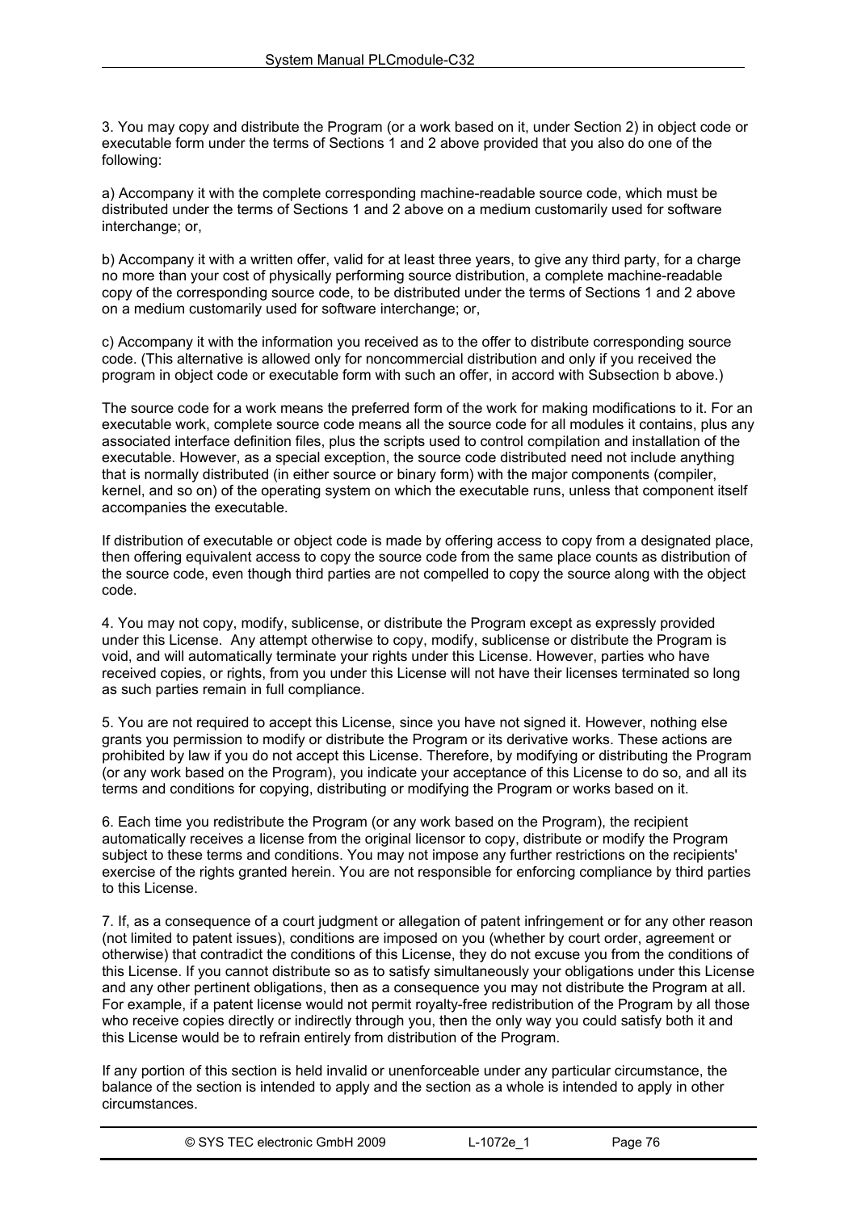3. You may copy and distribute the Program (or a work based on it, under Section 2) in object code or executable form under the terms of Sections 1 and 2 above provided that you also do one of the following:

a) Accompany it with the complete corresponding machine-readable source code, which must be distributed under the terms of Sections 1 and 2 above on a medium customarily used for software interchange; or,

b) Accompany it with a written offer, valid for at least three years, to give any third party, for a charge no more than your cost of physically performing source distribution, a complete machine-readable copy of the corresponding source code, to be distributed under the terms of Sections 1 and 2 above on a medium customarily used for software interchange; or,

c) Accompany it with the information you received as to the offer to distribute corresponding source code. (This alternative is allowed only for noncommercial distribution and only if you received the program in object code or executable form with such an offer, in accord with Subsection b above.)

The source code for a work means the preferred form of the work for making modifications to it. For an executable work, complete source code means all the source code for all modules it contains, plus any associated interface definition files, plus the scripts used to control compilation and installation of the executable. However, as a special exception, the source code distributed need not include anything that is normally distributed (in either source or binary form) with the major components (compiler, kernel, and so on) of the operating system on which the executable runs, unless that component itself accompanies the executable.

If distribution of executable or object code is made by offering access to copy from a designated place, then offering equivalent access to copy the source code from the same place counts as distribution of the source code, even though third parties are not compelled to copy the source along with the object code.

4. You may not copy, modify, sublicense, or distribute the Program except as expressly provided under this License. Any attempt otherwise to copy, modify, sublicense or distribute the Program is void, and will automatically terminate your rights under this License. However, parties who have received copies, or rights, from you under this License will not have their licenses terminated so long as such parties remain in full compliance.

5. You are not required to accept this License, since you have not signed it. However, nothing else grants you permission to modify or distribute the Program or its derivative works. These actions are prohibited by law if you do not accept this License. Therefore, by modifying or distributing the Program (or any work based on the Program), you indicate your acceptance of this License to do so, and all its terms and conditions for copying, distributing or modifying the Program or works based on it.

6. Each time you redistribute the Program (or any work based on the Program), the recipient automatically receives a license from the original licensor to copy, distribute or modify the Program subject to these terms and conditions. You may not impose any further restrictions on the recipients' exercise of the rights granted herein. You are not responsible for enforcing compliance by third parties to this License.

7. If, as a consequence of a court judgment or allegation of patent infringement or for any other reason (not limited to patent issues), conditions are imposed on you (whether by court order, agreement or otherwise) that contradict the conditions of this License, they do not excuse you from the conditions of this License. If you cannot distribute so as to satisfy simultaneously your obligations under this License and any other pertinent obligations, then as a consequence you may not distribute the Program at all. For example, if a patent license would not permit royalty-free redistribution of the Program by all those who receive copies directly or indirectly through you, then the only way you could satisfy both it and this License would be to refrain entirely from distribution of the Program.

If any portion of this section is held invalid or unenforceable under any particular circumstance, the balance of the section is intended to apply and the section as a whole is intended to apply in other circumstances.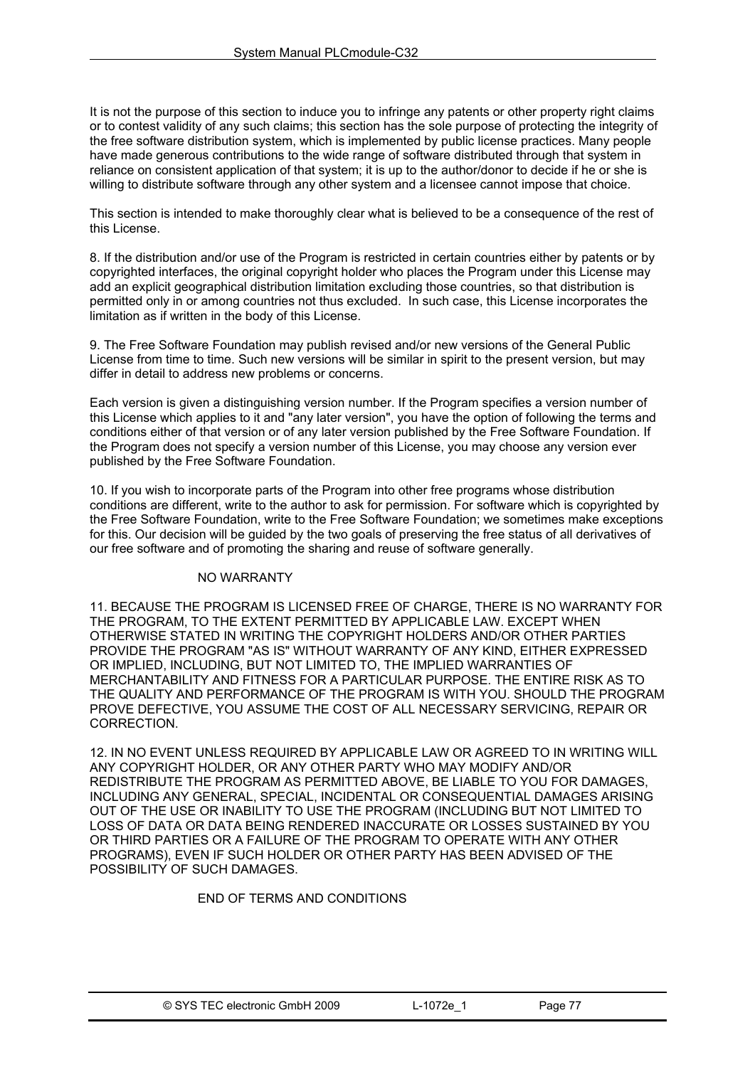It is not the purpose of this section to induce you to infringe any patents or other property right claims or to contest validity of any such claims; this section has the sole purpose of protecting the integrity of the free software distribution system, which is implemented by public license practices. Many people have made generous contributions to the wide range of software distributed through that system in reliance on consistent application of that system; it is up to the author/donor to decide if he or she is willing to distribute software through any other system and a licensee cannot impose that choice.

This section is intended to make thoroughly clear what is believed to be a consequence of the rest of this License.

8. If the distribution and/or use of the Program is restricted in certain countries either by patents or by copyrighted interfaces, the original copyright holder who places the Program under this License may add an explicit geographical distribution limitation excluding those countries, so that distribution is permitted only in or among countries not thus excluded. In such case, this License incorporates the limitation as if written in the body of this License.

9. The Free Software Foundation may publish revised and/or new versions of the General Public License from time to time. Such new versions will be similar in spirit to the present version, but may differ in detail to address new problems or concerns.

Each version is given a distinguishing version number. If the Program specifies a version number of this License which applies to it and "any later version", you have the option of following the terms and conditions either of that version or of any later version published by the Free Software Foundation. If the Program does not specify a version number of this License, you may choose any version ever published by the Free Software Foundation.

10. If you wish to incorporate parts of the Program into other free programs whose distribution conditions are different, write to the author to ask for permission. For software which is copyrighted by the Free Software Foundation, write to the Free Software Foundation; we sometimes make exceptions for this. Our decision will be guided by the two goals of preserving the free status of all derivatives of our free software and of promoting the sharing and reuse of software generally.

NO WARRANTY

11. BECAUSE THE PROGRAM IS LICENSED FREE OF CHARGE, THERE IS NO WARRANTY FOR THE PROGRAM, TO THE EXTENT PERMITTED BY APPLICABLE LAW. EXCEPT WHEN OTHERWISE STATED IN WRITING THE COPYRIGHT HOLDERS AND/OR OTHER PARTIES PROVIDE THE PROGRAM "AS IS" WITHOUT WARRANTY OF ANY KIND, EITHER EXPRESSED OR IMPLIED, INCLUDING, BUT NOT LIMITED TO, THE IMPLIED WARRANTIES OF MERCHANTABILITY AND FITNESS FOR A PARTICULAR PURPOSE. THE ENTIRE RISK AS TO THE QUALITY AND PERFORMANCE OF THE PROGRAM IS WITH YOU. SHOULD THE PROGRAM PROVE DEFECTIVE, YOU ASSUME THE COST OF ALL NECESSARY SERVICING, REPAIR OR CORRECTION.

12. IN NO EVENT UNLESS REQUIRED BY APPLICABLE LAW OR AGREED TO IN WRITING WILL ANY COPYRIGHT HOLDER, OR ANY OTHER PARTY WHO MAY MODIFY AND/OR REDISTRIBUTE THE PROGRAM AS PERMITTED ABOVE, BE LIABLE TO YOU FOR DAMAGES, INCLUDING ANY GENERAL, SPECIAL, INCIDENTAL OR CONSEQUENTIAL DAMAGES ARISING OUT OF THE USE OR INABILITY TO USE THE PROGRAM (INCLUDING BUT NOT LIMITED TO LOSS OF DATA OR DATA BEING RENDERED INACCURATE OR LOSSES SUSTAINED BY YOU OR THIRD PARTIES OR A FAILURE OF THE PROGRAM TO OPERATE WITH ANY OTHER PROGRAMS), EVEN IF SUCH HOLDER OR OTHER PARTY HAS BEEN ADVISED OF THE POSSIBILITY OF SUCH DAMAGES.

END OF TERMS AND CONDITIONS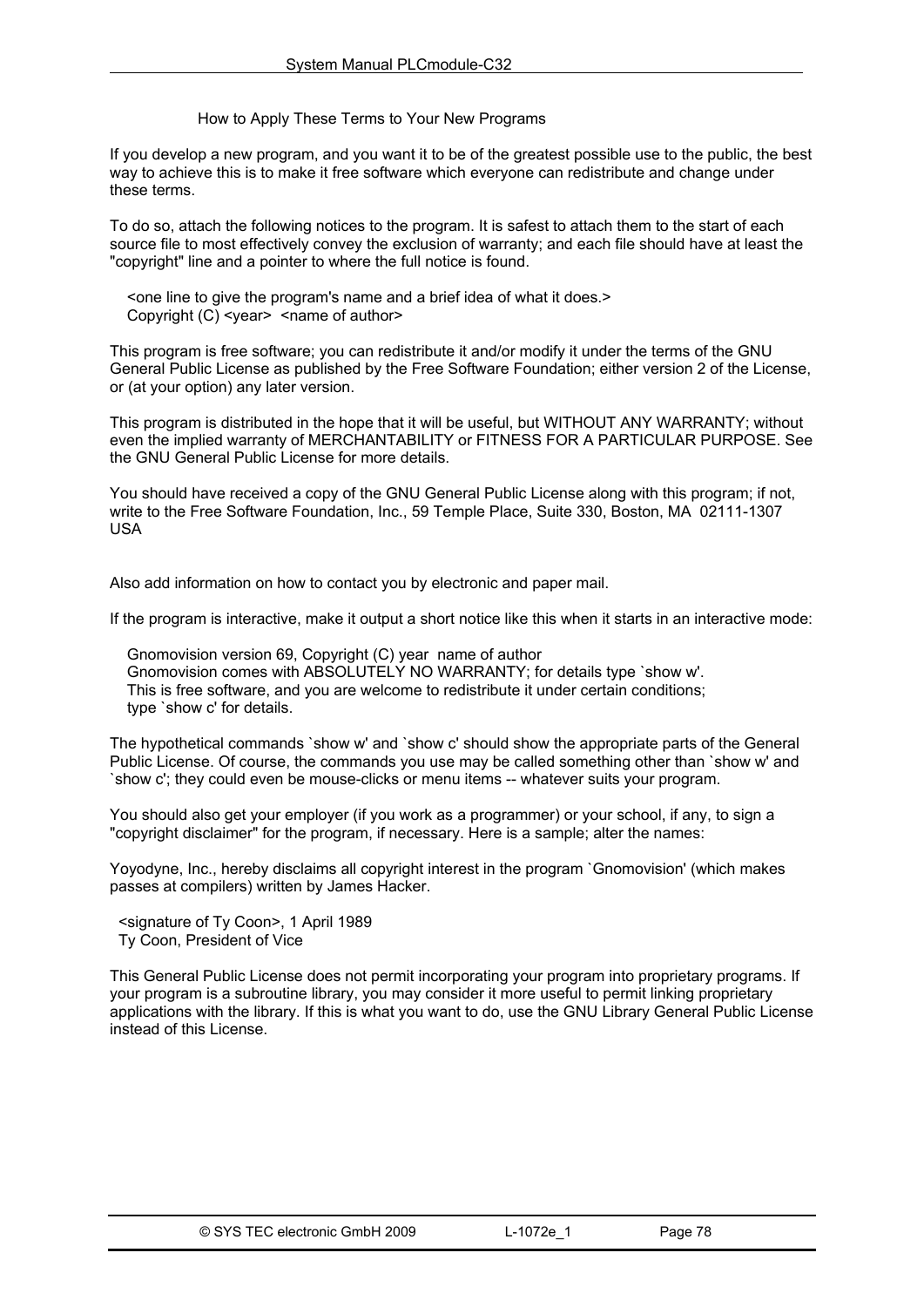How to Apply These Terms to Your New Programs

If you develop a new program, and you want it to be of the greatest possible use to the public, the best way to achieve this is to make it free software which everyone can redistribute and change under these terms.

To do so, attach the following notices to the program. It is safest to attach them to the start of each source file to most effectively convey the exclusion of warranty; and each file should have at least the "copyright" line and a pointer to where the full notice is found.

```
<one line to give the program's name and a brief idea of what it does.>
Copyright (C) <year>  <name of author>
```

This program is free software; you can redistribute it and/or modify it under the terms of the GNU General Public License as published by the Free Software Foundation; either version 2 of the License, or (at your option) any later version.

This program is distributed in the hope that it will be useful, but WITHOUT ANY WARRANTY; without even the implied warranty of MERCHANTABILITY or FITNESS FOR A PARTICULAR PURPOSE. See the GNU General Public License for more details.

You should have received a copy of the GNU General Public License along with this program; if not, write to the Free Software Foundation, Inc., 59 Temple Place, Suite 330, Boston, MA 02111-1307 USA

Also add information on how to contact you by electronic and paper mail.

If the program is interactive, make it output a short notice like this when it starts in an interactive mode:

```
Gnomovision version 69, Copyright (C) year  name of author
Gnomovision comes with ABSOLUTELY NO WARRANTY; for details type `show w'.
This is free software, and you are welcome to redistribute it under certain conditions;
type `show c' for details.
```

The hypothetical commands `show w' and `show c' should show the appropriate parts of the General Public License. Of course, the commands you use may be called something other than `show w' and `show c'; they could even be mouse-clicks or menu items -- whatever suits your program.

You should also get your employer (if you work as a programmer) or your school, if any, to sign a "copyright disclaimer" for the program, if necessary. Here is a sample; alter the names:

Yoyodyne, Inc., hereby disclaims all copyright interest in the program `Gnomovision' (which makes passes at compilers) written by James Hacker.

```
<signature of Ty Coon>, 1 April 1989
Ty Coon, President of Vice
```

This General Public License does not permit incorporating your program into proprietary programs. If your program is a subroutine library, you may consider it more useful to permit linking proprietary applications with the library. If this is what you want to do, use the GNU Library General Public License instead of this License.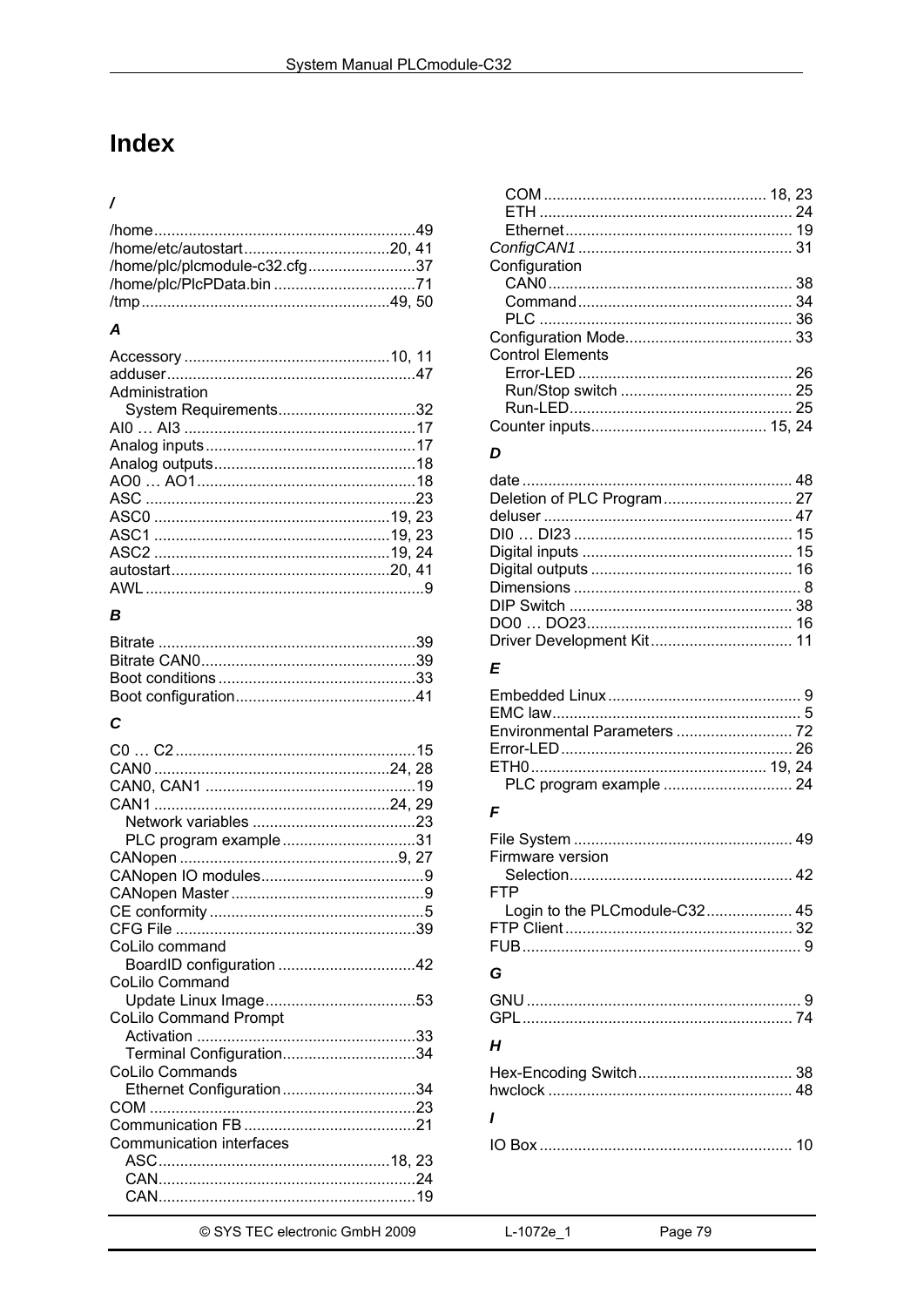# Index

### /

/home ... 49
/home/etc/autostart ... 20, 41
/home/plc/plcmodule-c32.cfg ... 37
/home/plc/PlcPData.bin ... 71
/tmp ... 49, 50

### A

Accessory ... 10, 11
adduser ... 47
Administration
  System Requirements ... 32
AI0 … AI3 ... 17
Analog inputs ... 17
Analog outputs ... 18
AO0 … AO1 ... 18
ASC ... 23
ASC0 ... 19, 23
ASC1 ... 19, 23
ASC2 ... 19, 24
autostart ... 20, 41
AWL ... 9

### B

Bitrate ... 39
Bitrate CAN0 ... 39
Boot conditions ... 33
Boot configuration ... 41

### C

C0 … C2 ... 15
CAN0 ... 24, 28
CAN0, CAN1 ... 19
CAN1 ... 24, 29
  Network variables ... 23
  PLC program example ... 31
CANopen ... 9, 27
CANopen IO modules ... 9
CANopen Master ... 9
CE conformity ... 5
CFG File ... 39
CoLilo command
  BoardID configuration ... 42
CoLilo Command
  Update Linux Image ... 53
CoLilo Command Prompt
  Activation ... 33
  Terminal Configuration ... 34
CoLilo Commands
  Ethernet Configuration ... 34
COM ... 23
Communication FB ... 21
Communication interfaces
  ASC ... 18, 23
  CAN ... 24
  CAN ... 19
  COM ... 18, 23
  ETH ... 24
  Ethernet ... 19
*ConfigCAN1* ... 31
Configuration
  CAN0 ... 38
  Command ... 34
  PLC ... 36
Configuration Mode ... 33
Control Elements
  Error-LED ... 26
  Run/Stop switch ... 25
  Run-LED ... 25
Counter inputs ... 15, 24

### D

date ... 48
Deletion of PLC Program ... 27
deluser ... 47
DI0 … DI23 ... 15
Digital inputs ... 15
Digital outputs ... 16
Dimensions ... 8
DIP Switch ... 38
DO0 … DO23 ... 16
Driver Development Kit ... 11

### E

Embedded Linux ... 9
EMC law ... 5
Environmental Parameters ... 72
Error-LED ... 26
ETH0 ... 19, 24
  PLC program example ... 24

### F

File System ... 49
Firmware version
  Selection ... 42
FTP
  Login to the PLCmodule-C32 ... 45
FTP Client ... 32
FUB ... 9

### G

GNU ... 9
GPL ... 74

### H

Hex-Encoding Switch ... 38
hwclock ... 48

### I

IO Box ... 10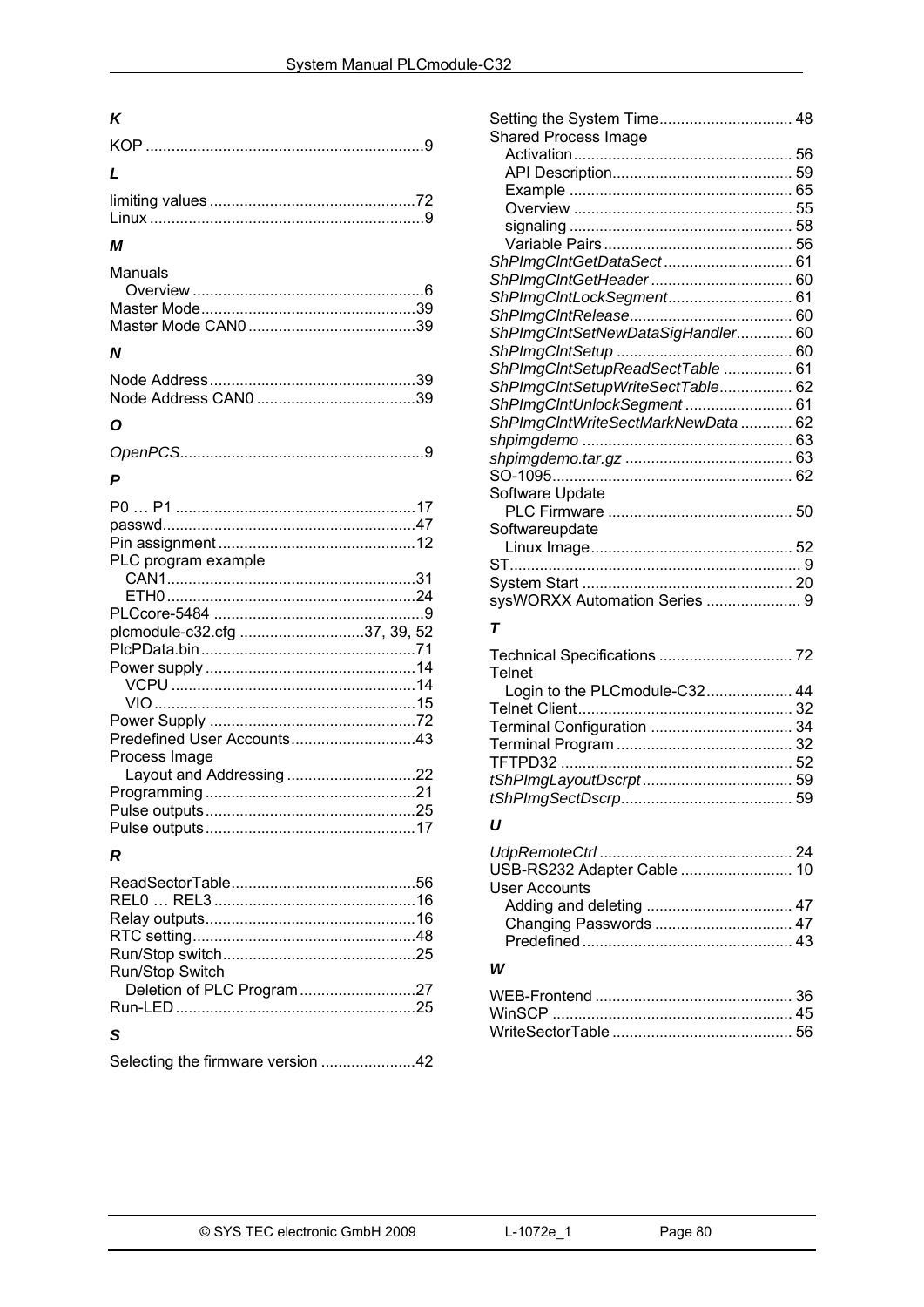### K

KOP ................................................................9

### L

limiting values ................................................72
Linux ...............................................................9

### M

Manuals
    Overview .....................................................6
Master Mode ..................................................39
Master Mode CAN0 .......................................39

### N

Node Address ................................................39
Node Address CAN0 .....................................39

### O

*OpenPCS*........................................................9

### P

P0 … P1 ........................................................17
passwd...........................................................47
Pin assignment ..............................................12
PLC program example
    CAN1..........................................................31
    ETH0..........................................................24
PLCcore-5484 .................................................9
plcmodule-c32.cfg .............................37, 39, 52
PlcPData.bin ..................................................71
Power supply .................................................14
    VCPU .........................................................14
    VIO ............................................................15
Power Supply ................................................72
Predefined User Accounts.............................43
Process Image
    Layout and Addressing ..............................22
Programming .................................................21
Pulse outputs .................................................25
Pulse outputs .................................................17

### R

ReadSectorTable ............................................56
REL0 … REL3 ...............................................16
Relay outputs .................................................16
RTC setting ....................................................48
Run/Stop switch .............................................25
Run/Stop Switch
    Deletion of PLC Program ...........................27
Run-LED ........................................................25

### S

Selecting the firmware version ......................42
Setting the System Time ...............................48
Shared Process Image
    Activation ...................................................56
    API Description...........................................59
    Example ....................................................65
    Overview ...................................................55
    signaling ....................................................58
    Variable Pairs ............................................56
*ShPImgClntGetDataSect* ..............................61
*ShPImgClntGetHeader* .................................60
*ShPImgClntLockSegment*.............................61
*ShPImgClntRelease*......................................60
*ShPImgClntSetNewDataSigHandler*.............60
*ShPImgClntSetup* .........................................60
*ShPImgClntSetupReadSectTable* ................61
*ShPImgClntSetupWriteSectTable*.................62
*ShPImgClntUnlockSegment* .........................61
*ShPImgClntWriteSectMarkNewData* ............62
*shpimgdemo* .................................................63
*shpimgdemo.tar.gz* .......................................63
SO-1095.........................................................62
Software Update
    PLC Firmware ...........................................50
Softwareupdate
    Linux Image...............................................52
ST....................................................................9
System Start .................................................20
sysWORXX Automation Series ......................9

### T

Technical Specifications ...............................72
Telnet
    Login to the PLCmodule-C32....................44
Telnet Client..................................................32
Terminal Configuration .................................34
Terminal Program .........................................32
TFTPD32 ......................................................52
*tShPImgLayoutDscrpt*...................................59
*tShPImgSectDscrp*........................................59

### U

*UdpRemoteCtrl* ............................................24
USB-RS232 Adapter Cable ..........................10
User Accounts
    Adding and deleting ..................................47
    Changing Passwords ................................47
    Predefined ................................................43

### W

WEB-Frontend ..............................................36
WinSCP ........................................................45
WriteSectorTable ..........................................56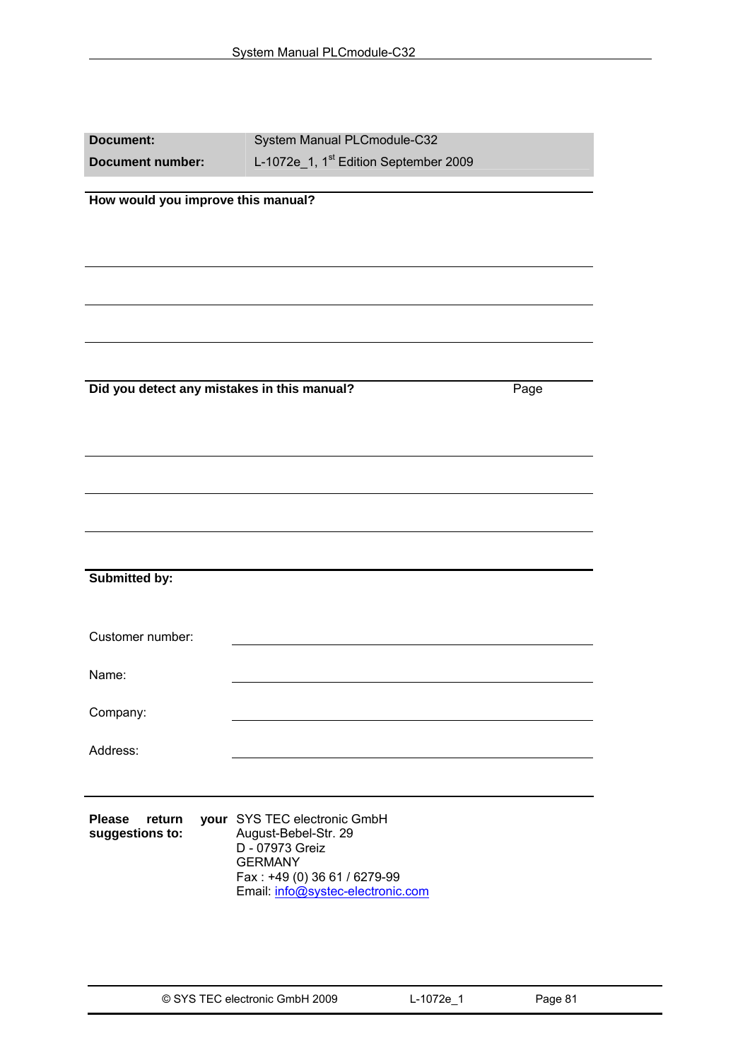| | |
|---|---|
| **Document:** | System Manual PLCmodule-C32 |
| **Document number:** | L-1072e_1, 1st Edition September 2009 |

**How would you improve this manual?**

**Did you detect any mistakes in this manual?** Page

**Submitted by:**

Customer number:

Name:

Company:

Address:

**Please return your suggestions to:**

SYS TEC electronic GmbH
August-Bebel-Str. 29
D - 07973 Greiz
GERMANY
Fax : +49 (0) 36 61 / 6279-99
Email: info@systec-electronic.com